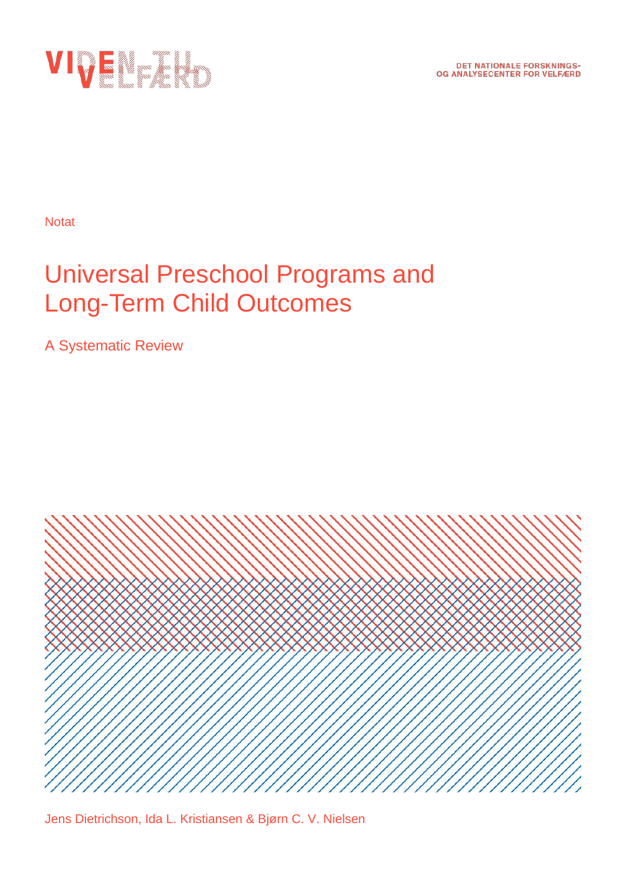VIDEN TIL VELFÆRD

DET NATIONALE FORSKNINGS- OG ANALYSECENTER FOR VELFÆRD

Notat

# Universal Preschool Programs and Long-Term Child Outcomes

## A Systematic Review

Jens Dietrichson, Ida L. Kristiansen & Bjørn C. V. Nielsen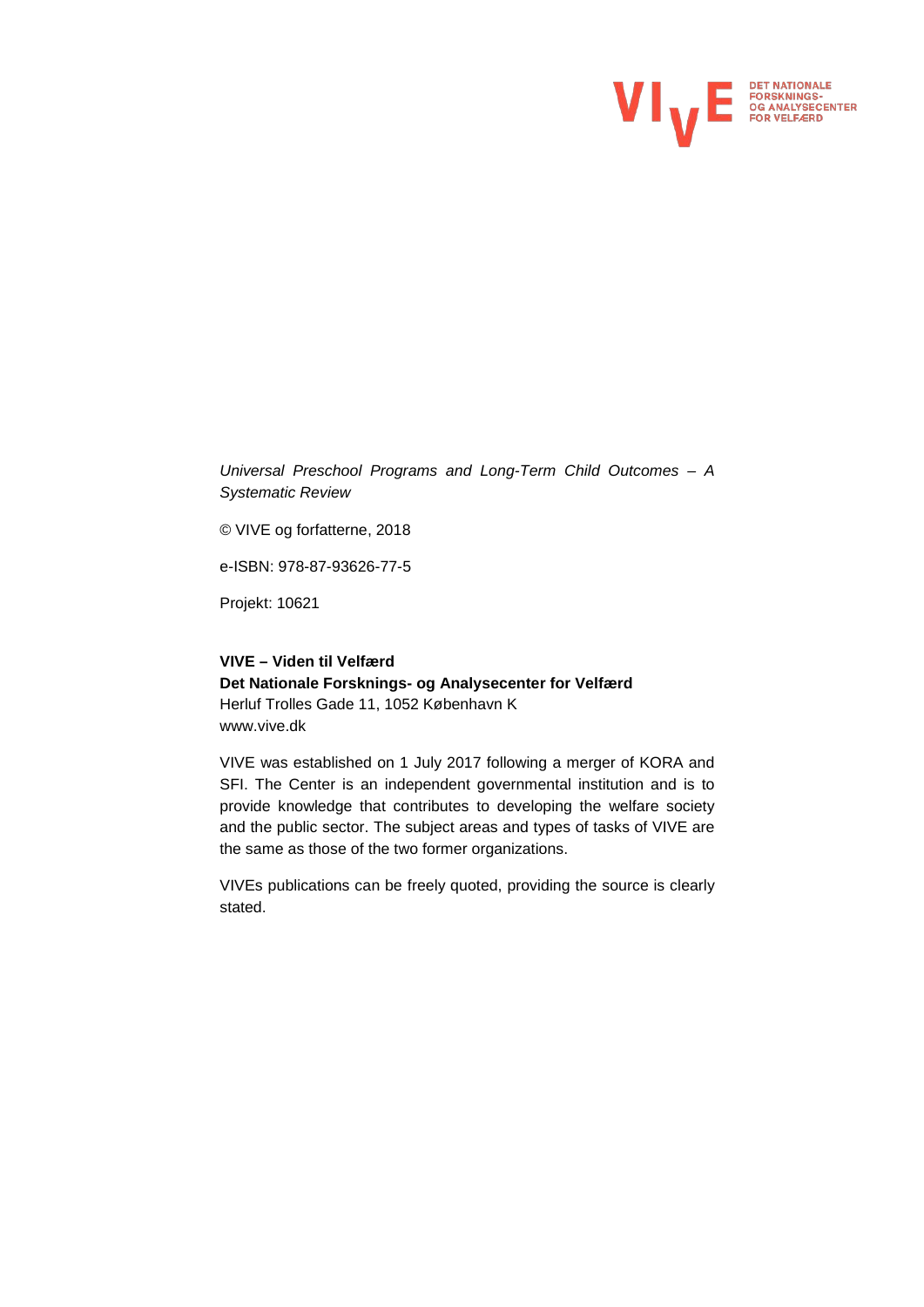VIVE DET NATIONALE FORSKNINGS- OG ANALYSECENTER FOR VELFÆRD

*Universal Preschool Programs and Long-Term Child Outcomes – A Systematic Review*

© VIVE og forfatterne, 2018

e-ISBN: 978-87-93626-77-5

Projekt: 10621

**VIVE – Viden til Velfærd**
**Det Nationale Forsknings- og Analysecenter for Velfærd**
Herluf Trolles Gade 11, 1052 København K
www.vive.dk

VIVE was established on 1 July 2017 following a merger of KORA and SFI. The Center is an independent governmental institution and is to provide knowledge that contributes to developing the welfare society and the public sector. The subject areas and types of tasks of VIVE are the same as those of the two former organizations.

VIVEs publications can be freely quoted, providing the source is clearly stated.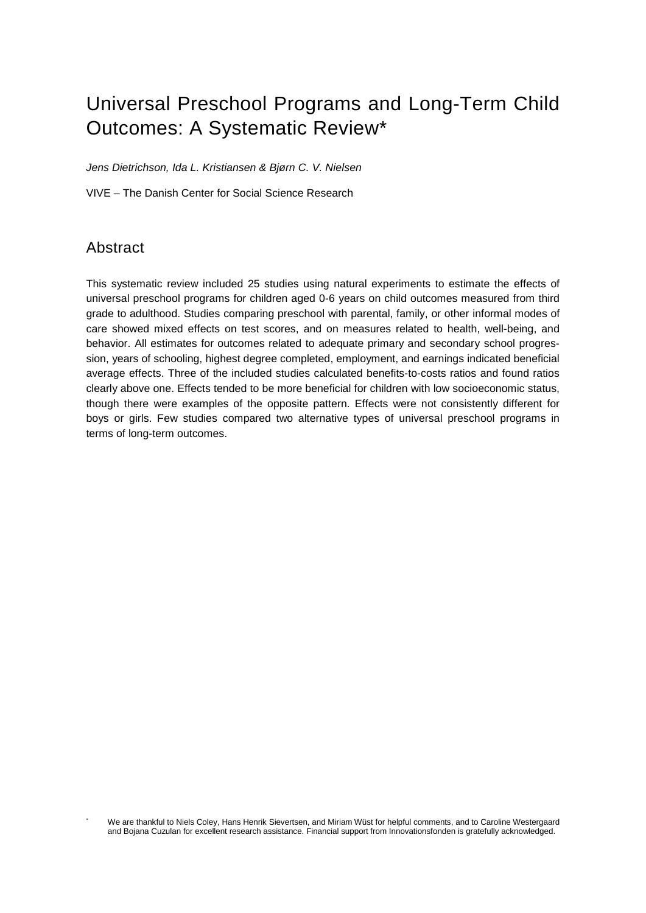# Universal Preschool Programs and Long-Term Child Outcomes: A Systematic Review*

*Jens Dietrichson, Ida L. Kristiansen & Bjørn C. V. Nielsen*

VIVE – The Danish Center for Social Science Research

## Abstract

This systematic review included 25 studies using natural experiments to estimate the effects of universal preschool programs for children aged 0-6 years on child outcomes measured from third grade to adulthood. Studies comparing preschool with parental, family, or other informal modes of care showed mixed effects on test scores, and on measures related to health, well-being, and behavior. All estimates for outcomes related to adequate primary and secondary school progression, years of schooling, highest degree completed, employment, and earnings indicated beneficial average effects. Three of the included studies calculated benefits-to-costs ratios and found ratios clearly above one. Effects tended to be more beneficial for children with low socioeconomic status, though there were examples of the opposite pattern. Effects were not consistently different for boys or girls. Few studies compared two alternative types of universal preschool programs in terms of long-term outcomes.

* We are thankful to Niels Coley, Hans Henrik Sievertsen, and Miriam Wüst for helpful comments, and to Caroline Westergaard and Bojana Cuzulan for excellent research assistance. Financial support from Innovationsfonden is gratefully acknowledged.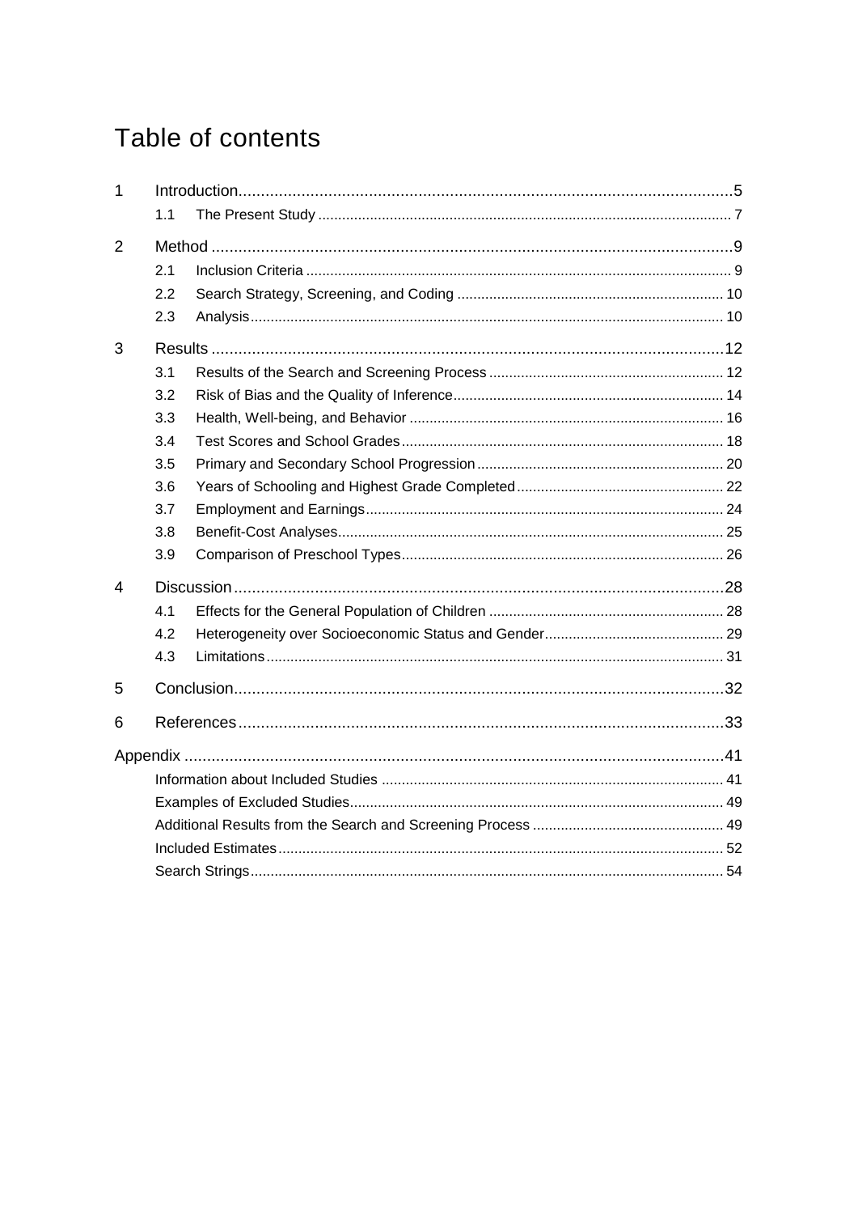# Table of contents

| | | | |
|---|---|---|---|
| 1 | | Introduction | 5 |
| | 1.1 | The Present Study | 7 |
| 2 | | Method | 9 |
| | 2.1 | Inclusion Criteria | 9 |
| | 2.2 | Search Strategy, Screening, and Coding | 10 |
| | 2.3 | Analysis | 10 |
| 3 | | Results | 12 |
| | 3.1 | Results of the Search and Screening Process | 12 |
| | 3.2 | Risk of Bias and the Quality of Inference | 14 |
| | 3.3 | Health, Well-being, and Behavior | 16 |
| | 3.4 | Test Scores and School Grades | 18 |
| | 3.5 | Primary and Secondary School Progression | 20 |
| | 3.6 | Years of Schooling and Highest Grade Completed | 22 |
| | 3.7 | Employment and Earnings | 24 |
| | 3.8 | Benefit-Cost Analyses | 25 |
| | 3.9 | Comparison of Preschool Types | 26 |
| 4 | | Discussion | 28 |
| | 4.1 | Effects for the General Population of Children | 28 |
| | 4.2 | Heterogeneity over Socioeconomic Status and Gender | 29 |
| | 4.3 | Limitations | 31 |
| 5 | | Conclusion | 32 |
| 6 | | References | 33 |
| Appendix | | | 41 |
| | | Information about Included Studies | 41 |
| | | Examples of Excluded Studies | 49 |
| | | Additional Results from the Search and Screening Process | 49 |
| | | Included Estimates | 52 |
| | | Search Strings | 54 |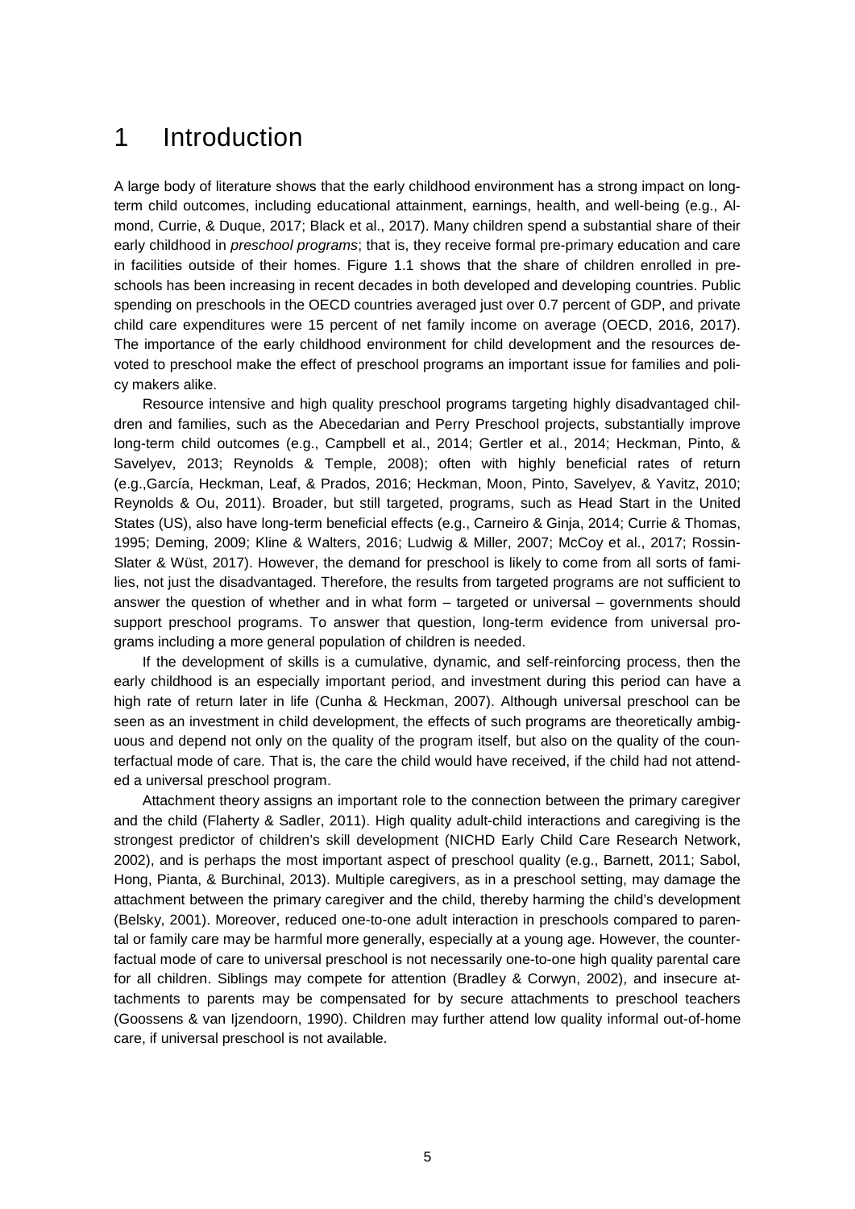# 1 Introduction

A large body of literature shows that the early childhood environment has a strong impact on long-term child outcomes, including educational attainment, earnings, health, and well-being (e.g., Almond, Currie, & Duque, 2017; Black et al., 2017). Many children spend a substantial share of their early childhood in *preschool programs*; that is, they receive formal pre-primary education and care in facilities outside of their homes. Figure 1.1 shows that the share of children enrolled in preschools has been increasing in recent decades in both developed and developing countries. Public spending on preschools in the OECD countries averaged just over 0.7 percent of GDP, and private child care expenditures were 15 percent of net family income on average (OECD, 2016, 2017). The importance of the early childhood environment for child development and the resources devoted to preschool make the effect of preschool programs an important issue for families and policy makers alike.

Resource intensive and high quality preschool programs targeting highly disadvantaged children and families, such as the Abecedarian and Perry Preschool projects, substantially improve long-term child outcomes (e.g., Campbell et al., 2014; Gertler et al., 2014; Heckman, Pinto, & Savelyev, 2013; Reynolds & Temple, 2008); often with highly beneficial rates of return (e.g.,García, Heckman, Leaf, & Prados, 2016; Heckman, Moon, Pinto, Savelyev, & Yavitz, 2010; Reynolds & Ou, 2011). Broader, but still targeted, programs, such as Head Start in the United States (US), also have long-term beneficial effects (e.g., Carneiro & Ginja, 2014; Currie & Thomas, 1995; Deming, 2009; Kline & Walters, 2016; Ludwig & Miller, 2007; McCoy et al., 2017; Rossin-Slater & Wüst, 2017). However, the demand for preschool is likely to come from all sorts of families, not just the disadvantaged. Therefore, the results from targeted programs are not sufficient to answer the question of whether and in what form – targeted or universal – governments should support preschool programs. To answer that question, long-term evidence from universal programs including a more general population of children is needed.

If the development of skills is a cumulative, dynamic, and self-reinforcing process, then the early childhood is an especially important period, and investment during this period can have a high rate of return later in life (Cunha & Heckman, 2007). Although universal preschool can be seen as an investment in child development, the effects of such programs are theoretically ambiguous and depend not only on the quality of the program itself, but also on the quality of the counterfactual mode of care. That is, the care the child would have received, if the child had not attended a universal preschool program.

Attachment theory assigns an important role to the connection between the primary caregiver and the child (Flaherty & Sadler, 2011). High quality adult-child interactions and caregiving is the strongest predictor of children's skill development (NICHD Early Child Care Research Network, 2002), and is perhaps the most important aspect of preschool quality (e.g., Barnett, 2011; Sabol, Hong, Pianta, & Burchinal, 2013). Multiple caregivers, as in a preschool setting, may damage the attachment between the primary caregiver and the child, thereby harming the child's development (Belsky, 2001). Moreover, reduced one-to-one adult interaction in preschools compared to parental or family care may be harmful more generally, especially at a young age. However, the counterfactual mode of care to universal preschool is not necessarily one-to-one high quality parental care for all children. Siblings may compete for attention (Bradley & Corwyn, 2002), and insecure attachments to parents may be compensated for by secure attachments to preschool teachers (Goossens & van Ijzendoorn, 1990). Children may further attend low quality informal out-of-home care, if universal preschool is not available.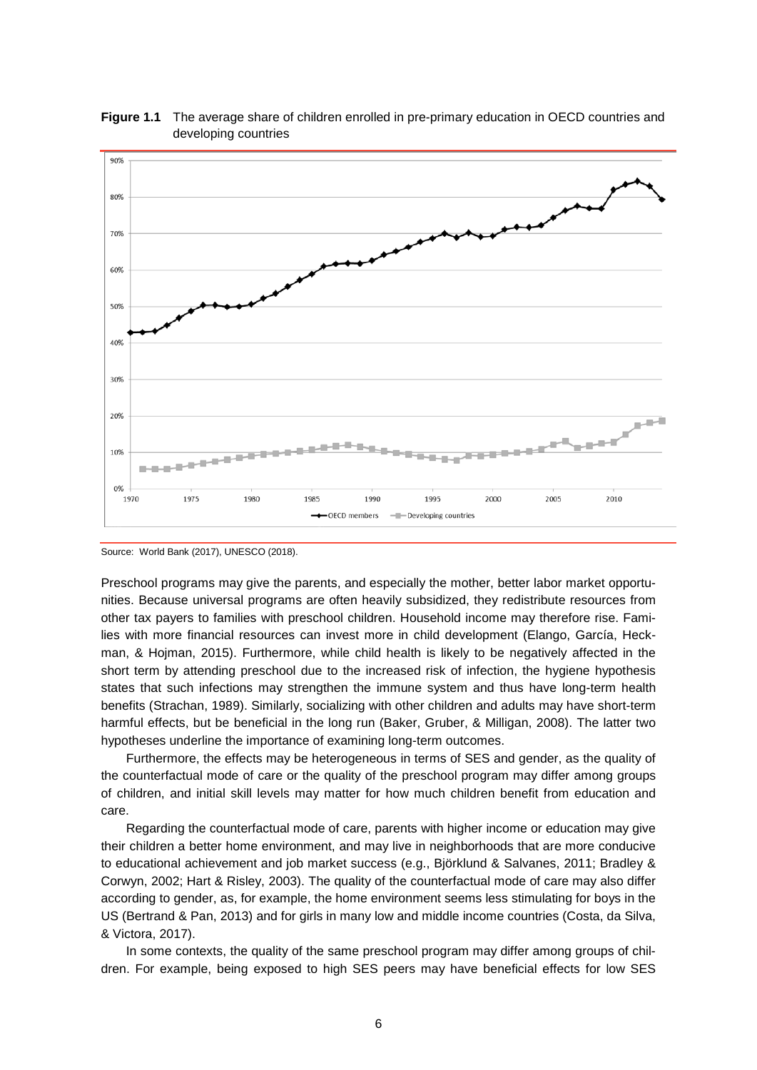**Figure 1.1** The average share of children enrolled in pre-primary education in OECD countries and developing countries

Source: World Bank (2017), UNESCO (2018).

Preschool programs may give the parents, and especially the mother, better labor market opportunities. Because universal programs are often heavily subsidized, they redistribute resources from other tax payers to families with preschool children. Household income may therefore rise. Families with more financial resources can invest more in child development (Elango, García, Heckman, & Hojman, 2015). Furthermore, while child health is likely to be negatively affected in the short term by attending preschool due to the increased risk of infection, the hygiene hypothesis states that such infections may strengthen the immune system and thus have long-term health benefits (Strachan, 1989). Similarly, socializing with other children and adults may have short-term harmful effects, but be beneficial in the long run (Baker, Gruber, & Milligan, 2008). The latter two hypotheses underline the importance of examining long-term outcomes.

Furthermore, the effects may be heterogeneous in terms of SES and gender, as the quality of the counterfactual mode of care or the quality of the preschool program may differ among groups of children, and initial skill levels may matter for how much children benefit from education and care.

Regarding the counterfactual mode of care, parents with higher income or education may give their children a better home environment, and may live in neighborhoods that are more conducive to educational achievement and job market success (e.g., Björklund & Salvanes, 2011; Bradley & Corwyn, 2002; Hart & Risley, 2003). The quality of the counterfactual mode of care may also differ according to gender, as, for example, the home environment seems less stimulating for boys in the US (Bertrand & Pan, 2013) and for girls in many low and middle income countries (Costa, da Silva, & Victora, 2017).

In some contexts, the quality of the same preschool program may differ among groups of children. For example, being exposed to high SES peers may have beneficial effects for low SES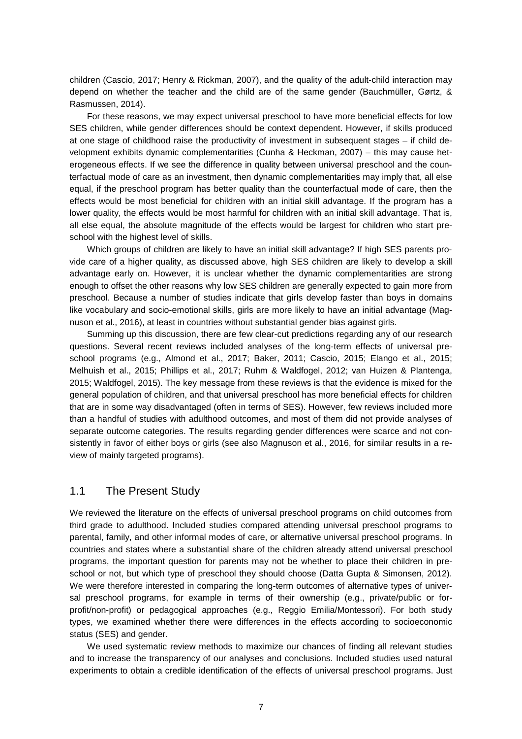children (Cascio, 2017; Henry & Rickman, 2007), and the quality of the adult-child interaction may depend on whether the teacher and the child are of the same gender (Bauchmüller, Gørtz, & Rasmussen, 2014).

For these reasons, we may expect universal preschool to have more beneficial effects for low SES children, while gender differences should be context dependent. However, if skills produced at one stage of childhood raise the productivity of investment in subsequent stages – if child development exhibits dynamic complementarities (Cunha & Heckman, 2007) – this may cause heterogeneous effects. If we see the difference in quality between universal preschool and the counterfactual mode of care as an investment, then dynamic complementarities may imply that, all else equal, if the preschool program has better quality than the counterfactual mode of care, then the effects would be most beneficial for children with an initial skill advantage. If the program has a lower quality, the effects would be most harmful for children with an initial skill advantage. That is, all else equal, the absolute magnitude of the effects would be largest for children who start preschool with the highest level of skills.

Which groups of children are likely to have an initial skill advantage? If high SES parents provide care of a higher quality, as discussed above, high SES children are likely to develop a skill advantage early on. However, it is unclear whether the dynamic complementarities are strong enough to offset the other reasons why low SES children are generally expected to gain more from preschool. Because a number of studies indicate that girls develop faster than boys in domains like vocabulary and socio-emotional skills, girls are more likely to have an initial advantage (Magnuson et al., 2016), at least in countries without substantial gender bias against girls.

Summing up this discussion, there are few clear-cut predictions regarding any of our research questions. Several recent reviews included analyses of the long-term effects of universal preschool programs (e.g., Almond et al., 2017; Baker, 2011; Cascio, 2015; Elango et al., 2015; Melhuish et al., 2015; Phillips et al., 2017; Ruhm & Waldfogel, 2012; van Huizen & Plantenga, 2015; Waldfogel, 2015). The key message from these reviews is that the evidence is mixed for the general population of children, and that universal preschool has more beneficial effects for children that are in some way disadvantaged (often in terms of SES). However, few reviews included more than a handful of studies with adulthood outcomes, and most of them did not provide analyses of separate outcome categories. The results regarding gender differences were scarce and not consistently in favor of either boys or girls (see also Magnuson et al., 2016, for similar results in a review of mainly targeted programs).

## 1.1 The Present Study

We reviewed the literature on the effects of universal preschool programs on child outcomes from third grade to adulthood. Included studies compared attending universal preschool programs to parental, family, and other informal modes of care, or alternative universal preschool programs. In countries and states where a substantial share of the children already attend universal preschool programs, the important question for parents may not be whether to place their children in preschool or not, but which type of preschool they should choose (Datta Gupta & Simonsen, 2012). We were therefore interested in comparing the long-term outcomes of alternative types of universal preschool programs, for example in terms of their ownership (e.g., private/public or for-profit/non-profit) or pedagogical approaches (e.g., Reggio Emilia/Montessori). For both study types, we examined whether there were differences in the effects according to socioeconomic status (SES) and gender.

We used systematic review methods to maximize our chances of finding all relevant studies and to increase the transparency of our analyses and conclusions. Included studies used natural experiments to obtain a credible identification of the effects of universal preschool programs. Just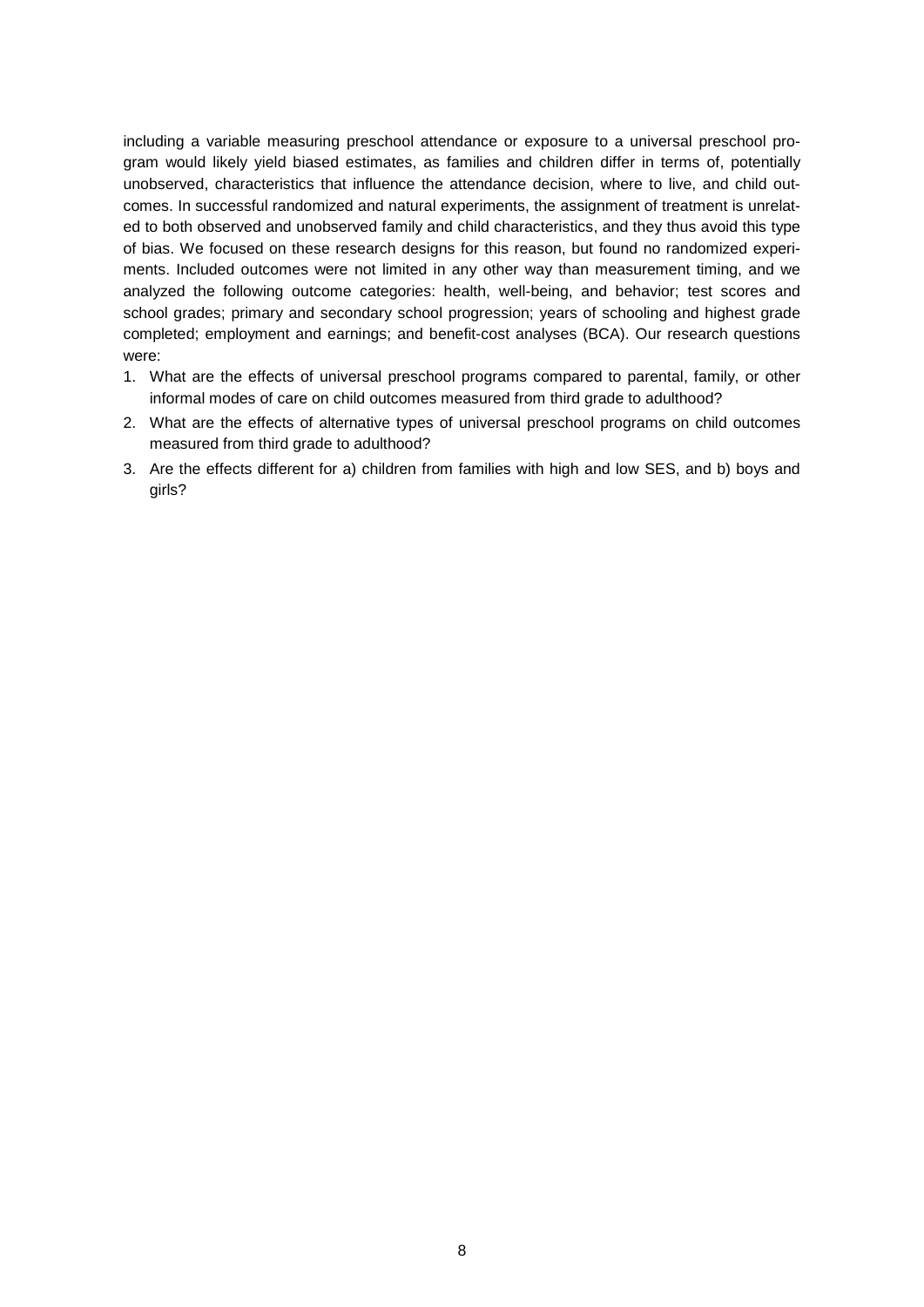including a variable measuring preschool attendance or exposure to a universal preschool program would likely yield biased estimates, as families and children differ in terms of, potentially unobserved, characteristics that influence the attendance decision, where to live, and child outcomes. In successful randomized and natural experiments, the assignment of treatment is unrelated to both observed and unobserved family and child characteristics, and they thus avoid this type of bias. We focused on these research designs for this reason, but found no randomized experiments. Included outcomes were not limited in any other way than measurement timing, and we analyzed the following outcome categories: health, well-being, and behavior; test scores and school grades; primary and secondary school progression; years of schooling and highest grade completed; employment and earnings; and benefit-cost analyses (BCA). Our research questions were:

1. What are the effects of universal preschool programs compared to parental, family, or other informal modes of care on child outcomes measured from third grade to adulthood?
2. What are the effects of alternative types of universal preschool programs on child outcomes measured from third grade to adulthood?
3. Are the effects different for a) children from families with high and low SES, and b) boys and girls?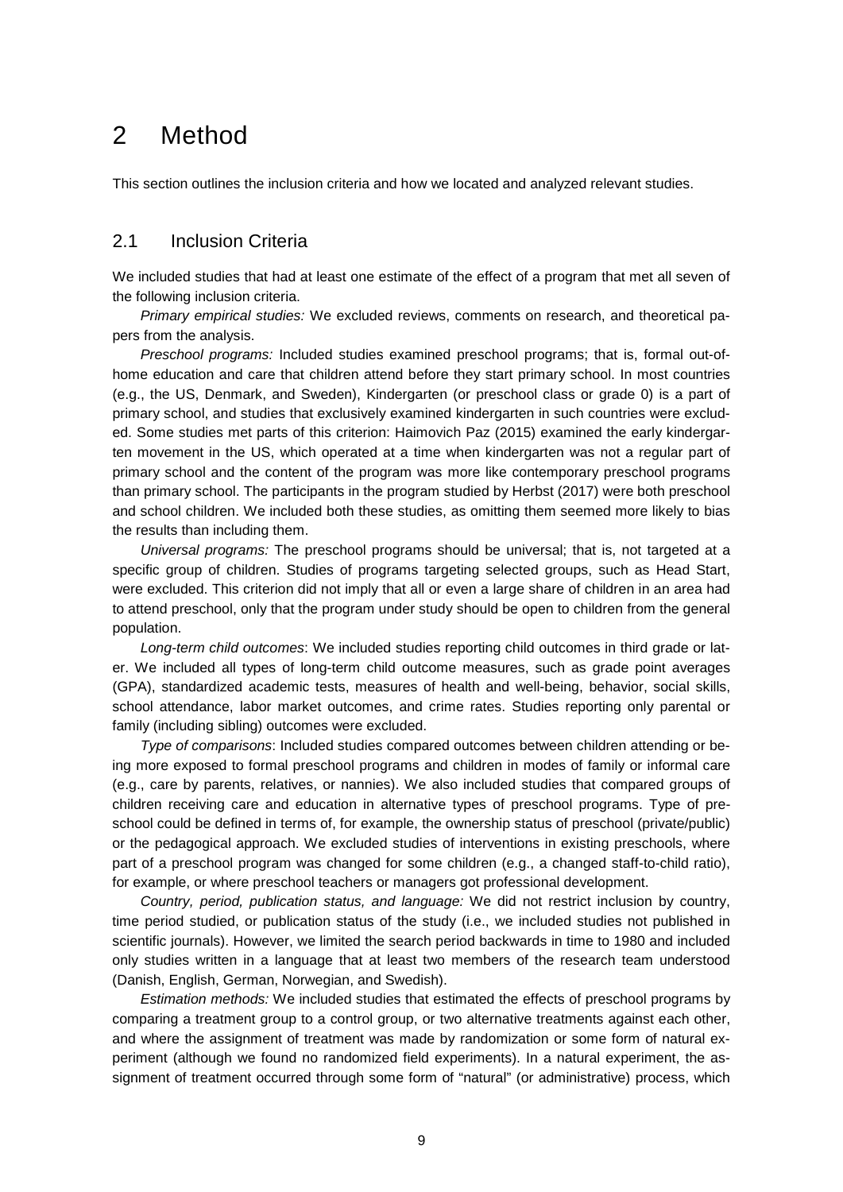# 2 Method

This section outlines the inclusion criteria and how we located and analyzed relevant studies.

## 2.1 Inclusion Criteria

We included studies that had at least one estimate of the effect of a program that met all seven of the following inclusion criteria.

*Primary empirical studies:* We excluded reviews, comments on research, and theoretical papers from the analysis.

*Preschool programs:* Included studies examined preschool programs; that is, formal out-of-home education and care that children attend before they start primary school. In most countries (e.g., the US, Denmark, and Sweden), Kindergarten (or preschool class or grade 0) is a part of primary school, and studies that exclusively examined kindergarten in such countries were excluded. Some studies met parts of this criterion: Haimovich Paz (2015) examined the early kindergarten movement in the US, which operated at a time when kindergarten was not a regular part of primary school and the content of the program was more like contemporary preschool programs than primary school. The participants in the program studied by Herbst (2017) were both preschool and school children. We included both these studies, as omitting them seemed more likely to bias the results than including them.

*Universal programs:* The preschool programs should be universal; that is, not targeted at a specific group of children. Studies of programs targeting selected groups, such as Head Start, were excluded. This criterion did not imply that all or even a large share of children in an area had to attend preschool, only that the program under study should be open to children from the general population.

*Long-term child outcomes*: We included studies reporting child outcomes in third grade or later. We included all types of long-term child outcome measures, such as grade point averages (GPA), standardized academic tests, measures of health and well-being, behavior, social skills, school attendance, labor market outcomes, and crime rates. Studies reporting only parental or family (including sibling) outcomes were excluded.

*Type of comparisons*: Included studies compared outcomes between children attending or being more exposed to formal preschool programs and children in modes of family or informal care (e.g., care by parents, relatives, or nannies). We also included studies that compared groups of children receiving care and education in alternative types of preschool programs. Type of preschool could be defined in terms of, for example, the ownership status of preschool (private/public) or the pedagogical approach. We excluded studies of interventions in existing preschools, where part of a preschool program was changed for some children (e.g., a changed staff-to-child ratio), for example, or where preschool teachers or managers got professional development.

*Country, period, publication status, and language:* We did not restrict inclusion by country, time period studied, or publication status of the study (i.e., we included studies not published in scientific journals). However, we limited the search period backwards in time to 1980 and included only studies written in a language that at least two members of the research team understood (Danish, English, German, Norwegian, and Swedish).

*Estimation methods:* We included studies that estimated the effects of preschool programs by comparing a treatment group to a control group, or two alternative treatments against each other, and where the assignment of treatment was made by randomization or some form of natural experiment (although we found no randomized field experiments). In a natural experiment, the assignment of treatment occurred through some form of "natural" (or administrative) process, which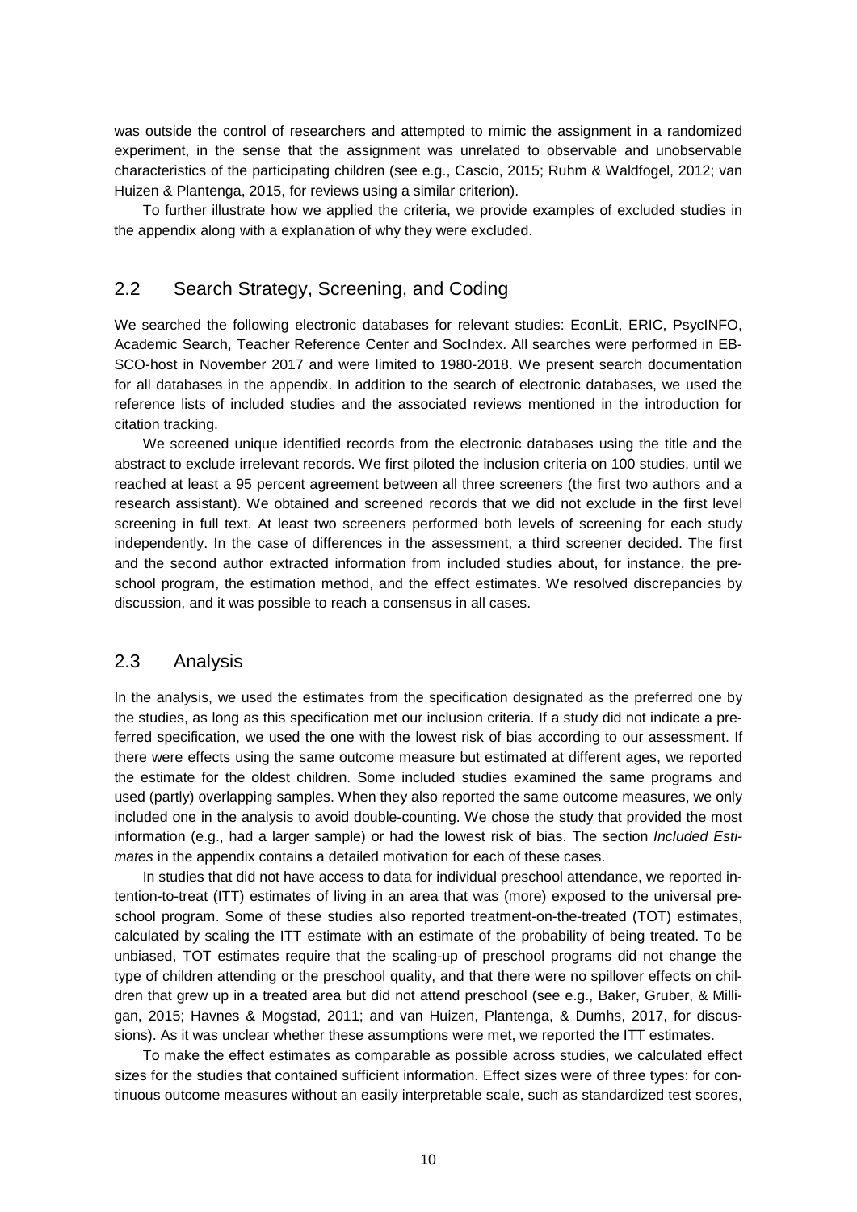was outside the control of researchers and attempted to mimic the assignment in a randomized experiment, in the sense that the assignment was unrelated to observable and unobservable characteristics of the participating children (see e.g., Cascio, 2015; Ruhm & Waldfogel, 2012; van Huizen & Plantenga, 2015, for reviews using a similar criterion).

To further illustrate how we applied the criteria, we provide examples of excluded studies in the appendix along with a explanation of why they were excluded.

## 2.2 Search Strategy, Screening, and Coding

We searched the following electronic databases for relevant studies: EconLit, ERIC, PsycINFO, Academic Search, Teacher Reference Center and SocIndex. All searches were performed in EBSCO-host in November 2017 and were limited to 1980-2018. We present search documentation for all databases in the appendix. In addition to the search of electronic databases, we used the reference lists of included studies and the associated reviews mentioned in the introduction for citation tracking.

We screened unique identified records from the electronic databases using the title and the abstract to exclude irrelevant records. We first piloted the inclusion criteria on 100 studies, until we reached at least a 95 percent agreement between all three screeners (the first two authors and a research assistant). We obtained and screened records that we did not exclude in the first level screening in full text. At least two screeners performed both levels of screening for each study independently. In the case of differences in the assessment, a third screener decided. The first and the second author extracted information from included studies about, for instance, the preschool program, the estimation method, and the effect estimates. We resolved discrepancies by discussion, and it was possible to reach a consensus in all cases.

## 2.3 Analysis

In the analysis, we used the estimates from the specification designated as the preferred one by the studies, as long as this specification met our inclusion criteria. If a study did not indicate a preferred specification, we used the one with the lowest risk of bias according to our assessment. If there were effects using the same outcome measure but estimated at different ages, we reported the estimate for the oldest children. Some included studies examined the same programs and used (partly) overlapping samples. When they also reported the same outcome measures, we only included one in the analysis to avoid double-counting. We chose the study that provided the most information (e.g., had a larger sample) or had the lowest risk of bias. The section *Included Estimates* in the appendix contains a detailed motivation for each of these cases.

In studies that did not have access to data for individual preschool attendance, we reported intention-to-treat (ITT) estimates of living in an area that was (more) exposed to the universal preschool program. Some of these studies also reported treatment-on-the-treated (TOT) estimates, calculated by scaling the ITT estimate with an estimate of the probability of being treated. To be unbiased, TOT estimates require that the scaling-up of preschool programs did not change the type of children attending or the preschool quality, and that there were no spillover effects on children that grew up in a treated area but did not attend preschool (see e.g., Baker, Gruber, & Milligan, 2015; Havnes & Mogstad, 2011; and van Huizen, Plantenga, & Dumhs, 2017, for discussions). As it was unclear whether these assumptions were met, we reported the ITT estimates.

To make the effect estimates as comparable as possible across studies, we calculated effect sizes for the studies that contained sufficient information. Effect sizes were of three types: for continuous outcome measures without an easily interpretable scale, such as standardized test scores,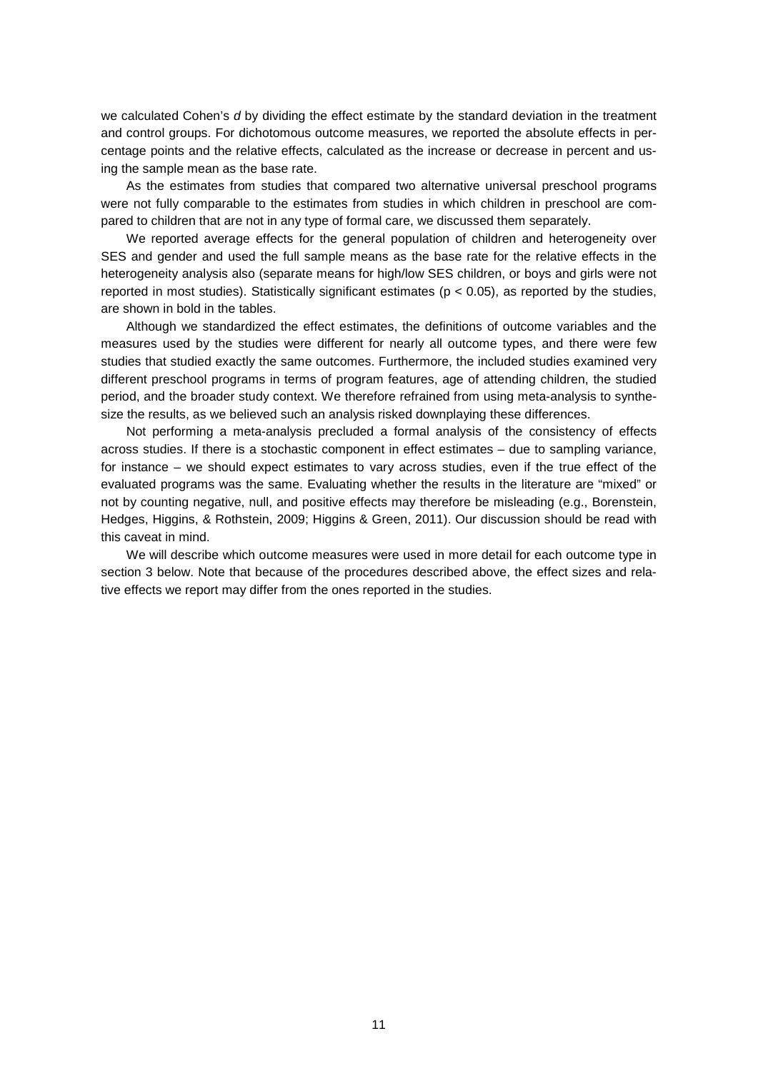we calculated Cohen's *d* by dividing the effect estimate by the standard deviation in the treatment and control groups. For dichotomous outcome measures, we reported the absolute effects in percentage points and the relative effects, calculated as the increase or decrease in percent and using the sample mean as the base rate.

As the estimates from studies that compared two alternative universal preschool programs were not fully comparable to the estimates from studies in which children in preschool are compared to children that are not in any type of formal care, we discussed them separately.

We reported average effects for the general population of children and heterogeneity over SES and gender and used the full sample means as the base rate for the relative effects in the heterogeneity analysis also (separate means for high/low SES children, or boys and girls were not reported in most studies). Statistically significant estimates ($p < 0.05$), as reported by the studies, are shown in bold in the tables.

Although we standardized the effect estimates, the definitions of outcome variables and the measures used by the studies were different for nearly all outcome types, and there were few studies that studied exactly the same outcomes. Furthermore, the included studies examined very different preschool programs in terms of program features, age of attending children, the studied period, and the broader study context. We therefore refrained from using meta-analysis to synthesize the results, as we believed such an analysis risked downplaying these differences.

Not performing a meta-analysis precluded a formal analysis of the consistency of effects across studies. If there is a stochastic component in effect estimates – due to sampling variance, for instance – we should expect estimates to vary across studies, even if the true effect of the evaluated programs was the same. Evaluating whether the results in the literature are "mixed" or not by counting negative, null, and positive effects may therefore be misleading (e.g., Borenstein, Hedges, Higgins, & Rothstein, 2009; Higgins & Green, 2011). Our discussion should be read with this caveat in mind.

We will describe which outcome measures were used in more detail for each outcome type in section 3 below. Note that because of the procedures described above, the effect sizes and relative effects we report may differ from the ones reported in the studies.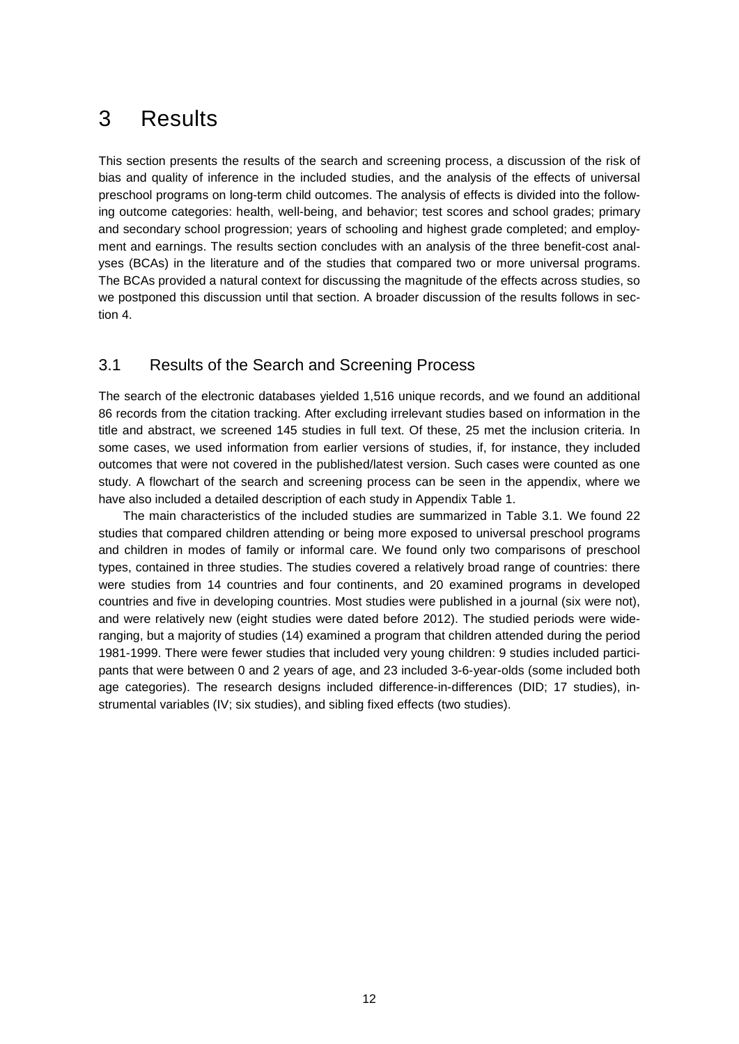# 3 Results

This section presents the results of the search and screening process, a discussion of the risk of bias and quality of inference in the included studies, and the analysis of the effects of universal preschool programs on long-term child outcomes. The analysis of effects is divided into the following outcome categories: health, well-being, and behavior; test scores and school grades; primary and secondary school progression; years of schooling and highest grade completed; and employment and earnings. The results section concludes with an analysis of the three benefit-cost analyses (BCAs) in the literature and of the studies that compared two or more universal programs. The BCAs provided a natural context for discussing the magnitude of the effects across studies, so we postponed this discussion until that section. A broader discussion of the results follows in section 4.

## 3.1 Results of the Search and Screening Process

The search of the electronic databases yielded 1,516 unique records, and we found an additional 86 records from the citation tracking. After excluding irrelevant studies based on information in the title and abstract, we screened 145 studies in full text. Of these, 25 met the inclusion criteria. In some cases, we used information from earlier versions of studies, if, for instance, they included outcomes that were not covered in the published/latest version. Such cases were counted as one study. A flowchart of the search and screening process can be seen in the appendix, where we have also included a detailed description of each study in Appendix Table 1.

The main characteristics of the included studies are summarized in Table 3.1. We found 22 studies that compared children attending or being more exposed to universal preschool programs and children in modes of family or informal care. We found only two comparisons of preschool types, contained in three studies. The studies covered a relatively broad range of countries: there were studies from 14 countries and four continents, and 20 examined programs in developed countries and five in developing countries. Most studies were published in a journal (six were not), and were relatively new (eight studies were dated before 2012). The studied periods were wide-ranging, but a majority of studies (14) examined a program that children attended during the period 1981-1999. There were fewer studies that included very young children: 9 studies included participants that were between 0 and 2 years of age, and 23 included 3-6-year-olds (some included both age categories). The research designs included difference-in-differences (DID; 17 studies), instrumental variables (IV; six studies), and sibling fixed effects (two studies).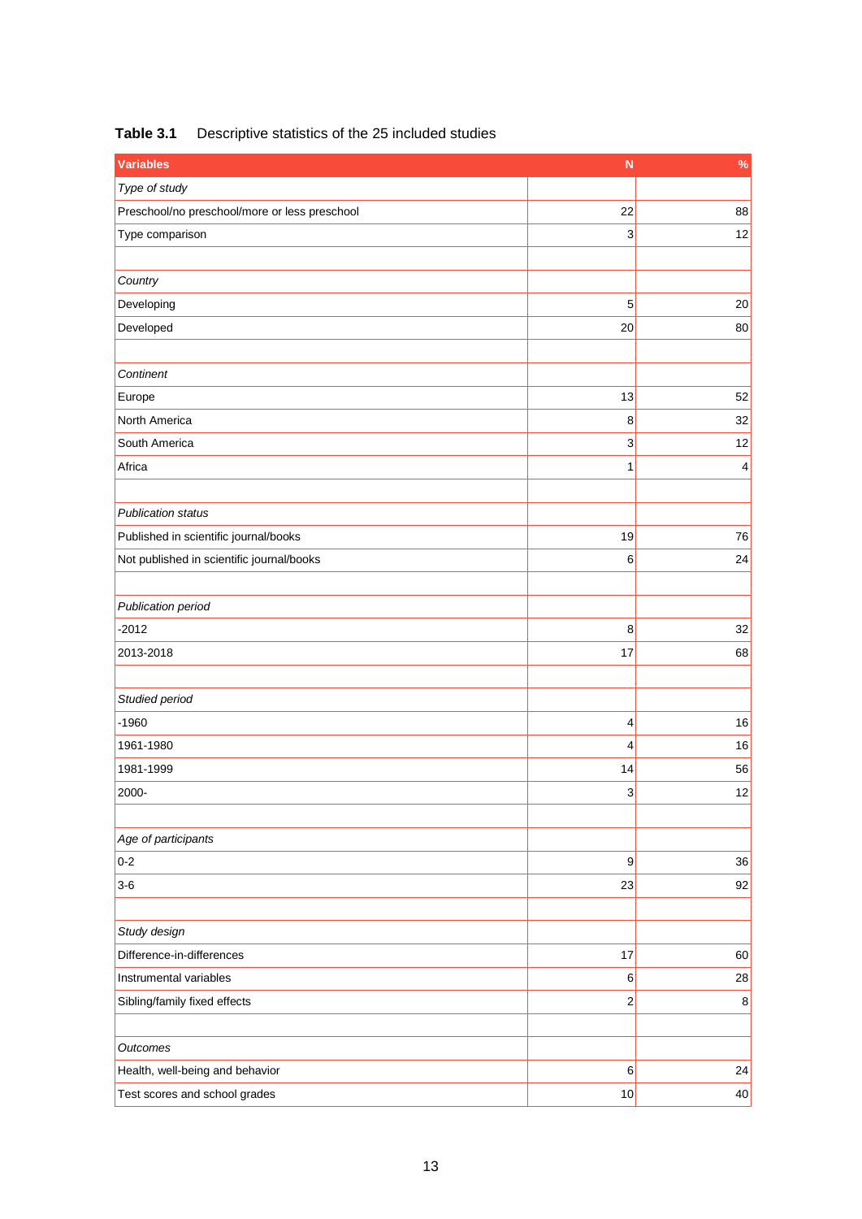**Table 3.1** Descriptive statistics of the 25 included studies

| Variables | N | % |
|---|---|---|
| *Type of study* | | |
| Preschool/no preschool/more or less preschool | 22 | 88 |
| Type comparison | 3 | 12 |
| | | |
| *Country* | | |
| Developing | 5 | 20 |
| Developed | 20 | 80 |
| | | |
| *Continent* | | |
| Europe | 13 | 52 |
| North America | 8 | 32 |
| South America | 3 | 12 |
| Africa | 1 | 4 |
| | | |
| *Publication status* | | |
| Published in scientific journal/books | 19 | 76 |
| Not published in scientific journal/books | 6 | 24 |
| | | |
| *Publication period* | | |
| -2012 | 8 | 32 |
| 2013-2018 | 17 | 68 |
| | | |
| *Studied period* | | |
| -1960 | 4 | 16 |
| 1961-1980 | 4 | 16 |
| 1981-1999 | 14 | 56 |
| 2000- | 3 | 12 |
| | | |
| *Age of participants* | | |
| 0-2 | 9 | 36 |
| 3-6 | 23 | 92 |
| | | |
| *Study design* | | |
| Difference-in-differences | 17 | 60 |
| Instrumental variables | 6 | 28 |
| Sibling/family fixed effects | 2 | 8 |
| | | |
| *Outcomes* | | |
| Health, well-being and behavior | 6 | 24 |
| Test scores and school grades | 10 | 40 |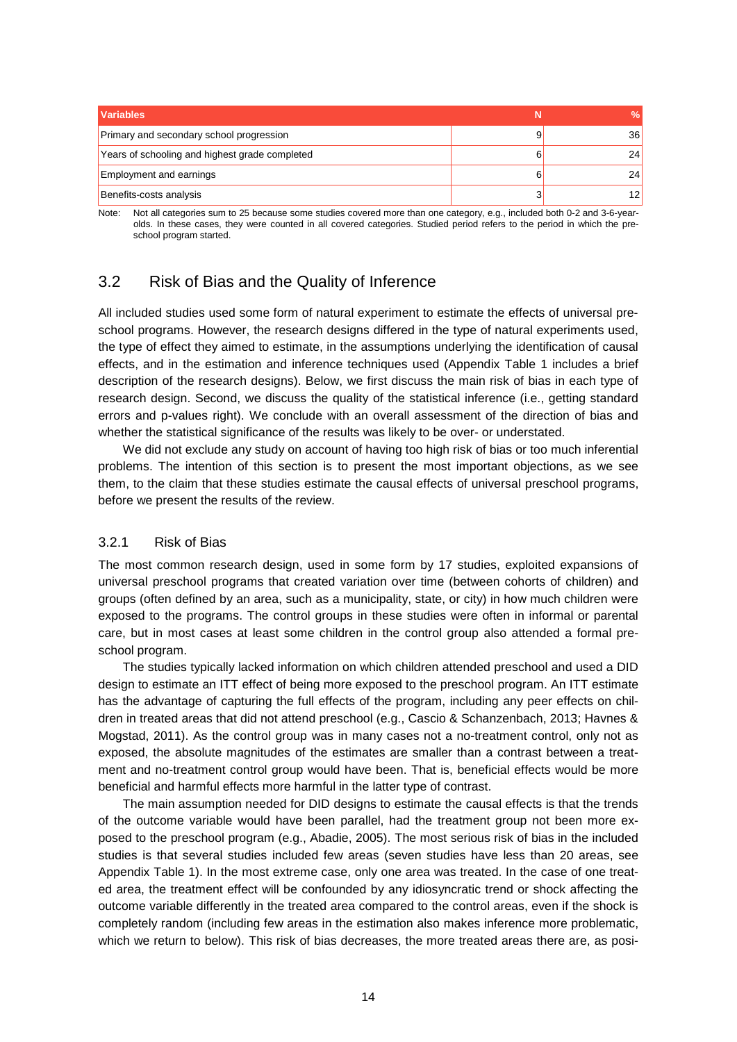| Variables | N | % |
|---|---|---|
| Primary and secondary school progression | 9 | 36 |
| Years of schooling and highest grade completed | 6 | 24 |
| Employment and earnings | 6 | 24 |
| Benefits-costs analysis | 3 | 12 |

Note: Not all categories sum to 25 because some studies covered more than one category, e.g., included both 0-2 and 3-6-year-olds. In these cases, they were counted in all covered categories. Studied period refers to the period in which the preschool program started.

## 3.2 Risk of Bias and the Quality of Inference

All included studies used some form of natural experiment to estimate the effects of universal preschool programs. However, the research designs differed in the type of natural experiments used, the type of effect they aimed to estimate, in the assumptions underlying the identification of causal effects, and in the estimation and inference techniques used (Appendix Table 1 includes a brief description of the research designs). Below, we first discuss the main risk of bias in each type of research design. Second, we discuss the quality of the statistical inference (i.e., getting standard errors and p-values right). We conclude with an overall assessment of the direction of bias and whether the statistical significance of the results was likely to be over- or understated.

We did not exclude any study on account of having too high risk of bias or too much inferential problems. The intention of this section is to present the most important objections, as we see them, to the claim that these studies estimate the causal effects of universal preschool programs, before we present the results of the review.

### 3.2.1 Risk of Bias

The most common research design, used in some form by 17 studies, exploited expansions of universal preschool programs that created variation over time (between cohorts of children) and groups (often defined by an area, such as a municipality, state, or city) in how much children were exposed to the programs. The control groups in these studies were often in informal or parental care, but in most cases at least some children in the control group also attended a formal preschool program.

The studies typically lacked information on which children attended preschool and used a DID design to estimate an ITT effect of being more exposed to the preschool program. An ITT estimate has the advantage of capturing the full effects of the program, including any peer effects on children in treated areas that did not attend preschool (e.g., Cascio & Schanzenbach, 2013; Havnes & Mogstad, 2011). As the control group was in many cases not a no-treatment control, only not as exposed, the absolute magnitudes of the estimates are smaller than a contrast between a treatment and no-treatment control group would have been. That is, beneficial effects would be more beneficial and harmful effects more harmful in the latter type of contrast.

The main assumption needed for DID designs to estimate the causal effects is that the trends of the outcome variable would have been parallel, had the treatment group not been more exposed to the preschool program (e.g., Abadie, 2005). The most serious risk of bias in the included studies is that several studies included few areas (seven studies have less than 20 areas, see Appendix Table 1). In the most extreme case, only one area was treated. In the case of one treated area, the treatment effect will be confounded by any idiosyncratic trend or shock affecting the outcome variable differently in the treated area compared to the control areas, even if the shock is completely random (including few areas in the estimation also makes inference more problematic, which we return to below). This risk of bias decreases, the more treated areas there are, as posi-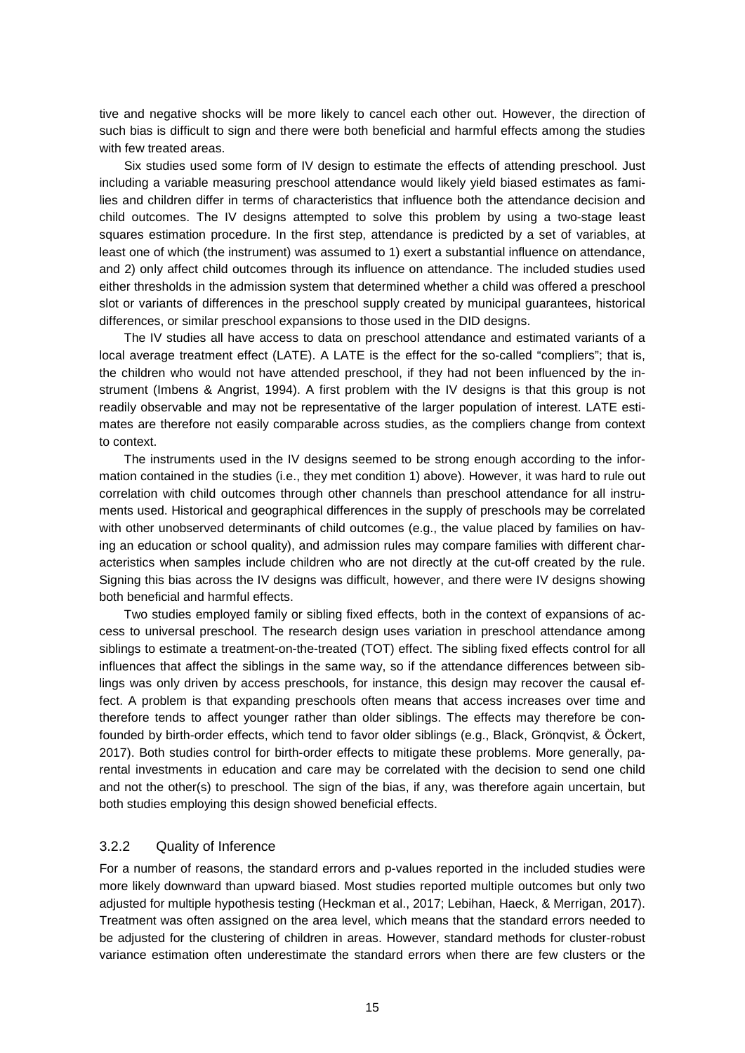tive and negative shocks will be more likely to cancel each other out. However, the direction of such bias is difficult to sign and there were both beneficial and harmful effects among the studies with few treated areas.

Six studies used some form of IV design to estimate the effects of attending preschool. Just including a variable measuring preschool attendance would likely yield biased estimates as families and children differ in terms of characteristics that influence both the attendance decision and child outcomes. The IV designs attempted to solve this problem by using a two-stage least squares estimation procedure. In the first step, attendance is predicted by a set of variables, at least one of which (the instrument) was assumed to 1) exert a substantial influence on attendance, and 2) only affect child outcomes through its influence on attendance. The included studies used either thresholds in the admission system that determined whether a child was offered a preschool slot or variants of differences in the preschool supply created by municipal guarantees, historical differences, or similar preschool expansions to those used in the DID designs.

The IV studies all have access to data on preschool attendance and estimated variants of a local average treatment effect (LATE). A LATE is the effect for the so-called "compliers"; that is, the children who would not have attended preschool, if they had not been influenced by the instrument (Imbens & Angrist, 1994). A first problem with the IV designs is that this group is not readily observable and may not be representative of the larger population of interest. LATE estimates are therefore not easily comparable across studies, as the compliers change from context to context.

The instruments used in the IV designs seemed to be strong enough according to the information contained in the studies (i.e., they met condition 1) above). However, it was hard to rule out correlation with child outcomes through other channels than preschool attendance for all instruments used. Historical and geographical differences in the supply of preschools may be correlated with other unobserved determinants of child outcomes (e.g., the value placed by families on having an education or school quality), and admission rules may compare families with different characteristics when samples include children who are not directly at the cut-off created by the rule. Signing this bias across the IV designs was difficult, however, and there were IV designs showing both beneficial and harmful effects.

Two studies employed family or sibling fixed effects, both in the context of expansions of access to universal preschool. The research design uses variation in preschool attendance among siblings to estimate a treatment-on-the-treated (TOT) effect. The sibling fixed effects control for all influences that affect the siblings in the same way, so if the attendance differences between siblings was only driven by access preschools, for instance, this design may recover the causal effect. A problem is that expanding preschools often means that access increases over time and therefore tends to affect younger rather than older siblings. The effects may therefore be confounded by birth-order effects, which tend to favor older siblings (e.g., Black, Grönqvist, & Öckert, 2017). Both studies control for birth-order effects to mitigate these problems. More generally, parental investments in education and care may be correlated with the decision to send one child and not the other(s) to preschool. The sign of the bias, if any, was therefore again uncertain, but both studies employing this design showed beneficial effects.

### 3.2.2 Quality of Inference

For a number of reasons, the standard errors and p-values reported in the included studies were more likely downward than upward biased. Most studies reported multiple outcomes but only two adjusted for multiple hypothesis testing (Heckman et al., 2017; Lebihan, Haeck, & Merrigan, 2017). Treatment was often assigned on the area level, which means that the standard errors needed to be adjusted for the clustering of children in areas. However, standard methods for cluster-robust variance estimation often underestimate the standard errors when there are few clusters or the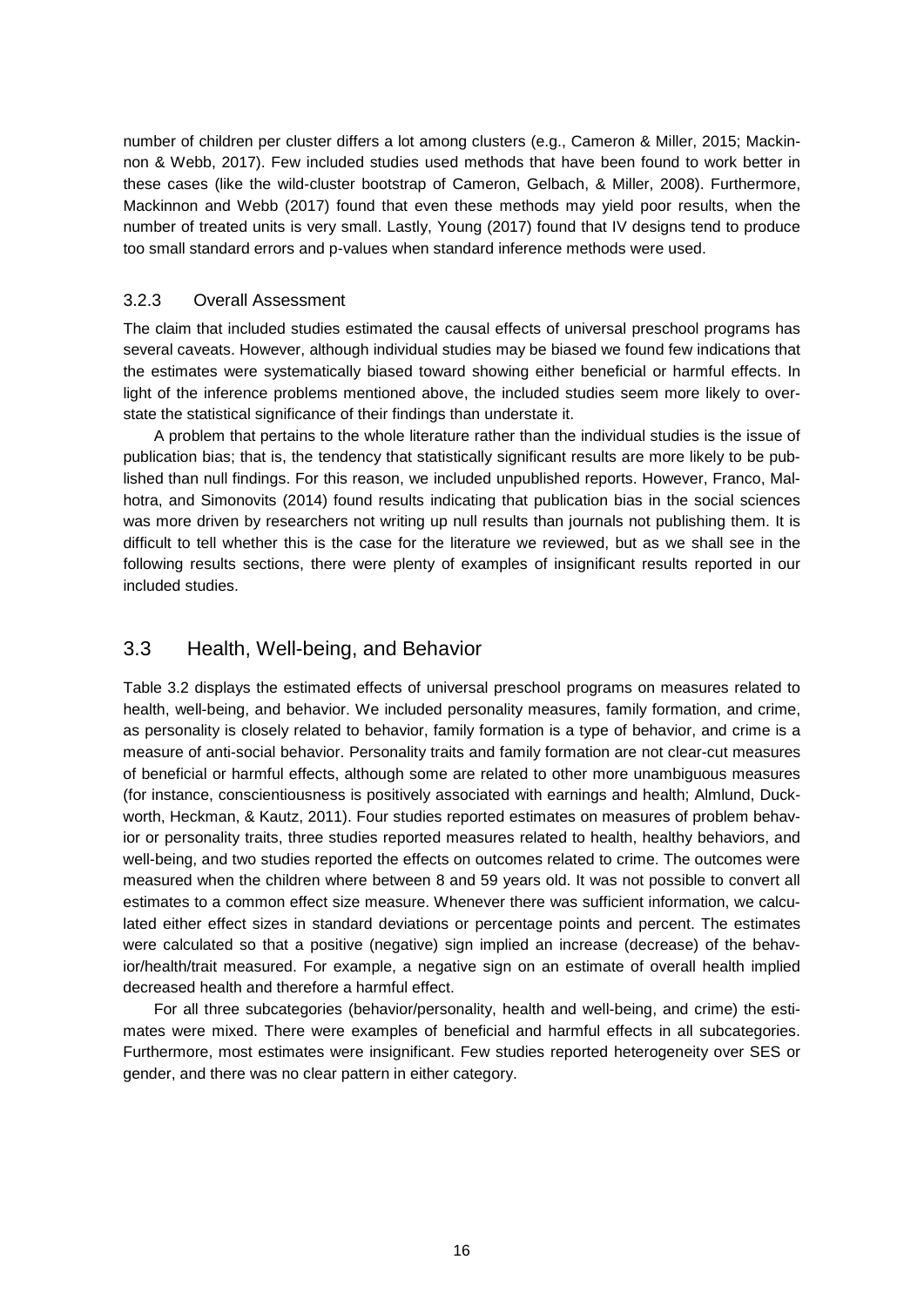number of children per cluster differs a lot among clusters (e.g., Cameron & Miller, 2015; Mackinnon & Webb, 2017). Few included studies used methods that have been found to work better in these cases (like the wild-cluster bootstrap of Cameron, Gelbach, & Miller, 2008). Furthermore, Mackinnon and Webb (2017) found that even these methods may yield poor results, when the number of treated units is very small. Lastly, Young (2017) found that IV designs tend to produce too small standard errors and p-values when standard inference methods were used.

### 3.2.3 Overall Assessment

The claim that included studies estimated the causal effects of universal preschool programs has several caveats. However, although individual studies may be biased we found few indications that the estimates were systematically biased toward showing either beneficial or harmful effects. In light of the inference problems mentioned above, the included studies seem more likely to overstate the statistical significance of their findings than understate it.

A problem that pertains to the whole literature rather than the individual studies is the issue of publication bias; that is, the tendency that statistically significant results are more likely to be published than null findings. For this reason, we included unpublished reports. However, Franco, Malhotra, and Simonovits (2014) found results indicating that publication bias in the social sciences was more driven by researchers not writing up null results than journals not publishing them. It is difficult to tell whether this is the case for the literature we reviewed, but as we shall see in the following results sections, there were plenty of examples of insignificant results reported in our included studies.

## 3.3 Health, Well-being, and Behavior

Table 3.2 displays the estimated effects of universal preschool programs on measures related to health, well-being, and behavior. We included personality measures, family formation, and crime, as personality is closely related to behavior, family formation is a type of behavior, and crime is a measure of anti-social behavior. Personality traits and family formation are not clear-cut measures of beneficial or harmful effects, although some are related to other more unambiguous measures (for instance, conscientiousness is positively associated with earnings and health; Almlund, Duckworth, Heckman, & Kautz, 2011). Four studies reported estimates on measures of problem behavior or personality traits, three studies reported measures related to health, healthy behaviors, and well-being, and two studies reported the effects on outcomes related to crime. The outcomes were measured when the children where between 8 and 59 years old. It was not possible to convert all estimates to a common effect size measure. Whenever there was sufficient information, we calculated either effect sizes in standard deviations or percentage points and percent. The estimates were calculated so that a positive (negative) sign implied an increase (decrease) of the behavior/health/trait measured. For example, a negative sign on an estimate of overall health implied decreased health and therefore a harmful effect.

For all three subcategories (behavior/personality, health and well-being, and crime) the estimates were mixed. There were examples of beneficial and harmful effects in all subcategories. Furthermore, most estimates were insignificant. Few studies reported heterogeneity over SES or gender, and there was no clear pattern in either category.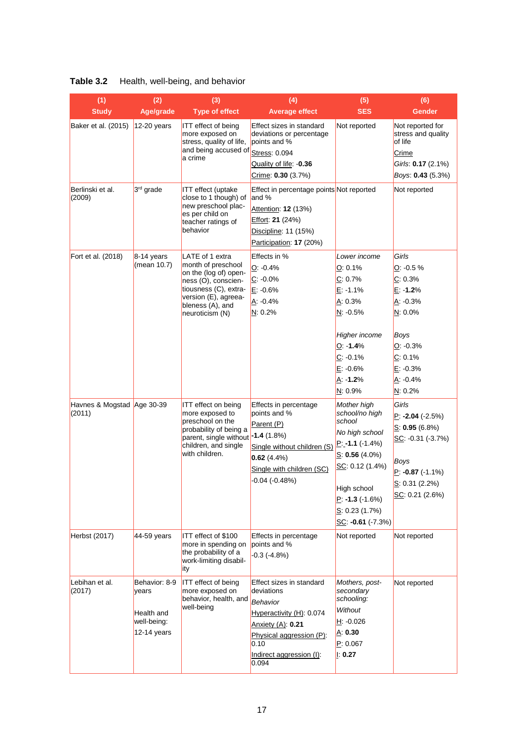**Table 3.2** Health, well-being, and behavior

| (1)<br>Study | (2)<br>Age/grade | (3)<br>Type of effect | (4)<br>Average effect | (5)<br>SES | (6)<br>Gender |
|---|---|---|---|---|---|
| Baker et al. (2015) | 12-20 years | ITT effect of being more exposed on stress, quality of life, and being accused of a crime | Effect sizes in standard deviations or percentage points and %<br>Stress: 0.094<br>Quality of life: **-0.36**<br>Crime: **0.30** (3.7%) | Not reported | Not reported for stress and quality of life<br>Crime<br>*Girls*: **0.17** (2.1%)<br>*Boys*: **0.43** (5.3%) |
| Berlinski et al. (2009) | 3rd grade | ITT effect (uptake close to 1 though) of new preschool places per child on teacher ratings of behavior | Effect in percentage points and %<br>Attention: **12** (13%)<br>Effort: **21** (24%)<br>Discipline: 11 (15%)<br>Participation: **17** (20%) | Not reported | Not reported |
| Fort et al. (2018) | 8-14 years (mean 10.7) | LATE of 1 extra month of preschool on the (log of) openness (O), conscientiousness (C), extraversion (E), agreeableness (A), and neuroticism (N) | Effects in %<br>O: -0.4%<br>C: -0.0%<br>E: -0.6%<br>A: -0.4%<br>N: 0.2% | *Lower income*<br>O: 0.1%<br>C: 0.7%<br>E: -1.1%<br>A: 0.3%<br>N: -0.5%<br><br>*Higher income*<br>O: **-1.4**%<br>C: -0.1%<br>E: -0.6%<br>A: **-1.2**%<br>N: 0.9% | *Girls*<br>O: -0.5 %<br>C: 0.3%<br>E: **-1.2**%<br>A: -0.3%<br>N: 0.0%<br><br>*Boys*<br>O: -0.3%<br>C: 0.1%<br>E: -0.3%<br>A: -0.4%<br>N: 0.2% |
| Havnes & Mogstad (2011) | Age 30-39 | ITT effect on being more exposed to preschool on the probability of being a parent, single without children, and single with children. | Effects in percentage points and %<br>Parent (P)<br>**-1.4** (1.8%)<br>Single without children (S)<br>**0.62** (4.4%)<br>Single with children (SC)<br>-0.04 (-0.48%) | *Mother high school/no high school*<br>*No high school*<br>P: **-1.1** (-1.4%)<br>S: **0.56** (4.0%)<br>SC: 0.12 (1.4%)<br><br>High school<br>P: **-1.3** (-1.6%)<br>S: 0.23 (1.7%)<br>SC: **-0.61** (-7.3%) | *Girls*<br>P: **-2.04** (-2.5%)<br>S: **0.95** (6.8%)<br>SC: -0.31 (-3.7%)<br><br>*Boys*<br>P: **-0.87** (-1.1%)<br>S: 0.31 (2.2%)<br>SC: 0.21 (2.6%) |
| Herbst (2017) | 44-59 years | ITT effect of \$100 more in spending on the probability of a work-limiting disability | Effects in percentage points and %<br>-0.3 (-4.8%) | Not reported | Not reported |
| Lebihan et al. (2017) | Behavior: 8-9 years<br><br>Health and well-being:<br>12-14 years | ITT effect of being more exposed on behavior, health, and well-being | Effect sizes in standard deviations<br>*Behavior*<br>Hyperactivity (H): 0.074<br>Anxiety (A): **0.21**<br>Physical aggression (P): 0.10<br>Indirect aggression (I): 0.094 | *Mothers, post-secondary schooling:*<br>*Without*<br>H: -0.026<br>A: **0.30**<br>P: 0.067<br>I: **0.27** | Not reported |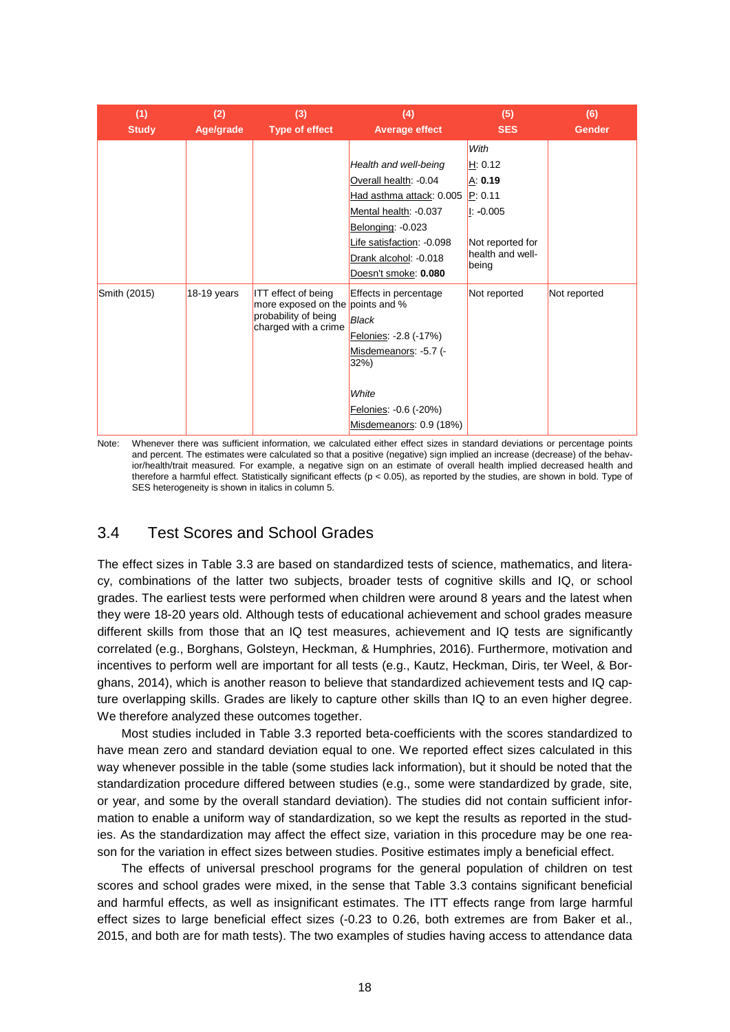| (1) Study | (2) Age/grade | (3) Type of effect | (4) Average effect | (5) SES | (6) Gender |
|---|---|---|---|---|---|
| | | | *Health and well-being*<br>Overall health: -0.04<br>Had asthma attack: 0.005<br>Mental health: -0.037<br>Belonging: -0.023<br>Life satisfaction: -0.098<br>Drank alcohol: -0.018<br>Doesn't smoke: **0.080** | *With*<br>H: 0.12<br>A: **0.19**<br>P: 0.11<br>I: -0.005<br><br>Not reported for health and well-being | |
| Smith (2015) | 18-19 years | ITT effect of being more exposed on the probability of being charged with a crime | Effects in percentage points and %<br>*Black*<br>Felonies: -2.8 (-17%)<br>Misdemeanors: -5.7 (-32%)<br><br>*White*<br>Felonies: -0.6 (-20%)<br>Misdemeanors: 0.9 (18%) | Not reported | Not reported |

Note: Whenever there was sufficient information, we calculated either effect sizes in standard deviations or percentage points and percent. The estimates were calculated so that a positive (negative) sign implied an increase (decrease) of the behavior/health/trait measured. For example, a negative sign on an estimate of overall health implied decreased health and therefore a harmful effect. Statistically significant effects ($p < 0.05$), as reported by the studies, are shown in bold. Type of SES heterogeneity is shown in italics in column 5.

## 3.4 Test Scores and School Grades

The effect sizes in Table 3.3 are based on standardized tests of science, mathematics, and literacy, combinations of the latter two subjects, broader tests of cognitive skills and IQ, or school grades. The earliest tests were performed when children were around 8 years and the latest when they were 18-20 years old. Although tests of educational achievement and school grades measure different skills from those that an IQ test measures, achievement and IQ tests are significantly correlated (e.g., Borghans, Golsteyn, Heckman, & Humphries, 2016). Furthermore, motivation and incentives to perform well are important for all tests (e.g., Kautz, Heckman, Diris, ter Weel, & Borghans, 2014), which is another reason to believe that standardized achievement tests and IQ capture overlapping skills. Grades are likely to capture other skills than IQ to an even higher degree. We therefore analyzed these outcomes together.

Most studies included in Table 3.3 reported beta-coefficients with the scores standardized to have mean zero and standard deviation equal to one. We reported effect sizes calculated in this way whenever possible in the table (some studies lack information), but it should be noted that the standardization procedure differed between studies (e.g., some were standardized by grade, site, or year, and some by the overall standard deviation). The studies did not contain sufficient information to enable a uniform way of standardization, so we kept the results as reported in the studies. As the standardization may affect the effect size, variation in this procedure may be one reason for the variation in effect sizes between studies. Positive estimates imply a beneficial effect.

The effects of universal preschool programs for the general population of children on test scores and school grades were mixed, in the sense that Table 3.3 contains significant beneficial and harmful effects, as well as insignificant estimates. The ITT effects range from large harmful effect sizes to large beneficial effect sizes (-0.23 to 0.26, both extremes are from Baker et al., 2015, and both are for math tests). The two examples of studies having access to attendance data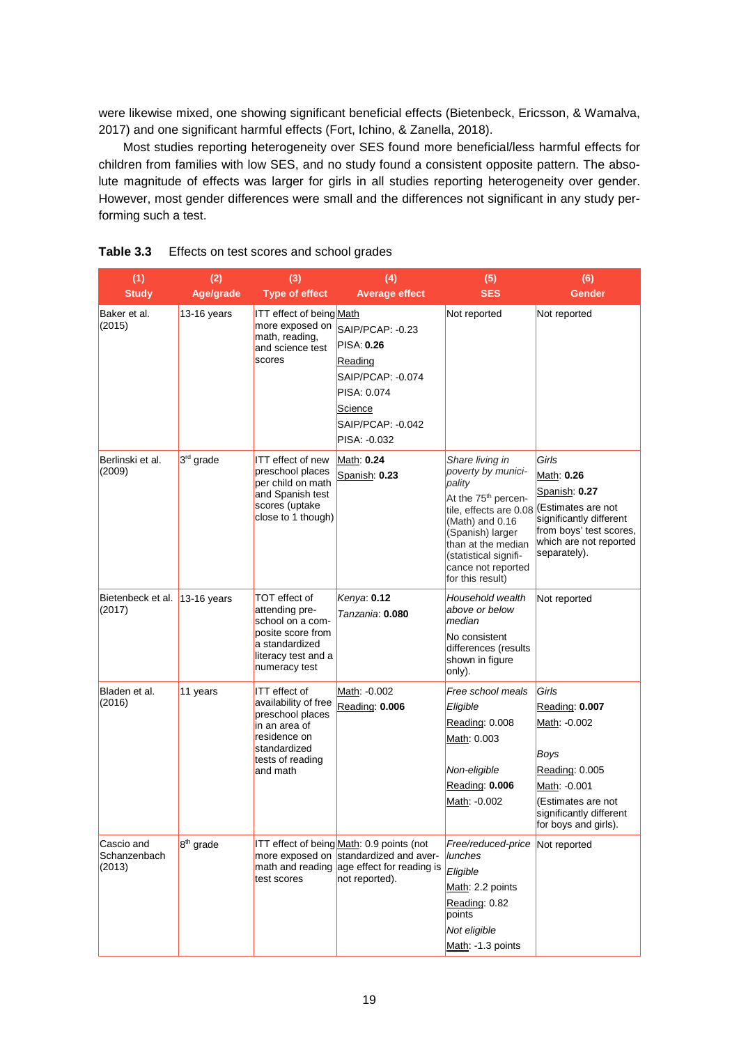were likewise mixed, one showing significant beneficial effects (Bietenbeck, Ericsson, & Wamalva, 2017) and one significant harmful effects (Fort, Ichino, & Zanella, 2018).

Most studies reporting heterogeneity over SES found more beneficial/less harmful effects for children from families with low SES, and no study found a consistent opposite pattern. The absolute magnitude of effects was larger for girls in all studies reporting heterogeneity over gender. However, most gender differences were small and the differences not significant in any study performing such a test.

**Table 3.3** Effects on test scores and school grades

| (1) Study | (2) Age/grade | (3) Type of effect | (4) Average effect | (5) SES | (6) Gender |
|---|---|---|---|---|---|
| Baker et al. (2015) | 13-16 years | ITT effect of being more exposed on math, reading, and science test scores | Math<br>SAIP/PCAP: -0.23<br>PISA: **0.26**<br>Reading<br>SAIP/PCAP: -0.074<br>PISA: 0.074<br>Science<br>SAIP/PCAP: -0.042<br>PISA: -0.032 | Not reported | Not reported |
| Berlinski et al. (2009) | 3rd grade | ITT effect of new preschool places per child on math and Spanish test scores (uptake close to 1 though) | Math: **0.24**<br>Spanish: **0.23** | *Share living in poverty by municipality*<br>At the 75th percentile, effects are 0.08 (Math) and 0.16 (Spanish) larger than at the median (statistical significance not reported for this result) | *Girls*<br>Math: **0.26**<br>Spanish: **0.27**<br>(Estimates are not significantly different from boys' test scores, which are not reported separately). |
| Bietenbeck et al. (2017) | 13-16 years | TOT effect of attending preschool on a composite score from a standardized literacy test and a numeracy test | *Kenya*: **0.12**<br>*Tanzania*: **0.080** | *Household wealth above or below median*<br>No consistent differences (results shown in figure only). | Not reported |
| Bladen et al. (2016) | 11 years | ITT effect of availability of free preschool places in an area of residence on standardized tests of reading and math | Math: -0.002<br>Reading: **0.006** | *Free school meals*<br>*Eligible*<br>Reading: 0.008<br>Math: 0.003<br><br>*Non-eligible*<br>Reading: **0.006**<br>Math: -0.002 | *Girls*<br>Reading: **0.007**<br>Math: -0.002<br><br>*Boys*<br>Reading: 0.005<br>Math: -0.001<br>(Estimates are not significantly different for boys and girls). |
| Cascio and Schanzenbach (2013) | 8th grade | ITT effect of being more exposed on math and reading test scores | Math: 0.9 points (not standardized and average effect for reading is not reported). | *Free/reduced-price lunches*<br>*Eligible*<br>Math: 2.2 points<br>Reading: 0.82 points<br>*Not eligible*<br>Math: -1.3 points | Not reported |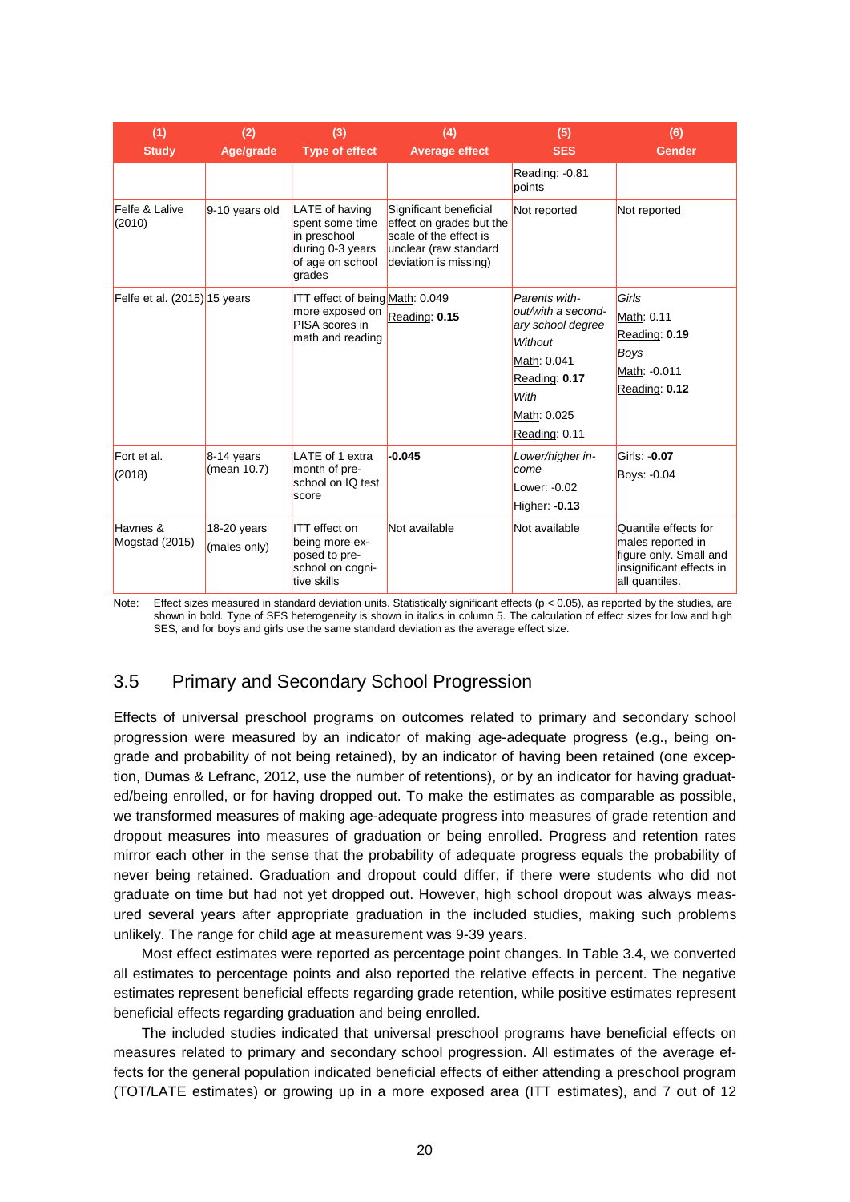| (1) Study | (2) Age/grade | (3) Type of effect | (4) Average effect | (5) SES | (6) Gender |
|---|---|---|---|---|---|
| | | | | Reading: -0.81 points | |
| Felfe & Lalive (2010) | 9-10 years old | LATE of having spent some time in preschool during 0-3 years of age on school grades | Significant beneficial effect on grades but the scale of the effect is unclear (raw standard deviation is missing) | Not reported | Not reported |
| Felfe et al. (2015) | 15 years | ITT effect of being more exposed on PISA scores in math and reading | Math: 0.049<br>Reading: **0.15** | *Parents without/with a secondary school degree*<br>*Without*<br>Math: 0.041<br>Reading: **0.17**<br>*With*<br>Math: 0.025<br>Reading: 0.11 | *Girls*<br>Math: 0.11<br>Reading: **0.19**<br>*Boys*<br>Math: -0.011<br>Reading: **0.12** |
| Fort et al. (2018) | 8-14 years (mean 10.7) | LATE of 1 extra month of preschool on IQ test score | **-0.045** | *Lower/higher income*<br>Lower: -0.02<br>Higher: **-0.13** | Girls: **-0.07**<br>Boys: -0.04 |
| Havnes & Mogstad (2015) | 18-20 years (males only) | ITT effect on being more exposed to preschool on cognitive skills | Not available | Not available | Quantile effects for males reported in figure only. Small and insignificant effects in all quantiles. |

Note: Effect sizes measured in standard deviation units. Statistically significant effects ($p < 0.05$), as reported by the studies, are shown in bold. Type of SES heterogeneity is shown in italics in column 5. The calculation of effect sizes for low and high SES, and for boys and girls use the same standard deviation as the average effect size.

## 3.5 Primary and Secondary School Progression

Effects of universal preschool programs on outcomes related to primary and secondary school progression were measured by an indicator of making age-adequate progress (e.g., being on-grade and probability of not being retained), by an indicator of having been retained (one exception, Dumas & Lefranc, 2012, use the number of retentions), or by an indicator for having graduated/being enrolled, or for having dropped out. To make the estimates as comparable as possible, we transformed measures of making age-adequate progress into measures of grade retention and dropout measures into measures of graduation or being enrolled. Progress and retention rates mirror each other in the sense that the probability of adequate progress equals the probability of never being retained. Graduation and dropout could differ, if there were students who did not graduate on time but had not yet dropped out. However, high school dropout was always measured several years after appropriate graduation in the included studies, making such problems unlikely. The range for child age at measurement was 9-39 years.

Most effect estimates were reported as percentage point changes. In Table 3.4, we converted all estimates to percentage points and also reported the relative effects in percent. The negative estimates represent beneficial effects regarding grade retention, while positive estimates represent beneficial effects regarding graduation and being enrolled.

The included studies indicated that universal preschool programs have beneficial effects on measures related to primary and secondary school progression. All estimates of the average effects for the general population indicated beneficial effects of either attending a preschool program (TOT/LATE estimates) or growing up in a more exposed area (ITT estimates), and 7 out of 12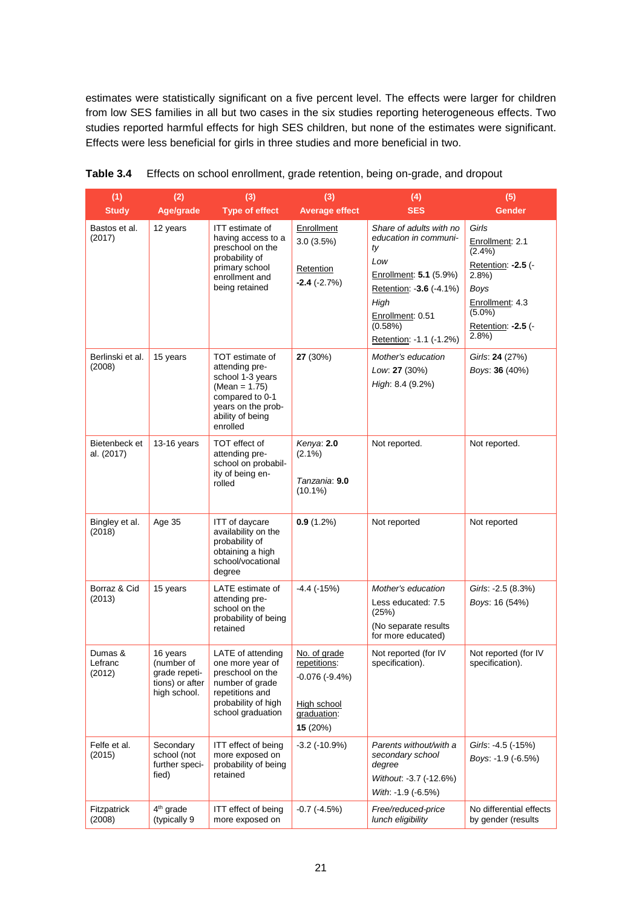estimates were statistically significant on a five percent level. The effects were larger for children from low SES families in all but two cases in the six studies reporting heterogeneous effects. Two studies reported harmful effects for high SES children, but none of the estimates were significant. Effects were less beneficial for girls in three studies and more beneficial in two.

**Table 3.4** Effects on school enrollment, grade retention, being on-grade, and dropout

| (1) Study | (2) Age/grade | (3) Type of effect | (3) Average effect | (4) SES | (5) Gender |
|---|---|---|---|---|---|
| Bastos et al. (2017) | 12 years | ITT estimate of having access to a preschool on the probability of primary school enrollment and being retained | Enrollment 3.0 (3.5%) Retention **-2.4** (-2.7%) | *Share of adults with no education in community* *Low* Enrollment: **5.1** (5.9%) Retention: **-3.6** (-4.1%) *High* Enrollment: 0.51 (0.58%) Retention: -1.1 (-1.2%) | *Girls* Enrollment: 2.1 (2.4%) Retention: **-2.5** (-2.8%) *Boys* Enrollment: 4.3 (5.0%) Retention: **-2.5** (-2.8%) |
| Berlinski et al. (2008) | 15 years | TOT estimate of attending pre-school 1-3 years (Mean = 1.75) compared to 0-1 years on the probability of being enrolled | **27** (30%) | *Mother's education* *Low*: **27** (30%) *High*: 8.4 (9.2%) | *Girls*: **24** (27%) *Boys*: **36** (40%) |
| Bietenbeck et al. (2017) | 13-16 years | TOT effect of attending pre-school on probability of being enrolled | *Kenya*: **2.0** (2.1%) *Tanzania*: **9.0** (10.1%) | Not reported. | Not reported. |
| Bingley et al. (2018) | Age 35 | ITT of daycare availability on the probability of obtaining a high school/vocational degree | **0.9** (1.2%) | Not reported | Not reported |
| Borraz & Cid (2013) | 15 years | LATE estimate of attending pre-school on the probability of being retained | -4.4 (-15%) | *Mother's education* Less educated: 7.5 (25%) (No separate results for more educated) | *Girls*: -2.5 (8.3%) *Boys*: 16 (54%) |
| Dumas & Lefranc (2012) | 16 years (number of grade repetitions) or after high school. | LATE of attending one more year of preschool on the number of grade repetitions and probability of high school graduation | No. of grade repetitions: -0.076 (-9.4%) High school graduation: **15** (20%) | Not reported (for IV specification). | Not reported (for IV specification). |
| Felfe et al. (2015) | Secondary school (not further specified) | ITT effect of being more exposed on probability of being retained | -3.2 (-10.9%) | *Parents without/with a secondary school degree* *Without*: -3.7 (-12.6%) *With*: -1.9 (-6.5%) | *Girls*: -4.5 (-15%) *Boys*: -1.9 (-6.5%) |
| Fitzpatrick (2008) | 4th grade (typically 9 | ITT effect of being more exposed on | -0.7 (-4.5%) | *Free/reduced-price lunch eligibility* | No differential effects by gender (results |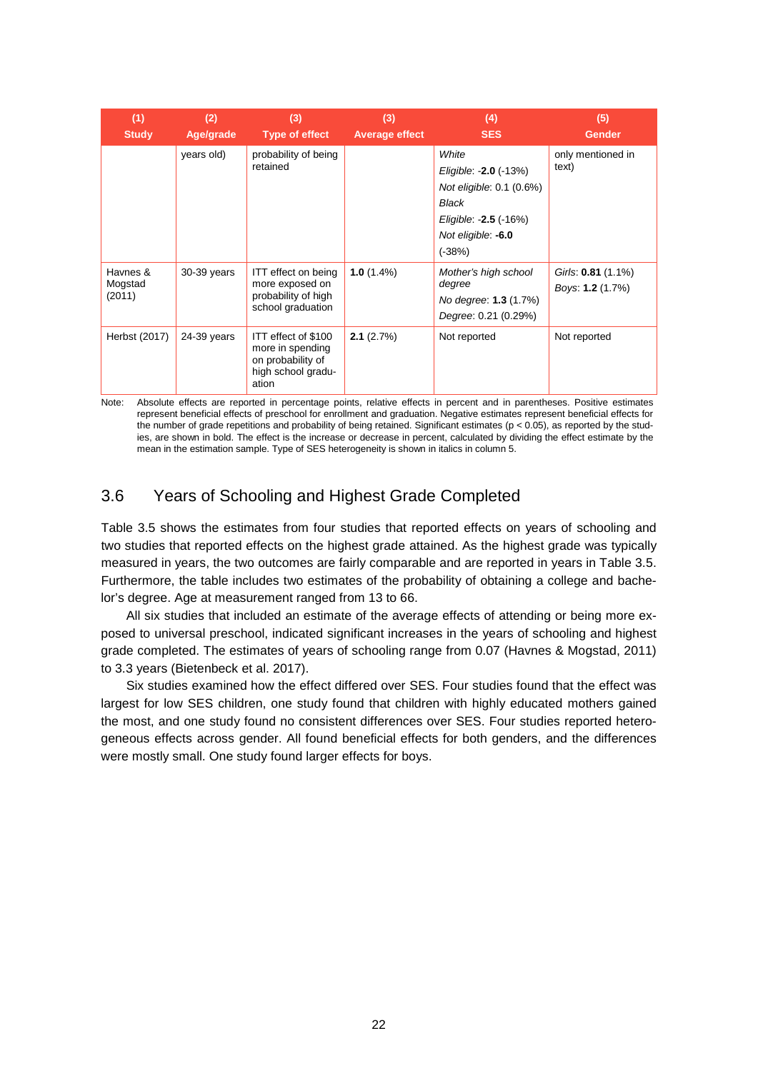| (1) Study | (2) Age/grade | (3) Type of effect | (3) Average effect | (4) SES | (5) Gender |
|---|---|---|---|---|---|
| | years old) | probability of being retained | | *White* *Eligible*: -**2.0** (-13%) *Not eligible*: 0.1 (0.6%) *Black* *Eligible*: -**2.5** (-16%) *Not eligible*: **-6.0** (-38%) | only mentioned in text) |
| Havnes & Mogstad (2011) | 30-39 years | ITT effect on being more exposed on probability of high school graduation | **1.0** (1.4%) | *Mother's high school degree* *No degree*: **1.3** (1.7%) *Degree*: 0.21 (0.29%) | *Girls*: **0.81** (1.1%) *Boys*: **1.2** (1.7%) |
| Herbst (2017) | 24-39 years | ITT effect of $100 more in spending on probability of high school graduation | **2.1** (2.7%) | Not reported | Not reported |

Note: Absolute effects are reported in percentage points, relative effects in percent and in parentheses. Positive estimates represent beneficial effects of preschool for enrollment and graduation. Negative estimates represent beneficial effects for the number of grade repetitions and probability of being retained. Significant estimates ($p < 0.05$), as reported by the studies, are shown in bold. The effect is the increase or decrease in percent, calculated by dividing the effect estimate by the mean in the estimation sample. Type of SES heterogeneity is shown in italics in column 5.

## 3.6 Years of Schooling and Highest Grade Completed

Table 3.5 shows the estimates from four studies that reported effects on years of schooling and two studies that reported effects on the highest grade attained. As the highest grade was typically measured in years, the two outcomes are fairly comparable and are reported in years in Table 3.5. Furthermore, the table includes two estimates of the probability of obtaining a college and bachelor's degree. Age at measurement ranged from 13 to 66.

All six studies that included an estimate of the average effects of attending or being more exposed to universal preschool, indicated significant increases in the years of schooling and highest grade completed. The estimates of years of schooling range from 0.07 (Havnes & Mogstad, 2011) to 3.3 years (Bietenbeck et al. 2017).

Six studies examined how the effect differed over SES. Four studies found that the effect was largest for low SES children, one study found that children with highly educated mothers gained the most, and one study found no consistent differences over SES. Four studies reported heterogeneous effects across gender. All found beneficial effects for both genders, and the differences were mostly small. One study found larger effects for boys.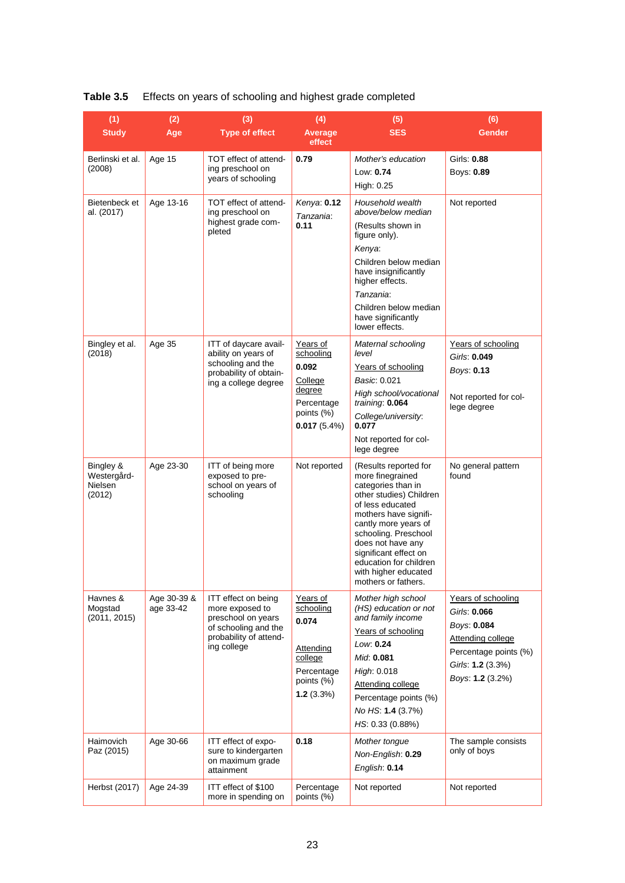**Table 3.5** Effects on years of schooling and highest grade completed

| (1) Study | (2) Age | (3) Type of effect | (4) Average effect | (5) SES | (6) Gender |
|---|---|---|---|---|---|
| Berlinski et al. (2008) | Age 15 | TOT effect of attending preschool on years of schooling | **0.79** | *Mother's education*<br>Low: **0.74**<br>High: 0.25 | Girls: **0.88**<br>Boys: **0.89** |
| Bietenbeck et al. (2017) | Age 13-16 | TOT effect of attending preschool on highest grade completed | *Kenya*: **0.12**<br>*Tanzania*: **0.11** | *Household wealth above/below median*<br>(Results shown in figure only).<br>*Kenya*:<br>Children below median have insignificantly higher effects.<br>*Tanzania*:<br>Children below median have significantly lower effects. | Not reported |
| Bingley et al. (2018) | Age 35 | ITT of daycare availability on years of schooling and the probability of obtaining a college degree | Years of schooling<br>**0.092**<br>College degree<br>Percentage points (%)<br>**0.017** (5.4%) | *Maternal schooling level*<br>Years of schooling<br>*Basic*: 0.021<br>*High school/vocational training*: **0.064**<br>*College/university*: **0.077**<br>Not reported for college degree | Years of schooling<br>*Girls*: **0.049**<br>*Boys*: **0.13**<br>Not reported for college degree |
| Bingley & Westergård-Nielsen (2012) | Age 23-30 | ITT of being more exposed to preschool on years of schooling | Not reported | (Results reported for more finegrained categories than in other studies) Children of less educated mothers have significantly more years of schooling. Preschool does not have any significant effect on education for children with higher educated mothers or fathers. | No general pattern found |
| Havnes & Mogstad (2011, 2015) | Age 30-39 & age 33-42 | ITT effect on being more exposed to preschool on years of schooling and the probability of attending college | Years of schooling<br>**0.074**<br>Attending college<br>Percentage points (%)<br>**1.2** (3.3%) | *Mother high school (HS) education or not and family income*<br>Years of schooling<br>*Low*: **0.24**<br>*Mid*: **0.081**<br>*High*: 0.018<br>Attending college<br>Percentage points (%)<br>*No HS*: **1.4** (3.7%)<br>*HS*: 0.33 (0.88%) | Years of schooling<br>*Girls*: **0.066**<br>*Boys*: **0.084**<br>Attending college<br>Percentage points (%)<br>*Girls*: **1.2** (3.3%)<br>*Boys*: **1.2** (3.2%) |
| Haimovich Paz (2015) | Age 30-66 | ITT effect of exposure to kindergarten on maximum grade attainment | **0.18** | *Mother tongue*<br>*Non-English*: **0.29**<br>*English*: **0.14** | The sample consists only of boys |
| Herbst (2017) | Age 24-39 | ITT effect of $100 more in spending on | Percentage points (%) | Not reported | Not reported |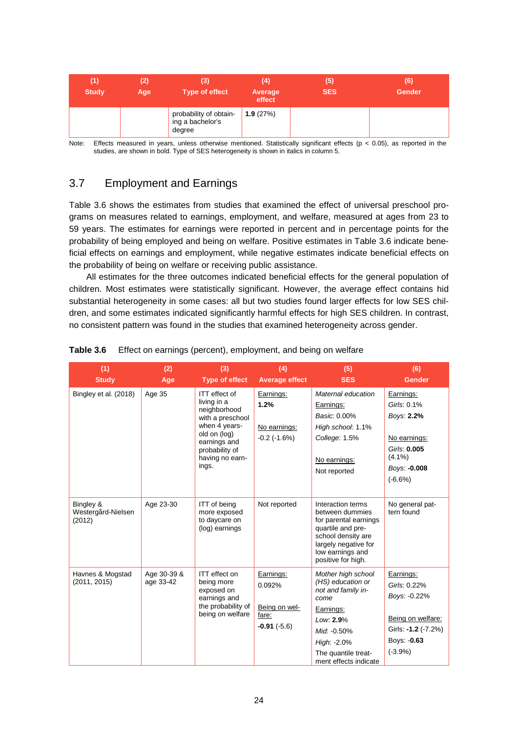| (1) Study | (2) Age | (3) Type of effect | (4) Average effect | (5) SES | (6) Gender |
|---|---|---|---|---|---|
| | | probability of obtaining a bachelor's degree | **1.9** (27%) | | |

Note: Effects measured in years, unless otherwise mentioned. Statistically significant effects ($p < 0.05$), as reported in the studies, are shown in bold. Type of SES heterogeneity is shown in italics in column 5.

## 3.7 Employment and Earnings

Table 3.6 shows the estimates from studies that examined the effect of universal preschool programs on measures related to earnings, employment, and welfare, measured at ages from 23 to 59 years. The estimates for earnings were reported in percent and in percentage points for the probability of being employed and being on welfare. Positive estimates in Table 3.6 indicate beneficial effects on earnings and employment, while negative estimates indicate beneficial effects on the probability of being on welfare or receiving public assistance.

All estimates for the three outcomes indicated beneficial effects for the general population of children. Most estimates were statistically significant. However, the average effect contains hid substantial heterogeneity in some cases: all but two studies found larger effects for low SES children, and some estimates indicated significantly harmful effects for high SES children. In contrast, no consistent pattern was found in the studies that examined heterogeneity across gender.

**Table 3.6** Effect on earnings (percent), employment, and being on welfare

| (1) Study | (2) Age | (3) Type of effect | (4) Average effect | (5) SES | (6) Gender |
|---|---|---|---|---|---|
| Bingley et al. (2018) | Age 35 | ITT effect of living in a neighborhood with a preschool when 4 years-old on (log) earnings and probability of having no earnings. | Earnings: **1.2%** <br> No earnings: -0.2 (-1.6%) | *Maternal education* <br> Earnings: <br> *Basic*: 0.00% <br> *High school*: 1.1% <br> *College*: 1.5% <br> No earnings: <br> Not reported | Earnings: <br> *Girls*: 0.1% <br> *Boys*: **2.2%** <br> No earnings: <br> *Girls*: **0.005** (4.1%) <br> *Boys*: **-0.008** (-6.6%) |
| Bingley & Westergård-Nielsen (2012) | Age 23-30 | ITT of being more exposed to daycare on (log) earnings | Not reported | Interaction terms between dummies for parental earnings quartile and preschool density are largely negative for low earnings and positive for high. | No general pattern found |
| Havnes & Mogstad (2011, 2015) | Age 30-39 & age 33-42 | ITT effect on being more exposed on earnings and the probability of being on welfare | Earnings: 0.092% <br> Being on welfare: **-0.91** (-5.6) | *Mother high school (HS) education or not and family income* <br> Earnings: <br> *Low*: **2.9**% <br> *Mid*: -0.50% <br> *High*: -2.0% <br> The quantile treatment effects indicate | Earnings: <br> *Girls*: 0.22% <br> *Boys*: -0.22% <br> Being on welfare: <br> Girls: **-1.2** (-7.2%) <br> Boys: **-0.63** (-3.9%) |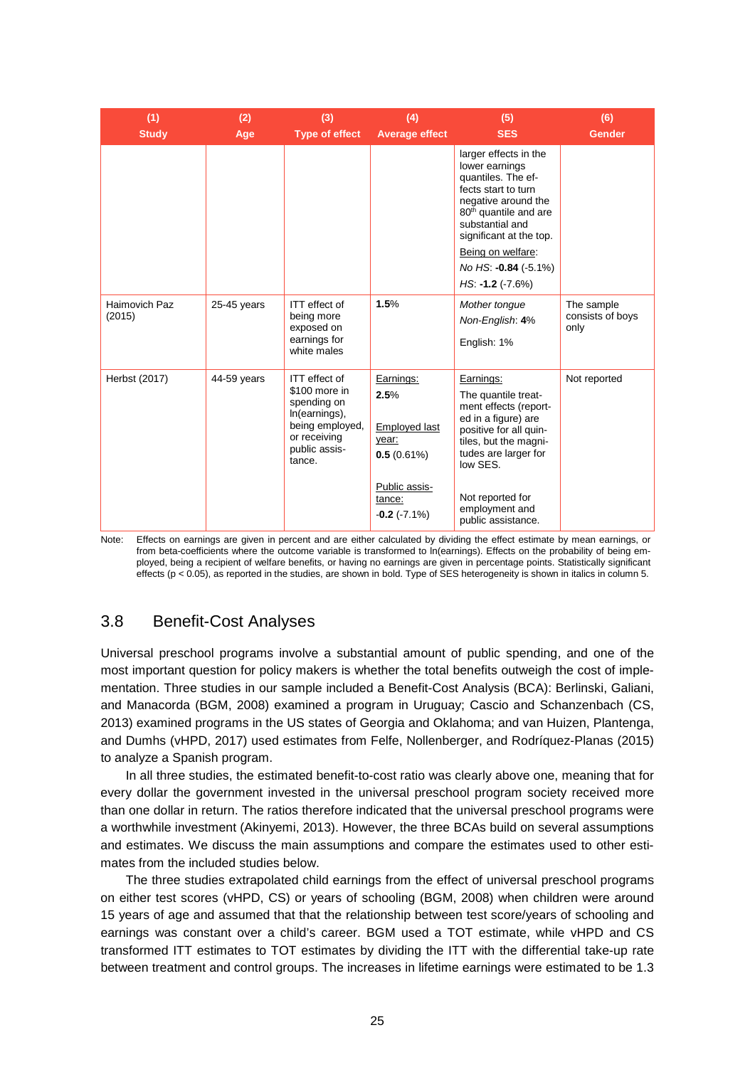| (1) Study | (2) Age | (3) Type of effect | (4) Average effect | (5) SES | (6) Gender |
|---|---|---|---|---|---|
| | | | | larger effects in the lower earnings quantiles. The effects start to turn negative around the 80th quantile and are substantial and significant at the top. Being on welfare: *No HS*: **-0.84** (-5.1%) *HS*: **-1.2** (-7.6%) | |
| Haimovich Paz (2015) | 25-45 years | ITT effect of being more exposed on earnings for white males | **1.5**% | *Mother tongue* *Non-English*: **4**% English: 1% | The sample consists of boys only |
| Herbst (2017) | 44-59 years | ITT effect of $100 more in spending on ln(earnings), being employed, or receiving public assistance. | Earnings: **2.5**% Employed last year: **0.5** (0.61%) Public assistance: **-0.2** (-7.1%) | Earnings: The quantile treatment effects (reported in a figure) are positive for all quintiles, but the magnitudes are larger for low SES. Not reported for employment and public assistance. | Not reported |

Note: Effects on earnings are given in percent and are either calculated by dividing the effect estimate by mean earnings, or from beta-coefficients where the outcome variable is transformed to ln(earnings). Effects on the probability of being employed, being a recipient of welfare benefits, or having no earnings are given in percentage points. Statistically significant effects ($p < 0.05$), as reported in the studies, are shown in bold. Type of SES heterogeneity is shown in italics in column 5.

## 3.8 Benefit-Cost Analyses

Universal preschool programs involve a substantial amount of public spending, and one of the most important question for policy makers is whether the total benefits outweigh the cost of implementation. Three studies in our sample included a Benefit-Cost Analysis (BCA): Berlinski, Galiani, and Manacorda (BGM, 2008) examined a program in Uruguay; Cascio and Schanzenbach (CS, 2013) examined programs in the US states of Georgia and Oklahoma; and van Huizen, Plantenga, and Dumhs (vHPD, 2017) used estimates from Felfe, Nollenberger, and Rodríquez-Planas (2015) to analyze a Spanish program.

In all three studies, the estimated benefit-to-cost ratio was clearly above one, meaning that for every dollar the government invested in the universal preschool program society received more than one dollar in return. The ratios therefore indicated that the universal preschool programs were a worthwhile investment (Akinyemi, 2013). However, the three BCAs build on several assumptions and estimates. We discuss the main assumptions and compare the estimates used to other estimates from the included studies below.

The three studies extrapolated child earnings from the effect of universal preschool programs on either test scores (vHPD, CS) or years of schooling (BGM, 2008) when children were around 15 years of age and assumed that that the relationship between test score/years of schooling and earnings was constant over a child's career. BGM used a TOT estimate, while vHPD and CS transformed ITT estimates to TOT estimates by dividing the ITT with the differential take-up rate between treatment and control groups. The increases in lifetime earnings were estimated to be 1.3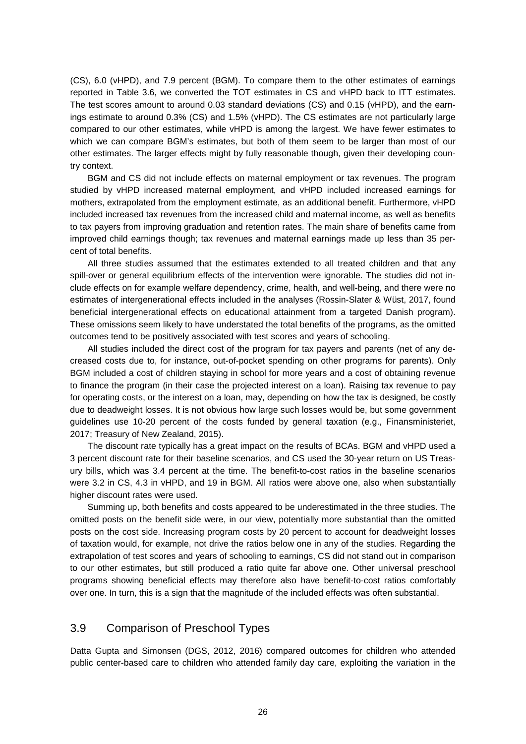(CS), 6.0 (vHPD), and 7.9 percent (BGM). To compare them to the other estimates of earnings reported in Table 3.6, we converted the TOT estimates in CS and vHPD back to ITT estimates. The test scores amount to around 0.03 standard deviations (CS) and 0.15 (vHPD), and the earnings estimate to around 0.3% (CS) and 1.5% (vHPD). The CS estimates are not particularly large compared to our other estimates, while vHPD is among the largest. We have fewer estimates to which we can compare BGM's estimates, but both of them seem to be larger than most of our other estimates. The larger effects might by fully reasonable though, given their developing country context.

BGM and CS did not include effects on maternal employment or tax revenues. The program studied by vHPD increased maternal employment, and vHPD included increased earnings for mothers, extrapolated from the employment estimate, as an additional benefit. Furthermore, vHPD included increased tax revenues from the increased child and maternal income, as well as benefits to tax payers from improving graduation and retention rates. The main share of benefits came from improved child earnings though; tax revenues and maternal earnings made up less than 35 percent of total benefits.

All three studies assumed that the estimates extended to all treated children and that any spill-over or general equilibrium effects of the intervention were ignorable. The studies did not include effects on for example welfare dependency, crime, health, and well-being, and there were no estimates of intergenerational effects included in the analyses (Rossin-Slater & Wüst, 2017, found beneficial intergenerational effects on educational attainment from a targeted Danish program). These omissions seem likely to have understated the total benefits of the programs, as the omitted outcomes tend to be positively associated with test scores and years of schooling.

All studies included the direct cost of the program for tax payers and parents (net of any decreased costs due to, for instance, out-of-pocket spending on other programs for parents). Only BGM included a cost of children staying in school for more years and a cost of obtaining revenue to finance the program (in their case the projected interest on a loan). Raising tax revenue to pay for operating costs, or the interest on a loan, may, depending on how the tax is designed, be costly due to deadweight losses. It is not obvious how large such losses would be, but some government guidelines use 10-20 percent of the costs funded by general taxation (e.g., Finansministeriet, 2017; Treasury of New Zealand, 2015).

The discount rate typically has a great impact on the results of BCAs. BGM and vHPD used a 3 percent discount rate for their baseline scenarios, and CS used the 30-year return on US Treasury bills, which was 3.4 percent at the time. The benefit-to-cost ratios in the baseline scenarios were 3.2 in CS, 4.3 in vHPD, and 19 in BGM. All ratios were above one, also when substantially higher discount rates were used.

Summing up, both benefits and costs appeared to be underestimated in the three studies. The omitted posts on the benefit side were, in our view, potentially more substantial than the omitted posts on the cost side. Increasing program costs by 20 percent to account for deadweight losses of taxation would, for example, not drive the ratios below one in any of the studies. Regarding the extrapolation of test scores and years of schooling to earnings, CS did not stand out in comparison to our other estimates, but still produced a ratio quite far above one. Other universal preschool programs showing beneficial effects may therefore also have benefit-to-cost ratios comfortably over one. In turn, this is a sign that the magnitude of the included effects was often substantial.

## 3.9 Comparison of Preschool Types

Datta Gupta and Simonsen (DGS, 2012, 2016) compared outcomes for children who attended public center-based care to children who attended family day care, exploiting the variation in the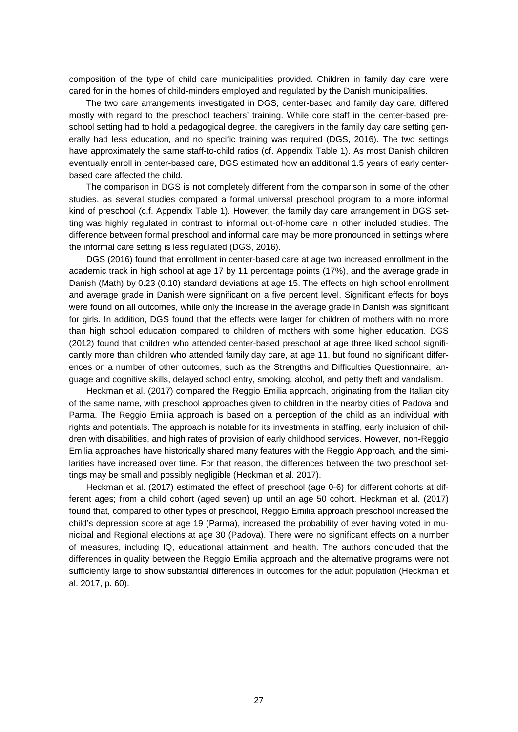composition of the type of child care municipalities provided. Children in family day care were cared for in the homes of child-minders employed and regulated by the Danish municipalities.

The two care arrangements investigated in DGS, center-based and family day care, differed mostly with regard to the preschool teachers' training. While core staff in the center-based preschool setting had to hold a pedagogical degree, the caregivers in the family day care setting generally had less education, and no specific training was required (DGS, 2016). The two settings have approximately the same staff-to-child ratios (cf. Appendix Table 1). As most Danish children eventually enroll in center-based care, DGS estimated how an additional 1.5 years of early center-based care affected the child.

The comparison in DGS is not completely different from the comparison in some of the other studies, as several studies compared a formal universal preschool program to a more informal kind of preschool (c.f. Appendix Table 1). However, the family day care arrangement in DGS setting was highly regulated in contrast to informal out-of-home care in other included studies. The difference between formal preschool and informal care may be more pronounced in settings where the informal care setting is less regulated (DGS, 2016).

DGS (2016) found that enrollment in center-based care at age two increased enrollment in the academic track in high school at age 17 by 11 percentage points (17%), and the average grade in Danish (Math) by 0.23 (0.10) standard deviations at age 15. The effects on high school enrollment and average grade in Danish were significant on a five percent level. Significant effects for boys were found on all outcomes, while only the increase in the average grade in Danish was significant for girls. In addition, DGS found that the effects were larger for children of mothers with no more than high school education compared to children of mothers with some higher education. DGS (2012) found that children who attended center-based preschool at age three liked school significantly more than children who attended family day care, at age 11, but found no significant differences on a number of other outcomes, such as the Strengths and Difficulties Questionnaire, language and cognitive skills, delayed school entry, smoking, alcohol, and petty theft and vandalism.

Heckman et al. (2017) compared the Reggio Emilia approach, originating from the Italian city of the same name, with preschool approaches given to children in the nearby cities of Padova and Parma. The Reggio Emilia approach is based on a perception of the child as an individual with rights and potentials. The approach is notable for its investments in staffing, early inclusion of children with disabilities, and high rates of provision of early childhood services. However, non-Reggio Emilia approaches have historically shared many features with the Reggio Approach, and the similarities have increased over time. For that reason, the differences between the two preschool settings may be small and possibly negligible (Heckman et al. 2017).

Heckman et al. (2017) estimated the effect of preschool (age 0-6) for different cohorts at different ages; from a child cohort (aged seven) up until an age 50 cohort. Heckman et al. (2017) found that, compared to other types of preschool, Reggio Emilia approach preschool increased the child's depression score at age 19 (Parma), increased the probability of ever having voted in municipal and Regional elections at age 30 (Padova). There were no significant effects on a number of measures, including IQ, educational attainment, and health. The authors concluded that the differences in quality between the Reggio Emilia approach and the alternative programs were not sufficiently large to show substantial differences in outcomes for the adult population (Heckman et al. 2017, p. 60).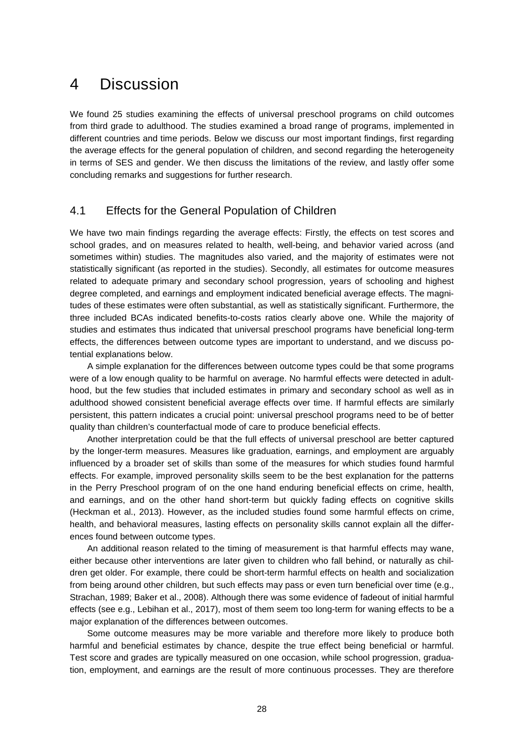# 4 Discussion

We found 25 studies examining the effects of universal preschool programs on child outcomes from third grade to adulthood. The studies examined a broad range of programs, implemented in different countries and time periods. Below we discuss our most important findings, first regarding the average effects for the general population of children, and second regarding the heterogeneity in terms of SES and gender. We then discuss the limitations of the review, and lastly offer some concluding remarks and suggestions for further research.

## 4.1 Effects for the General Population of Children

We have two main findings regarding the average effects: Firstly, the effects on test scores and school grades, and on measures related to health, well-being, and behavior varied across (and sometimes within) studies. The magnitudes also varied, and the majority of estimates were not statistically significant (as reported in the studies). Secondly, all estimates for outcome measures related to adequate primary and secondary school progression, years of schooling and highest degree completed, and earnings and employment indicated beneficial average effects. The magnitudes of these estimates were often substantial, as well as statistically significant. Furthermore, the three included BCAs indicated benefits-to-costs ratios clearly above one. While the majority of studies and estimates thus indicated that universal preschool programs have beneficial long-term effects, the differences between outcome types are important to understand, and we discuss potential explanations below.

A simple explanation for the differences between outcome types could be that some programs were of a low enough quality to be harmful on average. No harmful effects were detected in adulthood, but the few studies that included estimates in primary and secondary school as well as in adulthood showed consistent beneficial average effects over time. If harmful effects are similarly persistent, this pattern indicates a crucial point: universal preschool programs need to be of better quality than children's counterfactual mode of care to produce beneficial effects.

Another interpretation could be that the full effects of universal preschool are better captured by the longer-term measures. Measures like graduation, earnings, and employment are arguably influenced by a broader set of skills than some of the measures for which studies found harmful effects. For example, improved personality skills seem to be the best explanation for the patterns in the Perry Preschool program of on the one hand enduring beneficial effects on crime, health, and earnings, and on the other hand short-term but quickly fading effects on cognitive skills (Heckman et al., 2013). However, as the included studies found some harmful effects on crime, health, and behavioral measures, lasting effects on personality skills cannot explain all the differences found between outcome types.

An additional reason related to the timing of measurement is that harmful effects may wane, either because other interventions are later given to children who fall behind, or naturally as children get older. For example, there could be short-term harmful effects on health and socialization from being around other children, but such effects may pass or even turn beneficial over time (e.g., Strachan, 1989; Baker et al., 2008). Although there was some evidence of fadeout of initial harmful effects (see e.g., Lebihan et al., 2017), most of them seem too long-term for waning effects to be a major explanation of the differences between outcomes.

Some outcome measures may be more variable and therefore more likely to produce both harmful and beneficial estimates by chance, despite the true effect being beneficial or harmful. Test score and grades are typically measured on one occasion, while school progression, graduation, employment, and earnings are the result of more continuous processes. They are therefore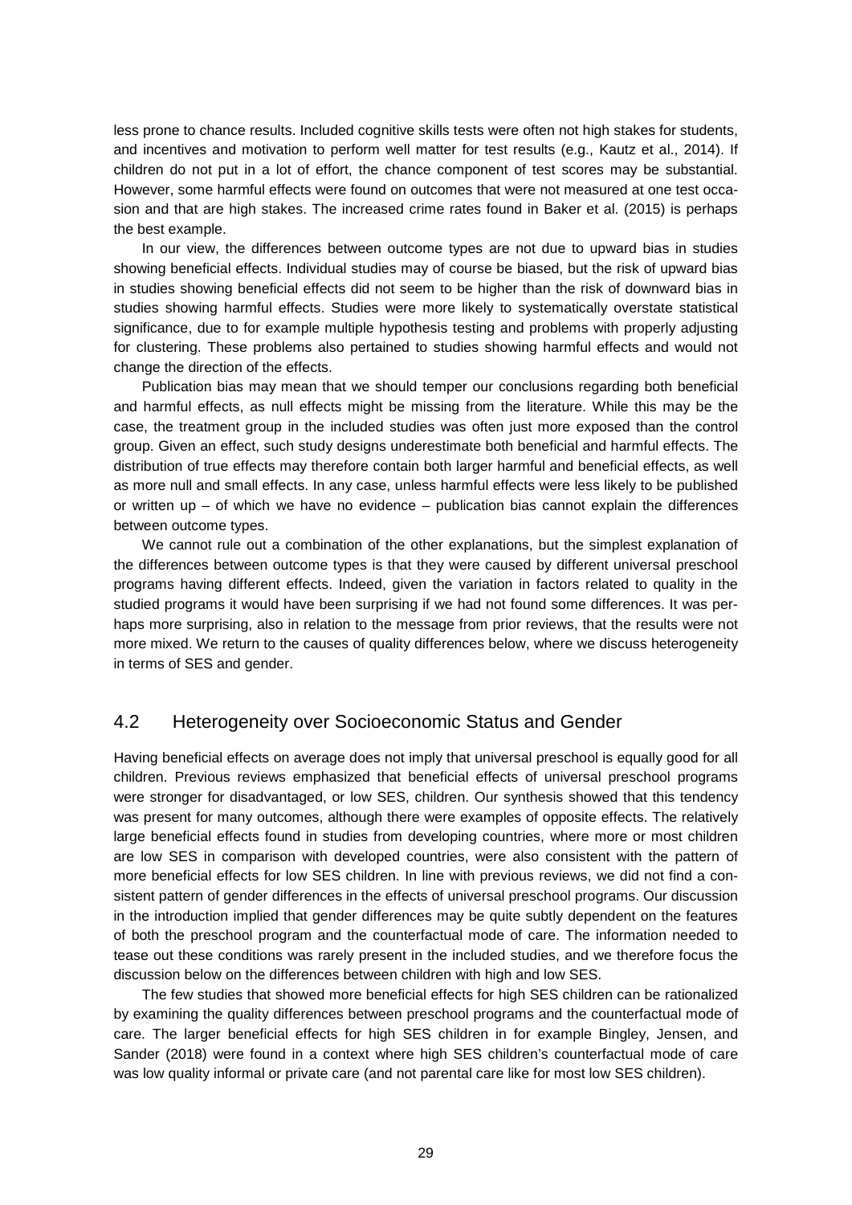less prone to chance results. Included cognitive skills tests were often not high stakes for students, and incentives and motivation to perform well matter for test results (e.g., Kautz et al., 2014). If children do not put in a lot of effort, the chance component of test scores may be substantial. However, some harmful effects were found on outcomes that were not measured at one test occasion and that are high stakes. The increased crime rates found in Baker et al. (2015) is perhaps the best example.

In our view, the differences between outcome types are not due to upward bias in studies showing beneficial effects. Individual studies may of course be biased, but the risk of upward bias in studies showing beneficial effects did not seem to be higher than the risk of downward bias in studies showing harmful effects. Studies were more likely to systematically overstate statistical significance, due to for example multiple hypothesis testing and problems with properly adjusting for clustering. These problems also pertained to studies showing harmful effects and would not change the direction of the effects.

Publication bias may mean that we should temper our conclusions regarding both beneficial and harmful effects, as null effects might be missing from the literature. While this may be the case, the treatment group in the included studies was often just more exposed than the control group. Given an effect, such study designs underestimate both beneficial and harmful effects. The distribution of true effects may therefore contain both larger harmful and beneficial effects, as well as more null and small effects. In any case, unless harmful effects were less likely to be published or written up – of which we have no evidence – publication bias cannot explain the differences between outcome types.

We cannot rule out a combination of the other explanations, but the simplest explanation of the differences between outcome types is that they were caused by different universal preschool programs having different effects. Indeed, given the variation in factors related to quality in the studied programs it would have been surprising if we had not found some differences. It was perhaps more surprising, also in relation to the message from prior reviews, that the results were not more mixed. We return to the causes of quality differences below, where we discuss heterogeneity in terms of SES and gender.

## 4.2 Heterogeneity over Socioeconomic Status and Gender

Having beneficial effects on average does not imply that universal preschool is equally good for all children. Previous reviews emphasized that beneficial effects of universal preschool programs were stronger for disadvantaged, or low SES, children. Our synthesis showed that this tendency was present for many outcomes, although there were examples of opposite effects. The relatively large beneficial effects found in studies from developing countries, where more or most children are low SES in comparison with developed countries, were also consistent with the pattern of more beneficial effects for low SES children. In line with previous reviews, we did not find a consistent pattern of gender differences in the effects of universal preschool programs. Our discussion in the introduction implied that gender differences may be quite subtly dependent on the features of both the preschool program and the counterfactual mode of care. The information needed to tease out these conditions was rarely present in the included studies, and we therefore focus the discussion below on the differences between children with high and low SES.

The few studies that showed more beneficial effects for high SES children can be rationalized by examining the quality differences between preschool programs and the counterfactual mode of care. The larger beneficial effects for high SES children in for example Bingley, Jensen, and Sander (2018) were found in a context where high SES children's counterfactual mode of care was low quality informal or private care (and not parental care like for most low SES children).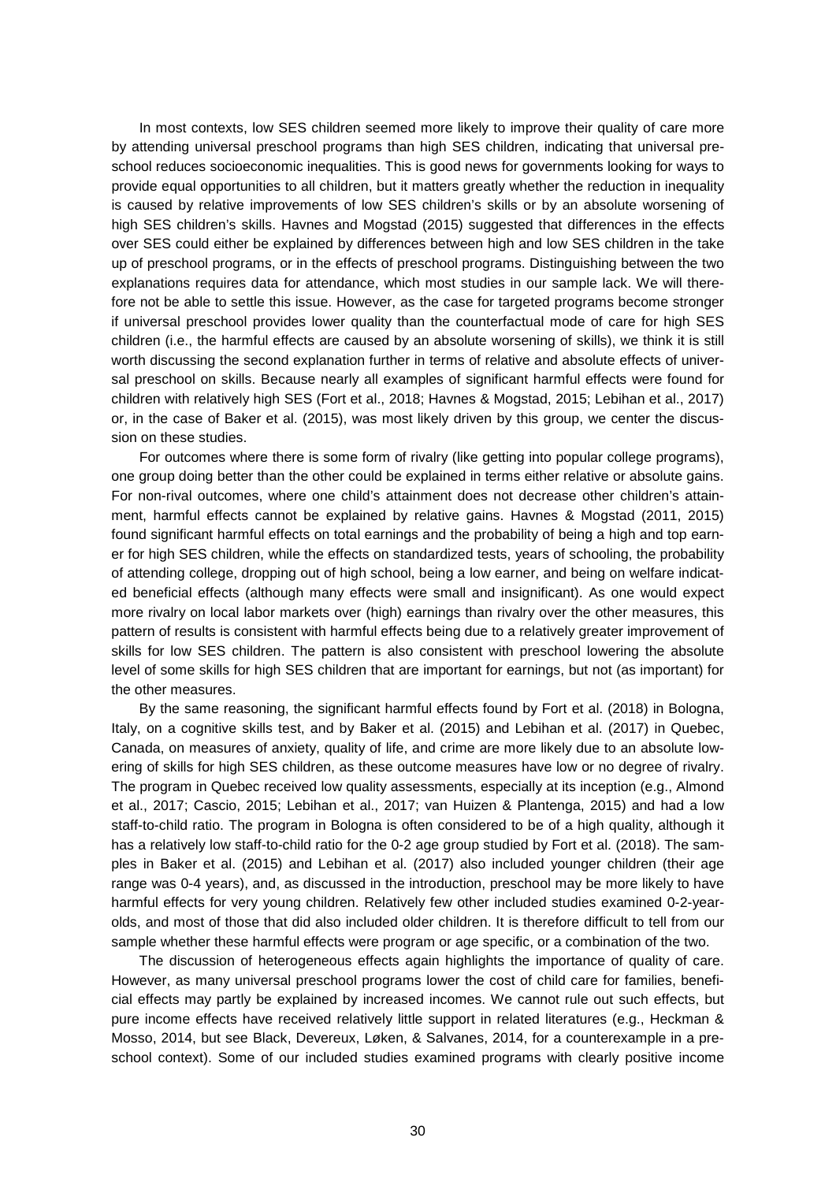In most contexts, low SES children seemed more likely to improve their quality of care more by attending universal preschool programs than high SES children, indicating that universal preschool reduces socioeconomic inequalities. This is good news for governments looking for ways to provide equal opportunities to all children, but it matters greatly whether the reduction in inequality is caused by relative improvements of low SES children's skills or by an absolute worsening of high SES children's skills. Havnes and Mogstad (2015) suggested that differences in the effects over SES could either be explained by differences between high and low SES children in the take up of preschool programs, or in the effects of preschool programs. Distinguishing between the two explanations requires data for attendance, which most studies in our sample lack. We will therefore not be able to settle this issue. However, as the case for targeted programs become stronger if universal preschool provides lower quality than the counterfactual mode of care for high SES children (i.e., the harmful effects are caused by an absolute worsening of skills), we think it is still worth discussing the second explanation further in terms of relative and absolute effects of universal preschool on skills. Because nearly all examples of significant harmful effects were found for children with relatively high SES (Fort et al., 2018; Havnes & Mogstad, 2015; Lebihan et al., 2017) or, in the case of Baker et al. (2015), was most likely driven by this group, we center the discussion on these studies.

For outcomes where there is some form of rivalry (like getting into popular college programs), one group doing better than the other could be explained in terms either relative or absolute gains. For non-rival outcomes, where one child's attainment does not decrease other children's attainment, harmful effects cannot be explained by relative gains. Havnes & Mogstad (2011, 2015) found significant harmful effects on total earnings and the probability of being a high and top earner for high SES children, while the effects on standardized tests, years of schooling, the probability of attending college, dropping out of high school, being a low earner, and being on welfare indicated beneficial effects (although many effects were small and insignificant). As one would expect more rivalry on local labor markets over (high) earnings than rivalry over the other measures, this pattern of results is consistent with harmful effects being due to a relatively greater improvement of skills for low SES children. The pattern is also consistent with preschool lowering the absolute level of some skills for high SES children that are important for earnings, but not (as important) for the other measures.

By the same reasoning, the significant harmful effects found by Fort et al. (2018) in Bologna, Italy, on a cognitive skills test, and by Baker et al. (2015) and Lebihan et al. (2017) in Quebec, Canada, on measures of anxiety, quality of life, and crime are more likely due to an absolute lowering of skills for high SES children, as these outcome measures have low or no degree of rivalry. The program in Quebec received low quality assessments, especially at its inception (e.g., Almond et al., 2017; Cascio, 2015; Lebihan et al., 2017; van Huizen & Plantenga, 2015) and had a low staff-to-child ratio. The program in Bologna is often considered to be of a high quality, although it has a relatively low staff-to-child ratio for the 0-2 age group studied by Fort et al. (2018). The samples in Baker et al. (2015) and Lebihan et al. (2017) also included younger children (their age range was 0-4 years), and, as discussed in the introduction, preschool may be more likely to have harmful effects for very young children. Relatively few other included studies examined 0-2-year-olds, and most of those that did also included older children. It is therefore difficult to tell from our sample whether these harmful effects were program or age specific, or a combination of the two.

The discussion of heterogeneous effects again highlights the importance of quality of care. However, as many universal preschool programs lower the cost of child care for families, beneficial effects may partly be explained by increased incomes. We cannot rule out such effects, but pure income effects have received relatively little support in related literatures (e.g., Heckman & Mosso, 2014, but see Black, Devereux, Løken, & Salvanes, 2014, for a counterexample in a preschool context). Some of our included studies examined programs with clearly positive income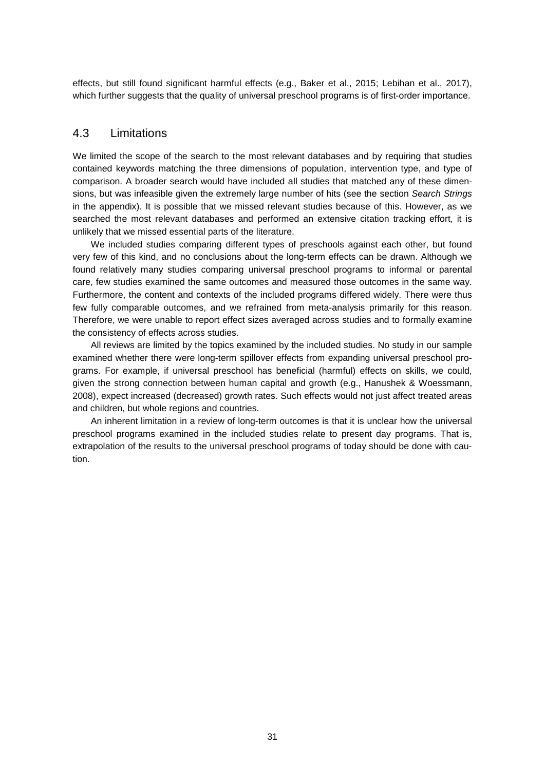effects, but still found significant harmful effects (e.g., Baker et al., 2015; Lebihan et al., 2017), which further suggests that the quality of universal preschool programs is of first-order importance.

## 4.3 Limitations

We limited the scope of the search to the most relevant databases and by requiring that studies contained keywords matching the three dimensions of population, intervention type, and type of comparison. A broader search would have included all studies that matched any of these dimensions, but was infeasible given the extremely large number of hits (see the section *Search Strings* in the appendix). It is possible that we missed relevant studies because of this. However, as we searched the most relevant databases and performed an extensive citation tracking effort, it is unlikely that we missed essential parts of the literature.

We included studies comparing different types of preschools against each other, but found very few of this kind, and no conclusions about the long-term effects can be drawn. Although we found relatively many studies comparing universal preschool programs to informal or parental care, few studies examined the same outcomes and measured those outcomes in the same way. Furthermore, the content and contexts of the included programs differed widely. There were thus few fully comparable outcomes, and we refrained from meta-analysis primarily for this reason. Therefore, we were unable to report effect sizes averaged across studies and to formally examine the consistency of effects across studies.

All reviews are limited by the topics examined by the included studies. No study in our sample examined whether there were long-term spillover effects from expanding universal preschool programs. For example, if universal preschool has beneficial (harmful) effects on skills, we could, given the strong connection between human capital and growth (e.g., Hanushek & Woessmann, 2008), expect increased (decreased) growth rates. Such effects would not just affect treated areas and children, but whole regions and countries.

An inherent limitation in a review of long-term outcomes is that it is unclear how the universal preschool programs examined in the included studies relate to present day programs. That is, extrapolation of the results to the universal preschool programs of today should be done with caution.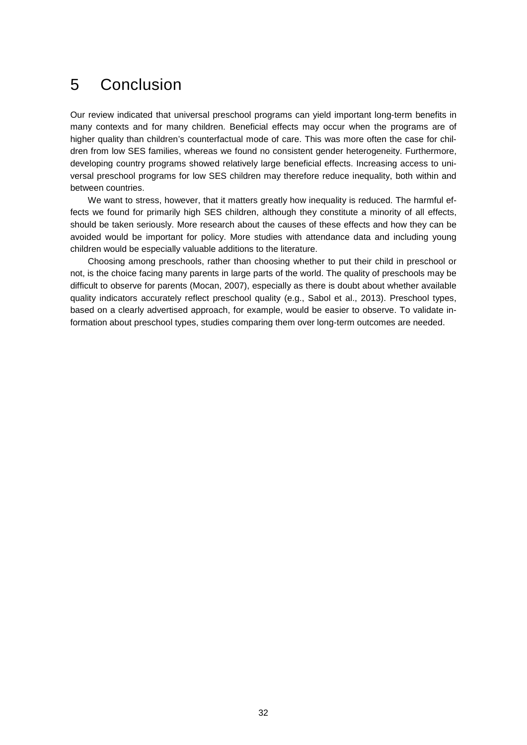# 5 Conclusion

Our review indicated that universal preschool programs can yield important long-term benefits in many contexts and for many children. Beneficial effects may occur when the programs are of higher quality than children's counterfactual mode of care. This was more often the case for children from low SES families, whereas we found no consistent gender heterogeneity. Furthermore, developing country programs showed relatively large beneficial effects. Increasing access to universal preschool programs for low SES children may therefore reduce inequality, both within and between countries.

We want to stress, however, that it matters greatly how inequality is reduced. The harmful effects we found for primarily high SES children, although they constitute a minority of all effects, should be taken seriously. More research about the causes of these effects and how they can be avoided would be important for policy. More studies with attendance data and including young children would be especially valuable additions to the literature.

Choosing among preschools, rather than choosing whether to put their child in preschool or not, is the choice facing many parents in large parts of the world. The quality of preschools may be difficult to observe for parents (Mocan, 2007), especially as there is doubt about whether available quality indicators accurately reflect preschool quality (e.g., Sabol et al., 2013). Preschool types, based on a clearly advertised approach, for example, would be easier to observe. To validate information about preschool types, studies comparing them over long-term outcomes are needed.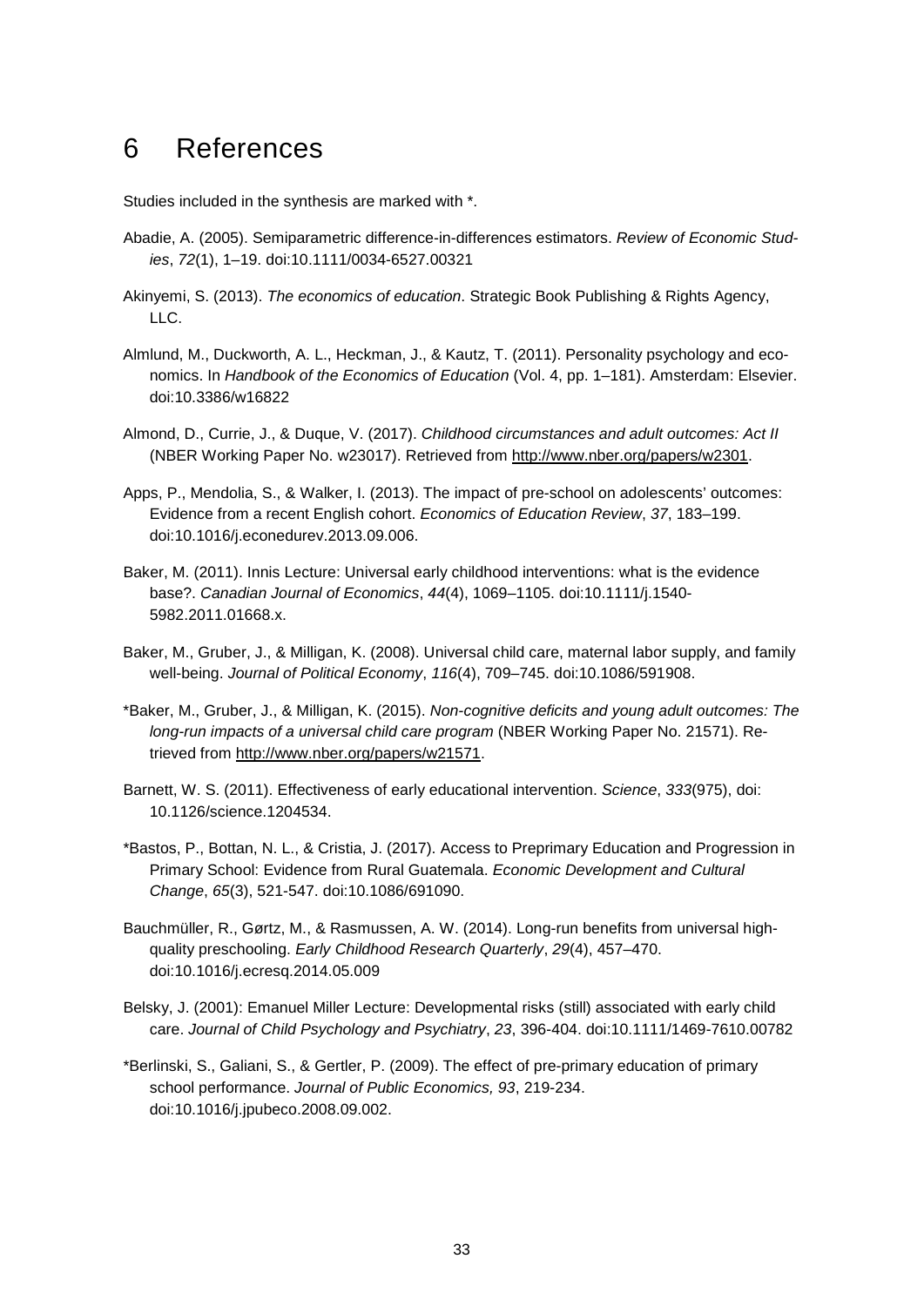# 6 References

Studies included in the synthesis are marked with *.

Abadie, A. (2005). Semiparametric difference-in-differences estimators. *Review of Economic Studies*, *72*(1), 1–19. doi:10.1111/0034-6527.00321

Akinyemi, S. (2013). *The economics of education*. Strategic Book Publishing & Rights Agency, LLC.

Almlund, M., Duckworth, A. L., Heckman, J., & Kautz, T. (2011). Personality psychology and economics. In *Handbook of the Economics of Education* (Vol. 4, pp. 1–181). Amsterdam: Elsevier. doi:10.3386/w16822

Almond, D., Currie, J., & Duque, V. (2017). *Childhood circumstances and adult outcomes: Act II* (NBER Working Paper No. w23017). Retrieved from http://www.nber.org/papers/w2301.

Apps, P., Mendolia, S., & Walker, I. (2013). The impact of pre-school on adolescents' outcomes: Evidence from a recent English cohort. *Economics of Education Review*, *37*, 183–199. doi:10.1016/j.econedurev.2013.09.006.

Baker, M. (2011). Innis Lecture: Universal early childhood interventions: what is the evidence base?. *Canadian Journal of Economics*, *44*(4), 1069–1105. doi:10.1111/j.1540-5982.2011.01668.x.

Baker, M., Gruber, J., & Milligan, K. (2008). Universal child care, maternal labor supply, and family well-being. *Journal of Political Economy*, *116*(4), 709–745. doi:10.1086/591908.

*Baker, M., Gruber, J., & Milligan, K. (2015). *Non-cognitive deficits and young adult outcomes: The long-run impacts of a universal child care program* (NBER Working Paper No. 21571). Retrieved from http://www.nber.org/papers/w21571.

Barnett, W. S. (2011). Effectiveness of early educational intervention. *Science*, *333*(975), doi: 10.1126/science.1204534.

*Bastos, P., Bottan, N. L., & Cristia, J. (2017). Access to Preprimary Education and Progression in Primary School: Evidence from Rural Guatemala. *Economic Development and Cultural Change*, *65*(3), 521-547. doi:10.1086/691090.

Bauchmüller, R., Gørtz, M., & Rasmussen, A. W. (2014). Long-run benefits from universal high-quality preschooling. *Early Childhood Research Quarterly*, *29*(4), 457–470. doi:10.1016/j.ecresq.2014.05.009

Belsky, J. (2001): Emanuel Miller Lecture: Developmental risks (still) associated with early child care. *Journal of Child Psychology and Psychiatry*, *23*, 396-404. doi:10.1111/1469-7610.00782

*Berlinski, S., Galiani, S., & Gertler, P. (2009). The effect of pre-primary education of primary school performance. *Journal of Public Economics, 93*, 219-234. doi:10.1016/j.jpubeco.2008.09.002.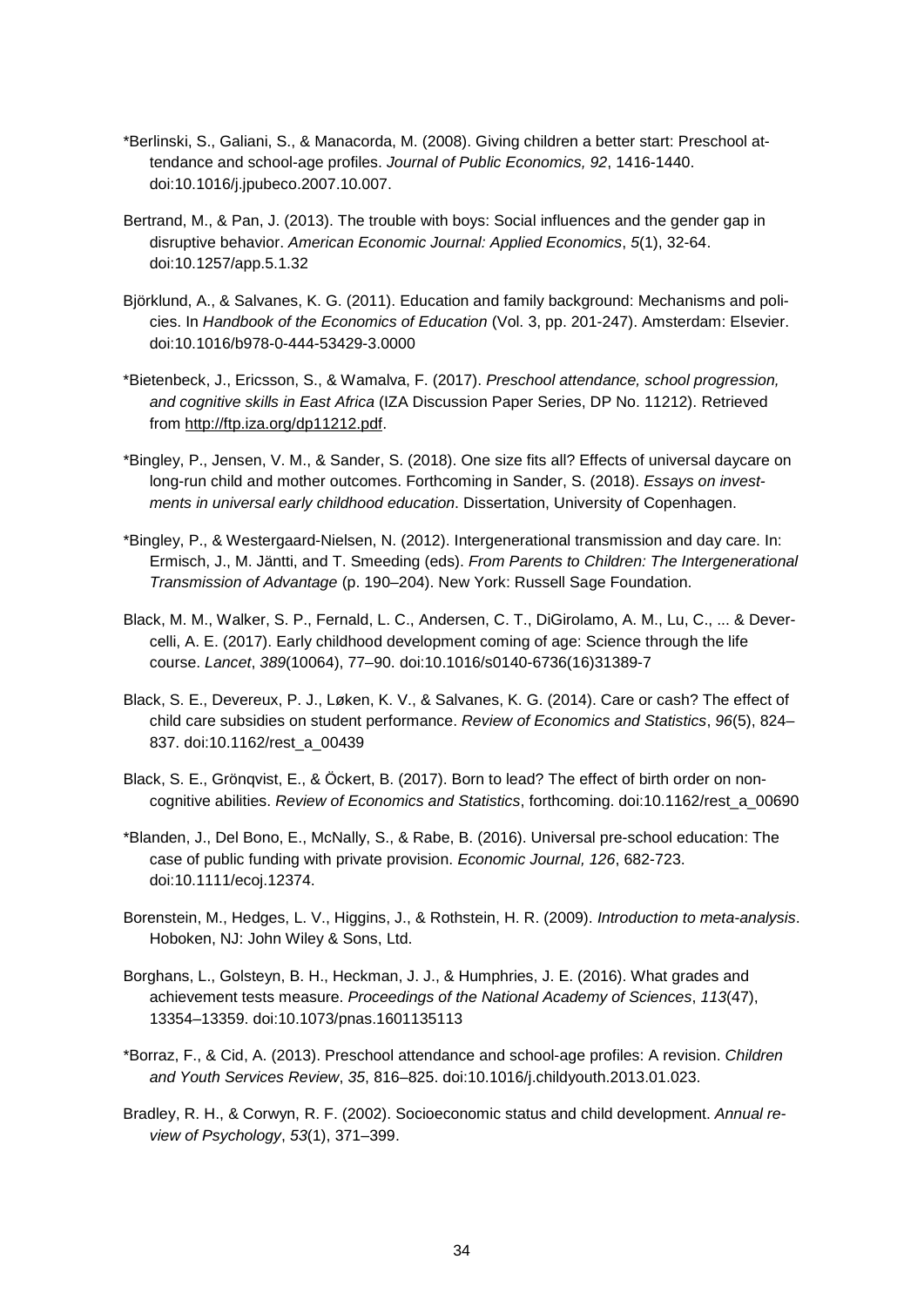*Berlinski, S., Galiani, S., & Manacorda, M. (2008). Giving children a better start: Preschool attendance and school-age profiles. *Journal of Public Economics, 92*, 1416-1440. doi:10.1016/j.jpubeco.2007.10.007.

Bertrand, M., & Pan, J. (2013). The trouble with boys: Social influences and the gender gap in disruptive behavior. *American Economic Journal: Applied Economics*, *5*(1), 32-64. doi:10.1257/app.5.1.32

Björklund, A., & Salvanes, K. G. (2011). Education and family background: Mechanisms and policies. In *Handbook of the Economics of Education* (Vol. 3, pp. 201-247). Amsterdam: Elsevier. doi:10.1016/b978-0-444-53429-3.0000

*Bietenbeck, J., Ericsson, S., & Wamalva, F. (2017). *Preschool attendance, school progression, and cognitive skills in East Africa* (IZA Discussion Paper Series, DP No. 11212). Retrieved from http://ftp.iza.org/dp11212.pdf.

*Bingley, P., Jensen, V. M., & Sander, S. (2018). One size fits all? Effects of universal daycare on long-run child and mother outcomes. Forthcoming in Sander, S. (2018). *Essays on investments in universal early childhood education*. Dissertation, University of Copenhagen.

*Bingley, P., & Westergaard-Nielsen, N. (2012). Intergenerational transmission and day care. In: Ermisch, J., M. Jäntti, and T. Smeeding (eds). *From Parents to Children: The Intergenerational Transmission of Advantage* (p. 190–204). New York: Russell Sage Foundation.

Black, M. M., Walker, S. P., Fernald, L. C., Andersen, C. T., DiGirolamo, A. M., Lu, C., ... & Devercelli, A. E. (2017). Early childhood development coming of age: Science through the life course. *Lancet*, *389*(10064), 77–90. doi:10.1016/s0140-6736(16)31389-7

Black, S. E., Devereux, P. J., Løken, K. V., & Salvanes, K. G. (2014). Care or cash? The effect of child care subsidies on student performance. *Review of Economics and Statistics*, *96*(5), 824–837. doi:10.1162/rest_a_00439

Black, S. E., Grönqvist, E., & Öckert, B. (2017). Born to lead? The effect of birth order on non-cognitive abilities. *Review of Economics and Statistics*, forthcoming. doi:10.1162/rest_a_00690

*Blanden, J., Del Bono, E., McNally, S., & Rabe, B. (2016). Universal pre-school education: The case of public funding with private provision. *Economic Journal, 126*, 682-723. doi:10.1111/ecoj.12374.

Borenstein, M., Hedges, L. V., Higgins, J., & Rothstein, H. R. (2009). *Introduction to meta-analysis*. Hoboken, NJ: John Wiley & Sons, Ltd.

Borghans, L., Golsteyn, B. H., Heckman, J. J., & Humphries, J. E. (2016). What grades and achievement tests measure. *Proceedings of the National Academy of Sciences*, *113*(47), 13354–13359. doi:10.1073/pnas.1601135113

*Borraz, F., & Cid, A. (2013). Preschool attendance and school-age profiles: A revision. *Children and Youth Services Review*, *35*, 816–825. doi:10.1016/j.childyouth.2013.01.023.

Bradley, R. H., & Corwyn, R. F. (2002). Socioeconomic status and child development. *Annual review of Psychology*, *53*(1), 371–399.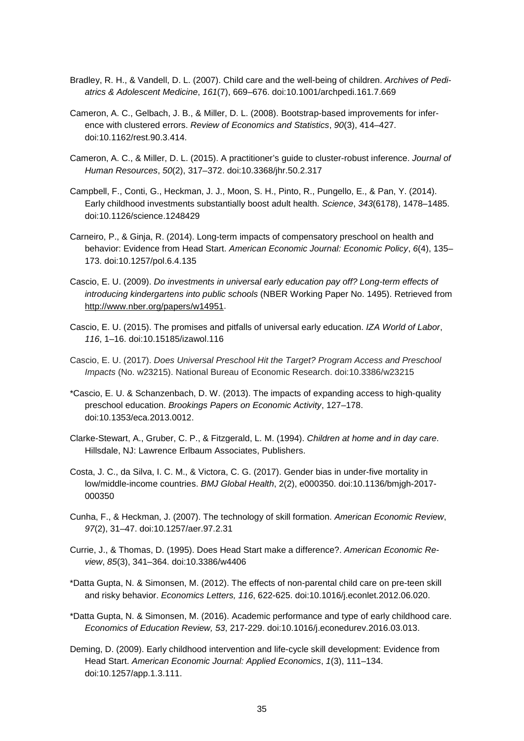Bradley, R. H., & Vandell, D. L. (2007). Child care and the well-being of children. *Archives of Pediatrics & Adolescent Medicine*, *161*(7), 669–676. doi:10.1001/archpedi.161.7.669

Cameron, A. C., Gelbach, J. B., & Miller, D. L. (2008). Bootstrap-based improvements for inference with clustered errors. *Review of Economics and Statistics*, *90*(3), 414–427. doi:10.1162/rest.90.3.414.

Cameron, A. C., & Miller, D. L. (2015). A practitioner's guide to cluster-robust inference. *Journal of Human Resources*, *50*(2), 317–372. doi:10.3368/jhr.50.2.317

Campbell, F., Conti, G., Heckman, J. J., Moon, S. H., Pinto, R., Pungello, E., & Pan, Y. (2014). Early childhood investments substantially boost adult health. *Science*, *343*(6178), 1478–1485. doi:10.1126/science.1248429

Carneiro, P., & Ginja, R. (2014). Long-term impacts of compensatory preschool on health and behavior: Evidence from Head Start. *American Economic Journal: Economic Policy*, *6*(4), 135–173. doi:10.1257/pol.6.4.135

Cascio, E. U. (2009). *Do investments in universal early education pay off? Long-term effects of introducing kindergartens into public schools* (NBER Working Paper No. 1495). Retrieved from http://www.nber.org/papers/w14951.

Cascio, E. U. (2015). The promises and pitfalls of universal early education. *IZA World of Labor*, *116*, 1–16. doi:10.15185/izawol.116

Cascio, E. U. (2017). *Does Universal Preschool Hit the Target? Program Access and Preschool Impacts* (No. w23215). National Bureau of Economic Research. doi:10.3386/w23215

*Cascio, E. U. & Schanzenbach, D. W. (2013). The impacts of expanding access to high-quality preschool education. *Brookings Papers on Economic Activity*, 127–178. doi:10.1353/eca.2013.0012.

Clarke-Stewart, A., Gruber, C. P., & Fitzgerald, L. M. (1994). *Children at home and in day care*. Hillsdale, NJ: Lawrence Erlbaum Associates, Publishers.

Costa, J. C., da Silva, I. C. M., & Victora, C. G. (2017). Gender bias in under-five mortality in low/middle-income countries. *BMJ Global Health*, 2(2), e000350. doi:10.1136/bmjgh-2017-000350

Cunha, F., & Heckman, J. (2007). The technology of skill formation. *American Economic Review*, *97*(2), 31–47. doi:10.1257/aer.97.2.31

Currie, J., & Thomas, D. (1995). Does Head Start make a difference?. *American Economic Review*, *85*(3), 341–364. doi:10.3386/w4406

*Datta Gupta, N. & Simonsen, M. (2012). The effects of non-parental child care on pre-teen skill and risky behavior. *Economics Letters, 116*, 622-625. doi:10.1016/j.econlet.2012.06.020.

*Datta Gupta, N. & Simonsen, M. (2016). Academic performance and type of early childhood care. *Economics of Education Review, 53*, 217-229. doi:10.1016/j.econedurev.2016.03.013.

Deming, D. (2009). Early childhood intervention and life-cycle skill development: Evidence from Head Start. *American Economic Journal: Applied Economics*, *1*(3), 111–134. doi:10.1257/app.1.3.111.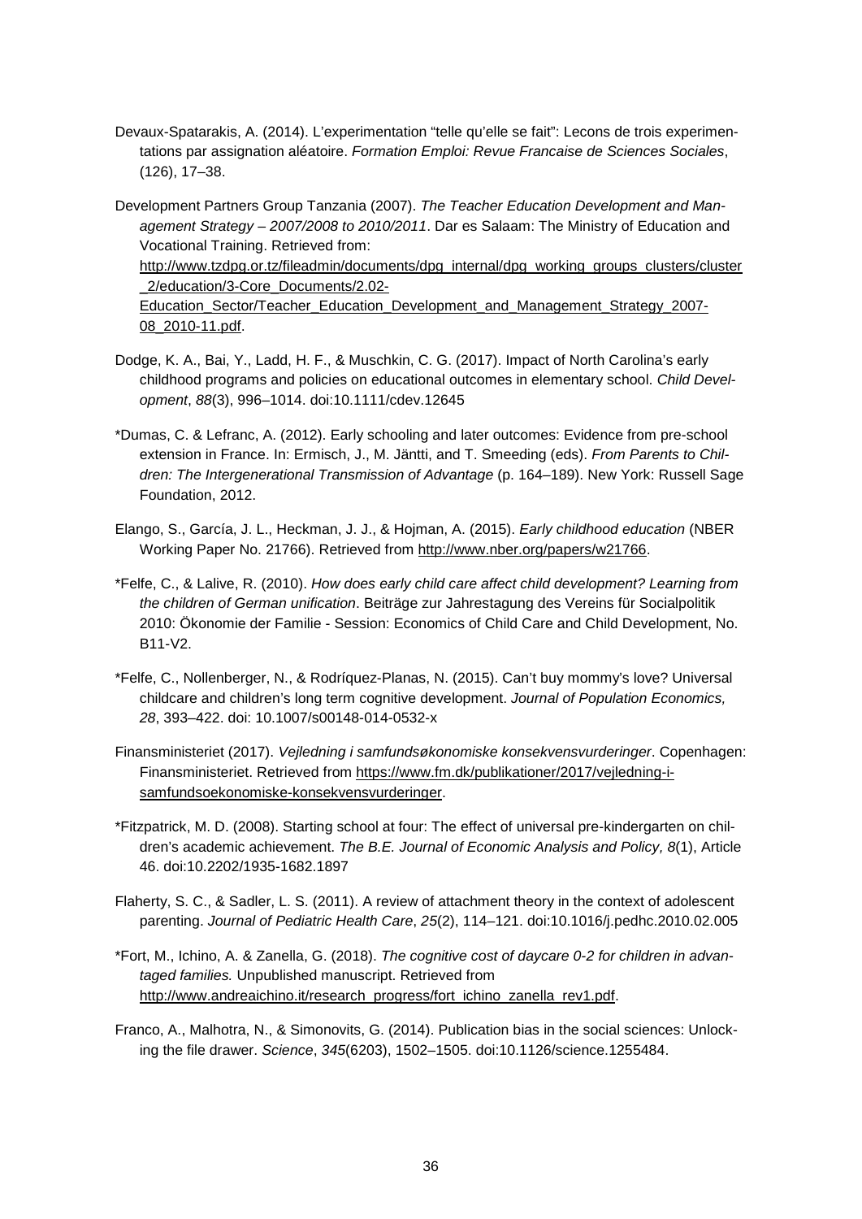Devaux-Spatarakis, A. (2014). L'experimentation "telle qu'elle se fait": Lecons de trois experimentations par assignation aléatoire. *Formation Emploi: Revue Francaise de Sciences Sociales*, (126), 17–38.

Development Partners Group Tanzania (2007). *The Teacher Education Development and Management Strategy – 2007/2008 to 2010/2011*. Dar es Salaam: The Ministry of Education and Vocational Training. Retrieved from: http://www.tzdpg.or.tz/fileadmin/documents/dpg_internal/dpg_working_groups_clusters/cluster_2/education/3-Core_Documents/2.02-Education_Sector/Teacher_Education_Development_and_Management_Strategy_2007-08_2010-11.pdf.

Dodge, K. A., Bai, Y., Ladd, H. F., & Muschkin, C. G. (2017). Impact of North Carolina's early childhood programs and policies on educational outcomes in elementary school. *Child Development*, *88*(3), 996–1014. doi:10.1111/cdev.12645

*Dumas, C. & Lefranc, A. (2012). Early schooling and later outcomes: Evidence from pre-school extension in France. In: Ermisch, J., M. Jäntti, and T. Smeeding (eds). *From Parents to Children: The Intergenerational Transmission of Advantage* (p. 164–189). New York: Russell Sage Foundation, 2012.

Elango, S., García, J. L., Heckman, J. J., & Hojman, A. (2015). *Early childhood education* (NBER Working Paper No. 21766). Retrieved from http://www.nber.org/papers/w21766.

*Felfe, C., & Lalive, R. (2010). *How does early child care affect child development? Learning from the children of German unification*. Beiträge zur Jahrestagung des Vereins für Socialpolitik 2010: Ökonomie der Familie - Session: Economics of Child Care and Child Development, No. B11-V2.

*Felfe, C., Nollenberger, N., & Rodríquez-Planas, N. (2015). Can't buy mommy's love? Universal childcare and children's long term cognitive development. *Journal of Population Economics, 28*, 393–422. doi: 10.1007/s00148-014-0532-x

Finansministeriet (2017). *Vejledning i samfundsøkonomiske konsekvensvurderinger*. Copenhagen: Finansministeriet. Retrieved from https://www.fm.dk/publikationer/2017/vejledning-i-samfundsoekonomiske-konsekvensvurderinger.

*Fitzpatrick, M. D. (2008). Starting school at four: The effect of universal pre-kindergarten on children's academic achievement. *The B.E. Journal of Economic Analysis and Policy, 8*(1), Article 46. doi:10.2202/1935-1682.1897

Flaherty, S. C., & Sadler, L. S. (2011). A review of attachment theory in the context of adolescent parenting. *Journal of Pediatric Health Care*, *25*(2), 114–121. doi:10.1016/j.pedhc.2010.02.005

*Fort, M., Ichino, A. & Zanella, G. (2018). *The cognitive cost of daycare 0-2 for children in advantaged families.* Unpublished manuscript. Retrieved from http://www.andreaichino.it/research_progress/fort_ichino_zanella_rev1.pdf.

Franco, A., Malhotra, N., & Simonovits, G. (2014). Publication bias in the social sciences: Unlocking the file drawer. *Science*, *345*(6203), 1502–1505. doi:10.1126/science.1255484.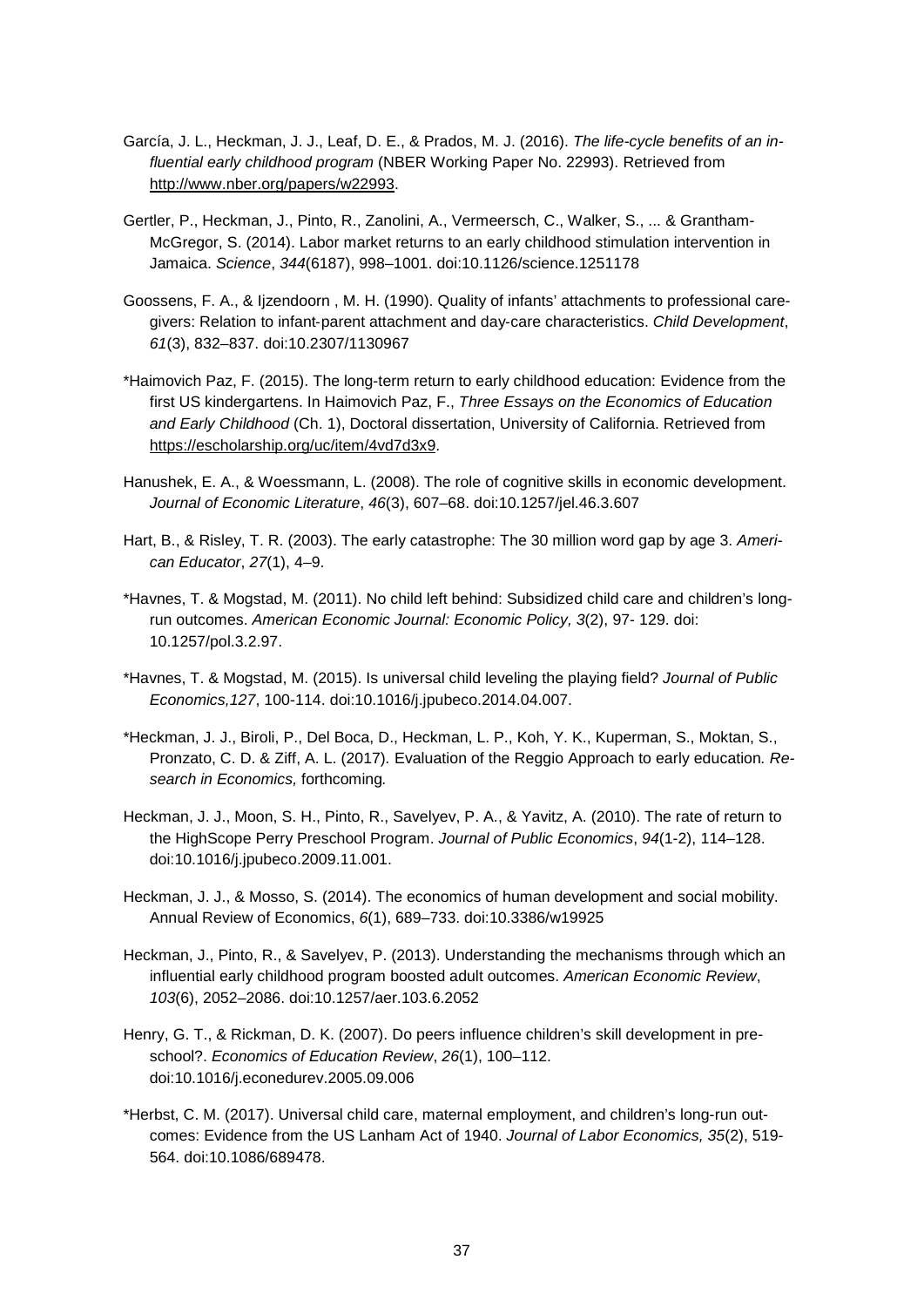García, J. L., Heckman, J. J., Leaf, D. E., & Prados, M. J. (2016). *The life-cycle benefits of an influential early childhood program* (NBER Working Paper No. 22993). Retrieved from http://www.nber.org/papers/w22993.

Gertler, P., Heckman, J., Pinto, R., Zanolini, A., Vermeersch, C., Walker, S., ... & Grantham-McGregor, S. (2014). Labor market returns to an early childhood stimulation intervention in Jamaica. *Science*, *344*(6187), 998–1001. doi:10.1126/science.1251178

Goossens, F. A., & Ijzendoorn , M. H. (1990). Quality of infants' attachments to professional caregivers: Relation to infant-parent attachment and day-care characteristics. *Child Development*, *61*(3), 832–837. doi:10.2307/1130967

*Haimovich Paz, F. (2015). The long-term return to early childhood education: Evidence from the first US kindergartens. In Haimovich Paz, F., *Three Essays on the Economics of Education and Early Childhood* (Ch. 1), Doctoral dissertation, University of California. Retrieved from https://escholarship.org/uc/item/4vd7d3x9.

Hanushek, E. A., & Woessmann, L. (2008). The role of cognitive skills in economic development. *Journal of Economic Literature*, *46*(3), 607–68. doi:10.1257/jel.46.3.607

Hart, B., & Risley, T. R. (2003). The early catastrophe: The 30 million word gap by age 3. *American Educator*, *27*(1), 4–9.

*Havnes, T. & Mogstad, M. (2011). No child left behind: Subsidized child care and children's long-run outcomes. *American Economic Journal: Economic Policy, 3*(2), 97- 129. doi: 10.1257/pol.3.2.97.

*Havnes, T. & Mogstad, M. (2015). Is universal child leveling the playing field? *Journal of Public Economics,127*, 100-114. doi:10.1016/j.jpubeco.2014.04.007.

*Heckman, J. J., Biroli, P., Del Boca, D., Heckman, L. P., Koh, Y. K., Kuperman, S., Moktan, S., Pronzato, C. D. & Ziff, A. L. (2017). Evaluation of the Reggio Approach to early education. *Research in Economics,* forthcoming.

Heckman, J. J., Moon, S. H., Pinto, R., Savelyev, P. A., & Yavitz, A. (2010). The rate of return to the HighScope Perry Preschool Program. *Journal of Public Economics*, *94*(1-2), 114–128. doi:10.1016/j.jpubeco.2009.11.001.

Heckman, J. J., & Mosso, S. (2014). The economics of human development and social mobility. Annual Review of Economics, *6*(1), 689–733. doi:10.3386/w19925

Heckman, J., Pinto, R., & Savelyev, P. (2013). Understanding the mechanisms through which an influential early childhood program boosted adult outcomes. *American Economic Review*, *103*(6), 2052–2086. doi:10.1257/aer.103.6.2052

Henry, G. T., & Rickman, D. K. (2007). Do peers influence children's skill development in preschool?. *Economics of Education Review*, *26*(1), 100–112. doi:10.1016/j.econedurev.2005.09.006

*Herbst, C. M. (2017). Universal child care, maternal employment, and children's long-run outcomes: Evidence from the US Lanham Act of 1940. *Journal of Labor Economics, 35*(2), 519-564. doi:10.1086/689478.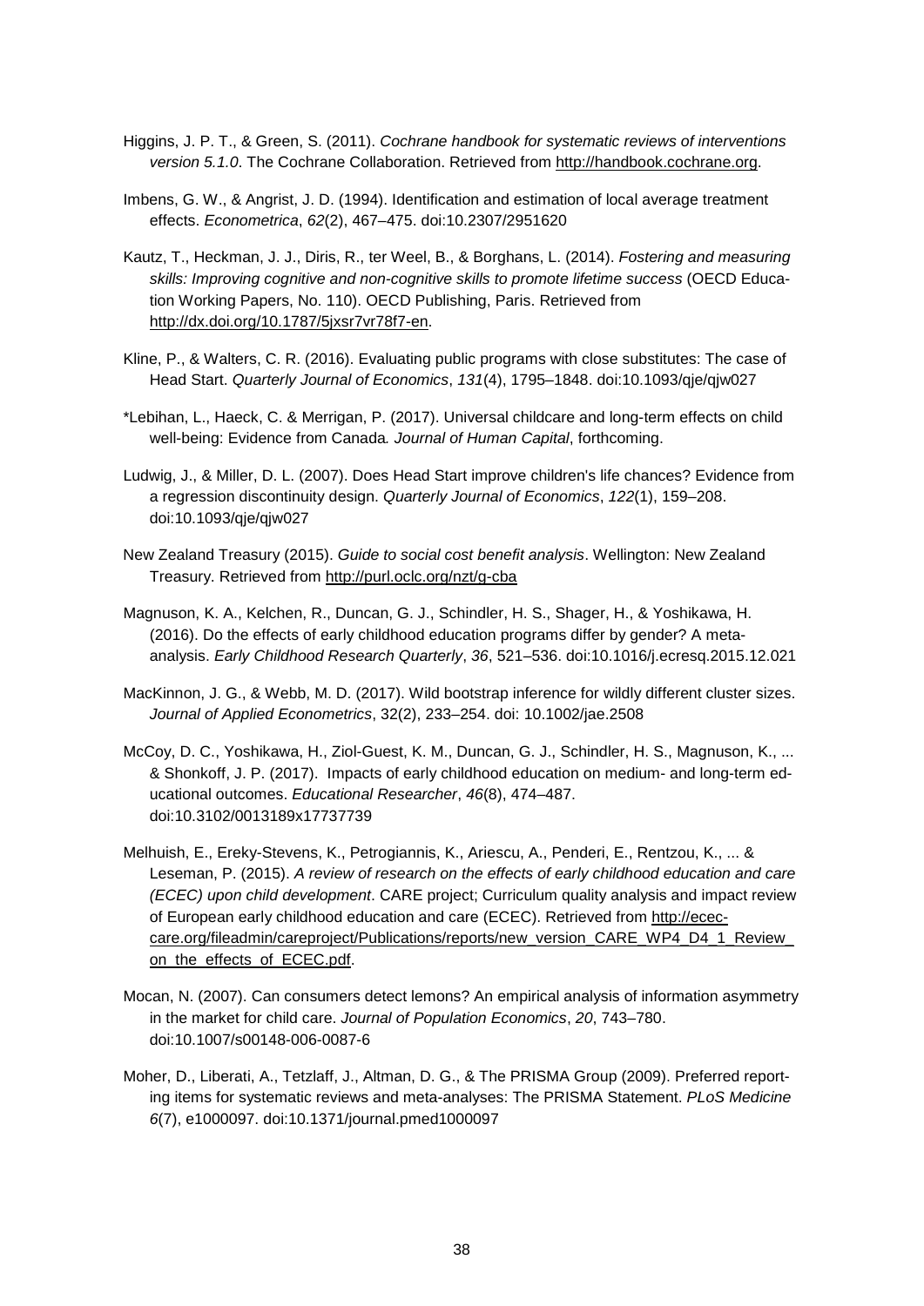Higgins, J. P. T., & Green, S. (2011). *Cochrane handbook for systematic reviews of interventions version 5.1.0*. The Cochrane Collaboration. Retrieved from http://handbook.cochrane.org.

Imbens, G. W., & Angrist, J. D. (1994). Identification and estimation of local average treatment effects. *Econometrica*, *62*(2), 467–475. doi:10.2307/2951620

Kautz, T., Heckman, J. J., Diris, R., ter Weel, B., & Borghans, L. (2014). *Fostering and measuring skills: Improving cognitive and non-cognitive skills to promote lifetime success* (OECD Education Working Papers, No. 110). OECD Publishing, Paris. Retrieved from http://dx.doi.org/10.1787/5jxsr7vr78f7-en.

Kline, P., & Walters, C. R. (2016). Evaluating public programs with close substitutes: The case of Head Start. *Quarterly Journal of Economics*, *131*(4), 1795–1848. doi:10.1093/qje/qjw027

*Lebihan, L., Haeck, C. & Merrigan, P. (2017). Universal childcare and long-term effects on child well-being: Evidence from Canada. *Journal of Human Capital*, forthcoming.

Ludwig, J., & Miller, D. L. (2007). Does Head Start improve children's life chances? Evidence from a regression discontinuity design. *Quarterly Journal of Economics*, *122*(1), 159–208. doi:10.1093/qje/qjw027

New Zealand Treasury (2015). *Guide to social cost benefit analysis*. Wellington: New Zealand Treasury. Retrieved from http://purl.oclc.org/nzt/g-cba

Magnuson, K. A., Kelchen, R., Duncan, G. J., Schindler, H. S., Shager, H., & Yoshikawa, H. (2016). Do the effects of early childhood education programs differ by gender? A meta-analysis. *Early Childhood Research Quarterly*, *36*, 521–536. doi:10.1016/j.ecresq.2015.12.021

MacKinnon, J. G., & Webb, M. D. (2017). Wild bootstrap inference for wildly different cluster sizes. *Journal of Applied Econometrics*, 32(2), 233–254. doi: 10.1002/jae.2508

McCoy, D. C., Yoshikawa, H., Ziol-Guest, K. M., Duncan, G. J., Schindler, H. S., Magnuson, K., ... & Shonkoff, J. P. (2017). Impacts of early childhood education on medium- and long-term educational outcomes. *Educational Researcher*, *46*(8), 474–487. doi:10.3102/0013189x17737739

Melhuish, E., Ereky-Stevens, K., Petrogiannis, K., Ariescu, A., Penderi, E., Rentzou, K., ... & Leseman, P. (2015). *A review of research on the effects of early childhood education and care (ECEC) upon child development*. CARE project; Curriculum quality analysis and impact review of European early childhood education and care (ECEC). Retrieved from http://ecec-care.org/fileadmin/careproject/Publications/reports/new_version_CARE_WP4_D4_1_Review_on_the_effects_of_ECEC.pdf.

Mocan, N. (2007). Can consumers detect lemons? An empirical analysis of information asymmetry in the market for child care. *Journal of Population Economics*, *20*, 743–780. doi:10.1007/s00148-006-0087-6

Moher, D., Liberati, A., Tetzlaff, J., Altman, D. G., & The PRISMA Group (2009). Preferred reporting items for systematic reviews and meta-analyses: The PRISMA Statement. *PLoS Medicine 6*(7), e1000097. doi:10.1371/journal.pmed1000097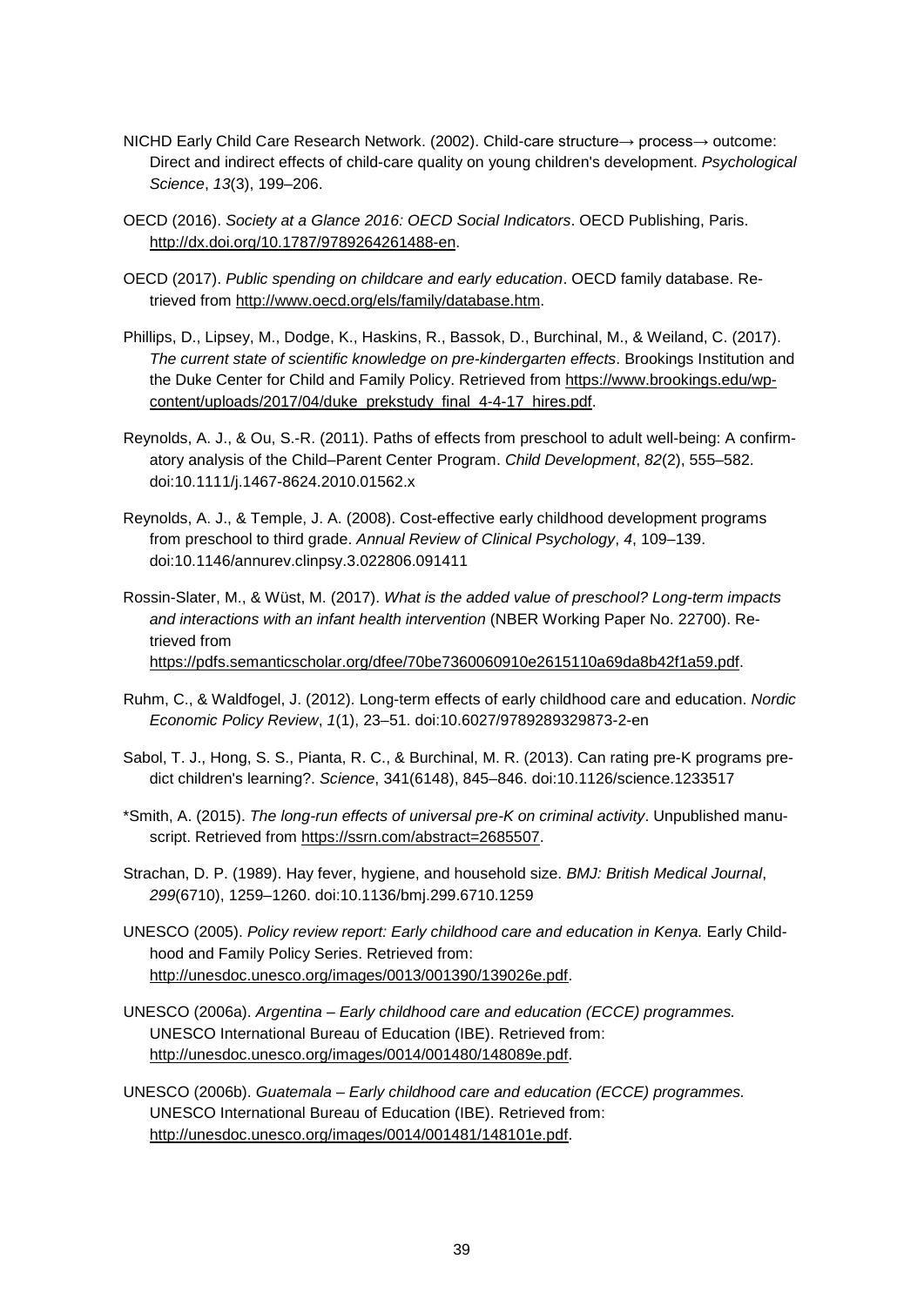NICHD Early Child Care Research Network. (2002). Child-care structure→ process→ outcome: Direct and indirect effects of child-care quality on young children's development. *Psychological Science*, *13*(3), 199–206.

OECD (2016). *Society at a Glance 2016: OECD Social Indicators*. OECD Publishing, Paris. http://dx.doi.org/10.1787/9789264261488-en.

OECD (2017). *Public spending on childcare and early education*. OECD family database. Retrieved from http://www.oecd.org/els/family/database.htm.

Phillips, D., Lipsey, M., Dodge, K., Haskins, R., Bassok, D., Burchinal, M., & Weiland, C. (2017). *The current state of scientific knowledge on pre-kindergarten effects*. Brookings Institution and the Duke Center for Child and Family Policy. Retrieved from https://www.brookings.edu/wp-content/uploads/2017/04/duke_prekstudy_final_4-4-17_hires.pdf.

Reynolds, A. J., & Ou, S.-R. (2011). Paths of effects from preschool to adult well-being: A confirmatory analysis of the Child–Parent Center Program. *Child Development*, *82*(2), 555–582. doi:10.1111/j.1467-8624.2010.01562.x

Reynolds, A. J., & Temple, J. A. (2008). Cost-effective early childhood development programs from preschool to third grade. *Annual Review of Clinical Psychology*, *4*, 109–139. doi:10.1146/annurev.clinpsy.3.022806.091411

Rossin-Slater, M., & Wüst, M. (2017). *What is the added value of preschool? Long-term impacts and interactions with an infant health intervention* (NBER Working Paper No. 22700). Retrieved from https://pdfs.semanticscholar.org/dfee/70be7360060910e2615110a69da8b42f1a59.pdf.

Ruhm, C., & Waldfogel, J. (2012). Long-term effects of early childhood care and education. *Nordic Economic Policy Review*, *1*(1), 23–51. doi:10.6027/9789289329873-2-en

Sabol, T. J., Hong, S. S., Pianta, R. C., & Burchinal, M. R. (2013). Can rating pre-K programs predict children's learning?. *Science*, 341(6148), 845–846. doi:10.1126/science.1233517

*Smith, A. (2015). *The long-run effects of universal pre-K on criminal activity*. Unpublished manuscript. Retrieved from https://ssrn.com/abstract=2685507.

Strachan, D. P. (1989). Hay fever, hygiene, and household size. *BMJ: British Medical Journal*, *299*(6710), 1259–1260. doi:10.1136/bmj.299.6710.1259

UNESCO (2005). *Policy review report: Early childhood care and education in Kenya.* Early Childhood and Family Policy Series. Retrieved from: http://unesdoc.unesco.org/images/0013/001390/139026e.pdf.

UNESCO (2006a). *Argentina – Early childhood care and education (ECCE) programmes.* UNESCO International Bureau of Education (IBE). Retrieved from: http://unesdoc.unesco.org/images/0014/001480/148089e.pdf.

UNESCO (2006b). *Guatemala – Early childhood care and education (ECCE) programmes.* UNESCO International Bureau of Education (IBE). Retrieved from: http://unesdoc.unesco.org/images/0014/001481/148101e.pdf.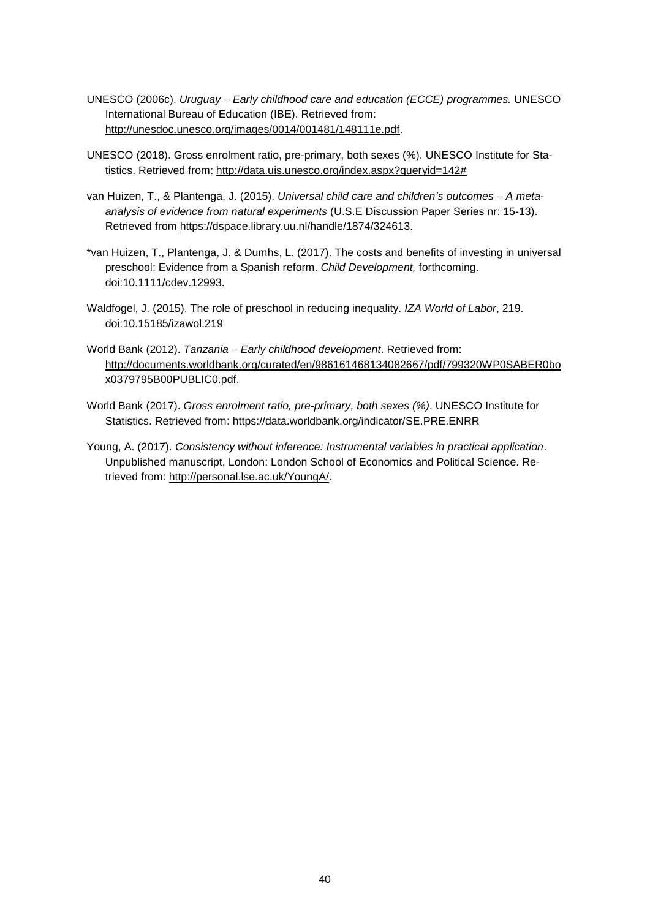UNESCO (2006c). *Uruguay – Early childhood care and education (ECCE) programmes.* UNESCO International Bureau of Education (IBE). Retrieved from: http://unesdoc.unesco.org/images/0014/001481/148111e.pdf.

UNESCO (2018). Gross enrolment ratio, pre-primary, both sexes (%). UNESCO Institute for Statistics. Retrieved from: http://data.uis.unesco.org/index.aspx?queryid=142#

van Huizen, T., & Plantenga, J. (2015). *Universal child care and children's outcomes – A meta-analysis of evidence from natural experiments* (U.S.E Discussion Paper Series nr: 15-13). Retrieved from https://dspace.library.uu.nl/handle/1874/324613.

*van Huizen, T., Plantenga, J. & Dumhs, L. (2017). The costs and benefits of investing in universal preschool: Evidence from a Spanish reform. *Child Development,* forthcoming. doi:10.1111/cdev.12993.

Waldfogel, J. (2015). The role of preschool in reducing inequality. *IZA World of Labor*, 219. doi:10.15185/izawol.219

World Bank (2012). *Tanzania – Early childhood development*. Retrieved from: http://documents.worldbank.org/curated/en/986161468134082667/pdf/799320WP0SABER0box0379795B00PUBLIC0.pdf.

World Bank (2017). *Gross enrolment ratio, pre-primary, both sexes (%)*. UNESCO Institute for Statistics. Retrieved from: https://data.worldbank.org/indicator/SE.PRE.ENRR

Young, A. (2017). *Consistency without inference: Instrumental variables in practical application*. Unpublished manuscript, London: London School of Economics and Political Science. Retrieved from: http://personal.lse.ac.uk/YoungA/.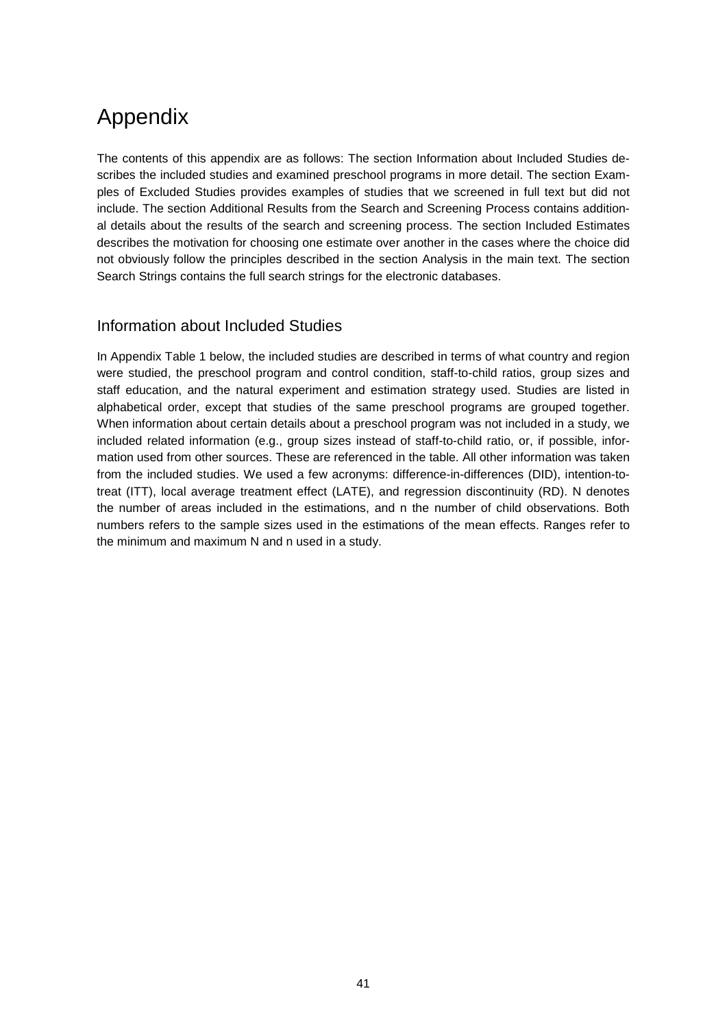# Appendix

The contents of this appendix are as follows: The section Information about Included Studies describes the included studies and examined preschool programs in more detail. The section Examples of Excluded Studies provides examples of studies that we screened in full text but did not include. The section Additional Results from the Search and Screening Process contains additional details about the results of the search and screening process. The section Included Estimates describes the motivation for choosing one estimate over another in the cases where the choice did not obviously follow the principles described in the section Analysis in the main text. The section Search Strings contains the full search strings for the electronic databases.

## Information about Included Studies

In Appendix Table 1 below, the included studies are described in terms of what country and region were studied, the preschool program and control condition, staff-to-child ratios, group sizes and staff education, and the natural experiment and estimation strategy used. Studies are listed in alphabetical order, except that studies of the same preschool programs are grouped together. When information about certain details about a preschool program was not included in a study, we included related information (e.g., group sizes instead of staff-to-child ratio, or, if possible, information used from other sources. These are referenced in the table. All other information was taken from the included studies. We used a few acronyms: difference-in-differences (DID), intention-to-treat (ITT), local average treatment effect (LATE), and regression discontinuity (RD). N denotes the number of areas included in the estimations, and n the number of child observations. Both numbers refers to the sample sizes used in the estimations of the mean effects. Ranges refer to the minimum and maximum N and n used in a study.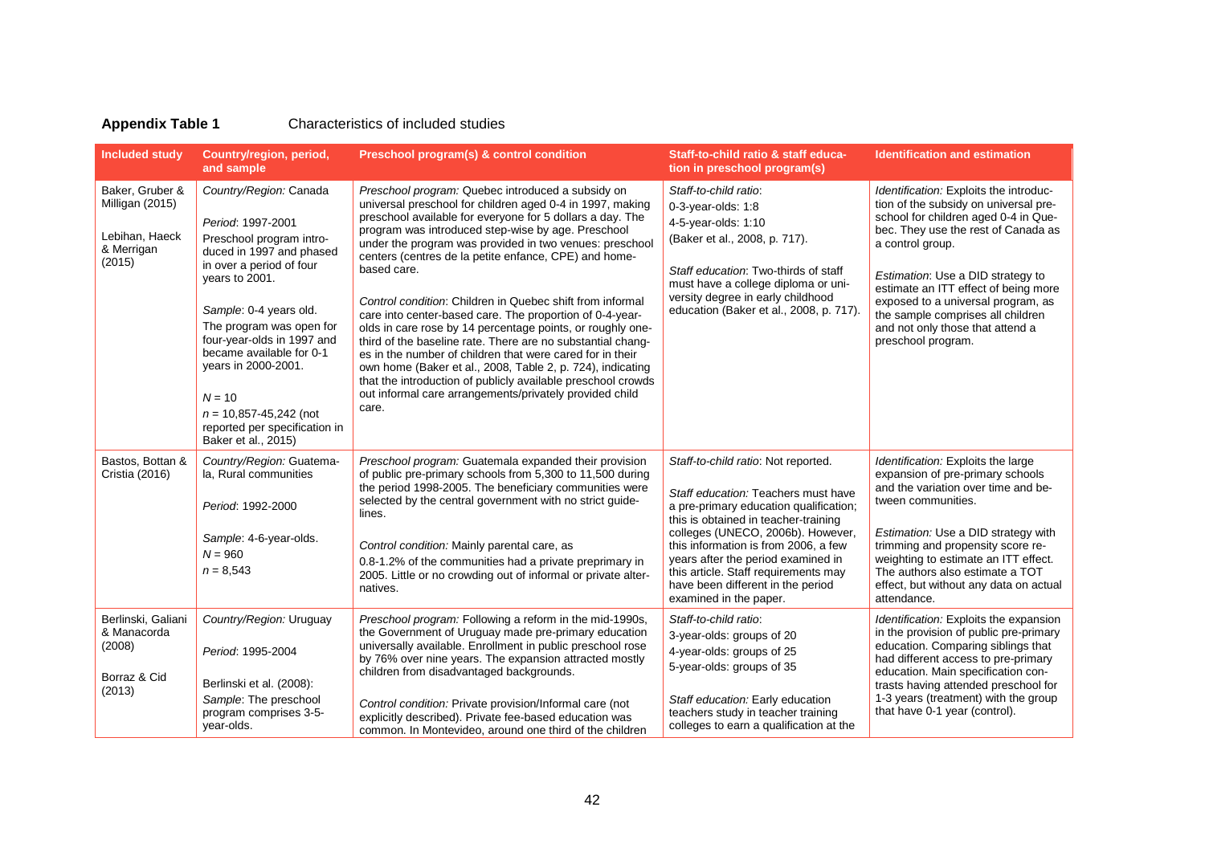**Appendix Table 1** Characteristics of included studies

| Included study | Country/region, period, and sample | Preschool program(s) & control condition | Staff-to-child ratio & staff education in preschool program(s) | Identification and estimation |
|---|---|---|---|---|
| Baker, Gruber & Milligan (2015)<br><br>Lebihan, Haeck & Merrigan (2015) | *Country/Region:* Canada<br><br>*Period*: 1997-2001<br>Preschool program introduced in 1997 and phased in over a period of four years to 2001.<br><br>*Sample*: 0-4 years old.<br>The program was open for four-year-olds in 1997 and became available for 0-1 years in 2000-2001.<br><br>*N* = 10<br>*n* = 10,857-45,242 (not reported per specification in Baker et al., 2015) | *Preschool program:* Quebec introduced a subsidy on universal preschool for children aged 0-4 in 1997, making preschool available for everyone for 5 dollars a day. The program was introduced step-wise by age. Preschool under the program was provided in two venues: preschool centers (centres de la petite enfance, CPE) and home-based care.<br><br>*Control condition*: Children in Quebec shift from informal care into center-based care. The proportion of 0-4-year-olds in care rose by 14 percentage points, or roughly one-third of the baseline rate. There are no substantial changes in the number of children that were cared for in their own home (Baker et al., 2008, Table 2, p. 724), indicating that the introduction of publicly available preschool crowds out informal care arrangements/privately provided child care. | *Staff-to-child ratio*:<br>0-3-year-olds: 1:8<br>4-5-year-olds: 1:10<br>(Baker et al., 2008, p. 717).<br><br>*Staff education*: Two-thirds of staff must have a college diploma or university degree in early childhood education (Baker et al., 2008, p. 717). | *Identification:* Exploits the introduction of the subsidy on universal preschool for children aged 0-4 in Quebec. They use the rest of Canada as a control group.<br><br>*Estimation*: Use a DID strategy to estimate an ITT effect of being more exposed to a universal program, as the sample comprises all children and not only those that attend a preschool program. |
| Bastos, Bottan & Cristia (2016) | *Country/Region:* Guatemala, Rural communities<br><br>*Period*: 1992-2000<br><br>*Sample*: 4-6-year-olds.<br>*N* = 960<br>*n* = 8,543 | *Preschool program:* Guatemala expanded their provision of public pre-primary schools from 5,300 to 11,500 during the period 1998-2005. The beneficiary communities were selected by the central government with no strict guidelines.<br><br>*Control condition:* Mainly parental care, as 0.8-1.2% of the communities had a private preprimary in 2005. Little or no crowding out of informal or private alternatives. | *Staff-to-child ratio*: Not reported.<br><br>*Staff education:* Teachers must have a pre-primary education qualification; this is obtained in teacher-training colleges (UNECO, 2006b). However, this information is from 2006, a few years after the period examined in this article. Staff requirements may have been different in the period examined in the paper. | *Identification:* Exploits the large expansion of pre-primary schools and the variation over time and between communities.<br><br>*Estimation:* Use a DID strategy with trimming and propensity score re-weighting to estimate an ITT effect. The authors also estimate a TOT effect, but without any data on actual attendance. |
| Berlinski, Galiani & Manacorda (2008)<br><br>Borraz & Cid (2013) | *Country/Region:* Uruguay<br><br>*Period*: 1995-2004<br><br>Berlinski et al. (2008):<br>*Sample*: The preschool program comprises 3-5-year-olds. | *Preschool program:* Following a reform in the mid-1990s, the Government of Uruguay made pre-primary education universally available. Enrollment in public preschool rose by 76% over nine years. The expansion attracted mostly children from disadvantaged backgrounds.<br><br>*Control condition:* Private provision/Informal care (not explicitly described). Private fee-based education was common. In Montevideo, around one third of the children | *Staff-to-child ratio*:<br>3-year-olds: groups of 20<br>4-year-olds: groups of 25<br>5-year-olds: groups of 35<br><br>*Staff education:* Early education teachers study in teacher training colleges to earn a qualification at the | *Identification:* Exploits the expansion in the provision of public pre-primary education. Comparing siblings that had different access to pre-primary education. Main specification contrasts having attended preschool for 1-3 years (treatment) with the group that have 0-1 year (control). |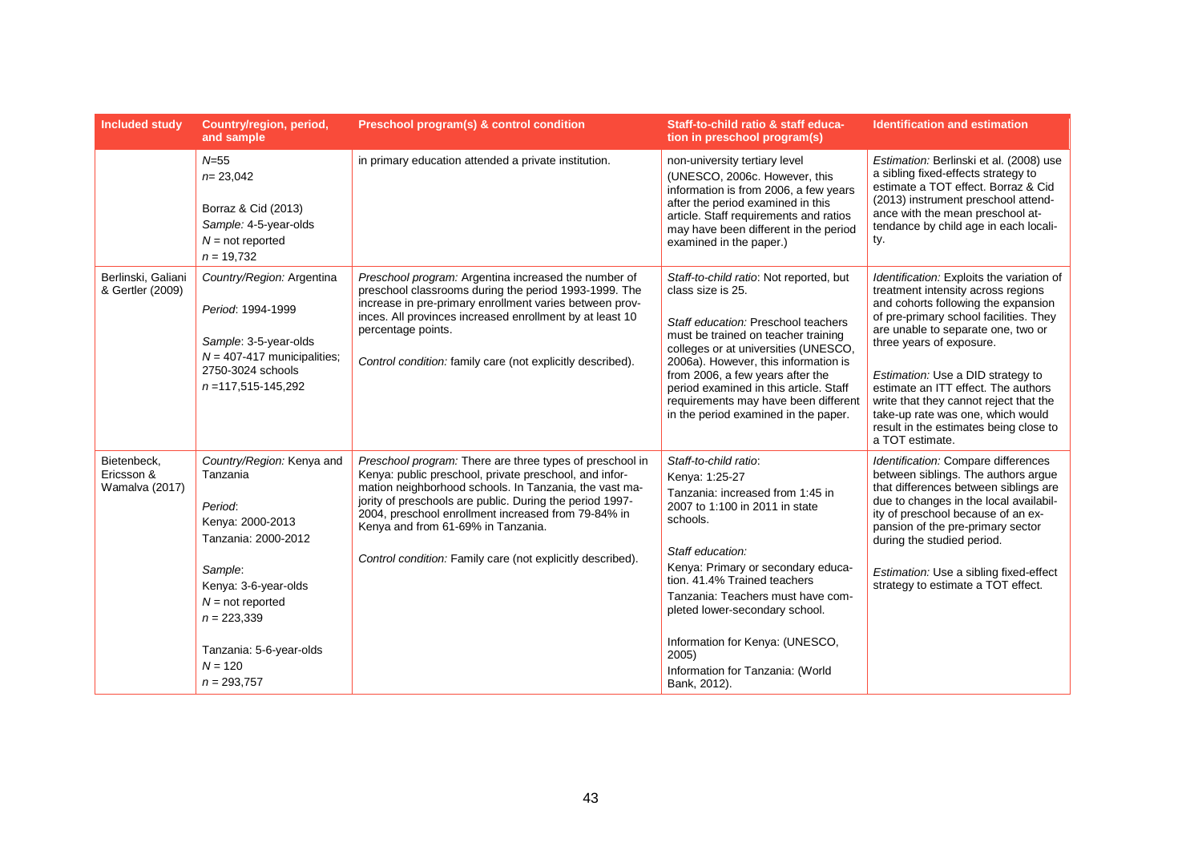| Included study | Country/region, period, and sample | Preschool program(s) & control condition | Staff-to-child ratio & staff education in preschool program(s) | Identification and estimation |
|---|---|---|---|---|
| | *N*=55<br>*n*= 23,042<br><br>Borraz & Cid (2013)<br>*Sample:* 4-5-year-olds<br>*N* = not reported<br>*n* = 19,732 | in primary education attended a private institution. | non-university tertiary level (UNESCO, 2006c. However, this information is from 2006, a few years after the period examined in this article. Staff requirements and ratios may have been different in the period examined in the paper.) | *Estimation:* Berlinski et al. (2008) use a sibling fixed-effects strategy to estimate a TOT effect. Borraz & Cid (2013) instrument preschool attendance with the mean preschool attendance by child age in each locality. |
| Berlinski, Galiani & Gertler (2009) | *Country/Region:* Argentina<br><br>*Period*: 1994-1999<br><br>*Sample*: 3-5-year-olds<br>*N* = 407-417 municipalities; 2750-3024 schools<br>*n* =117,515-145,292 | *Preschool program:* Argentina increased the number of preschool classrooms during the period 1993-1999. The increase in pre-primary enrollment varies between provinces. All provinces increased enrollment by at least 10 percentage points.<br><br>*Control condition:* family care (not explicitly described). | *Staff-to-child ratio*: Not reported, but class size is 25.<br><br>*Staff education:* Preschool teachers must be trained on teacher training colleges or at universities (UNESCO, 2006a). However, this information is from 2006, a few years after the period examined in this article. Staff requirements may have been different in the period examined in the paper. | *Identification:* Exploits the variation of treatment intensity across regions and cohorts following the expansion of pre-primary school facilities. They are unable to separate one, two or three years of exposure.<br><br>*Estimation:* Use a DID strategy to estimate an ITT effect. The authors write that they cannot reject that the take-up rate was one, which would result in the estimates being close to a TOT estimate. |
| Bietenbeck, Ericsson & Wamalva (2017) | *Country/Region:* Kenya and Tanzania<br><br>*Period*:<br>Kenya: 2000-2013<br>Tanzania: 2000-2012<br><br>*Sample*:<br>Kenya: 3-6-year-olds<br>*N* = not reported<br>*n* = 223,339<br><br>Tanzania: 5-6-year-olds<br>*N* = 120<br>*n* = 293,757 | *Preschool program:* There are three types of preschool in Kenya: public preschool, private preschool, and information neighborhood schools. In Tanzania, the vast majority of preschools are public. During the period 1997-2004, preschool enrollment increased from 79-84% in Kenya and from 61-69% in Tanzania.<br><br>*Control condition:* Family care (not explicitly described). | *Staff-to-child ratio*:<br>Kenya: 1:25-27<br>Tanzania: increased from 1:45 in 2007 to 1:100 in 2011 in state schools.<br><br>*Staff education:*<br>Kenya: Primary or secondary education. 41.4% Trained teachers<br>Tanzania: Teachers must have completed lower-secondary school.<br><br>Information for Kenya: (UNESCO, 2005)<br>Information for Tanzania: (World Bank, 2012). | *Identification:* Compare differences between siblings. The authors argue that differences between siblings are due to changes in the local availability of preschool because of an expansion of the pre-primary sector during the studied period.<br><br>*Estimation:* Use a sibling fixed-effect strategy to estimate a TOT effect. |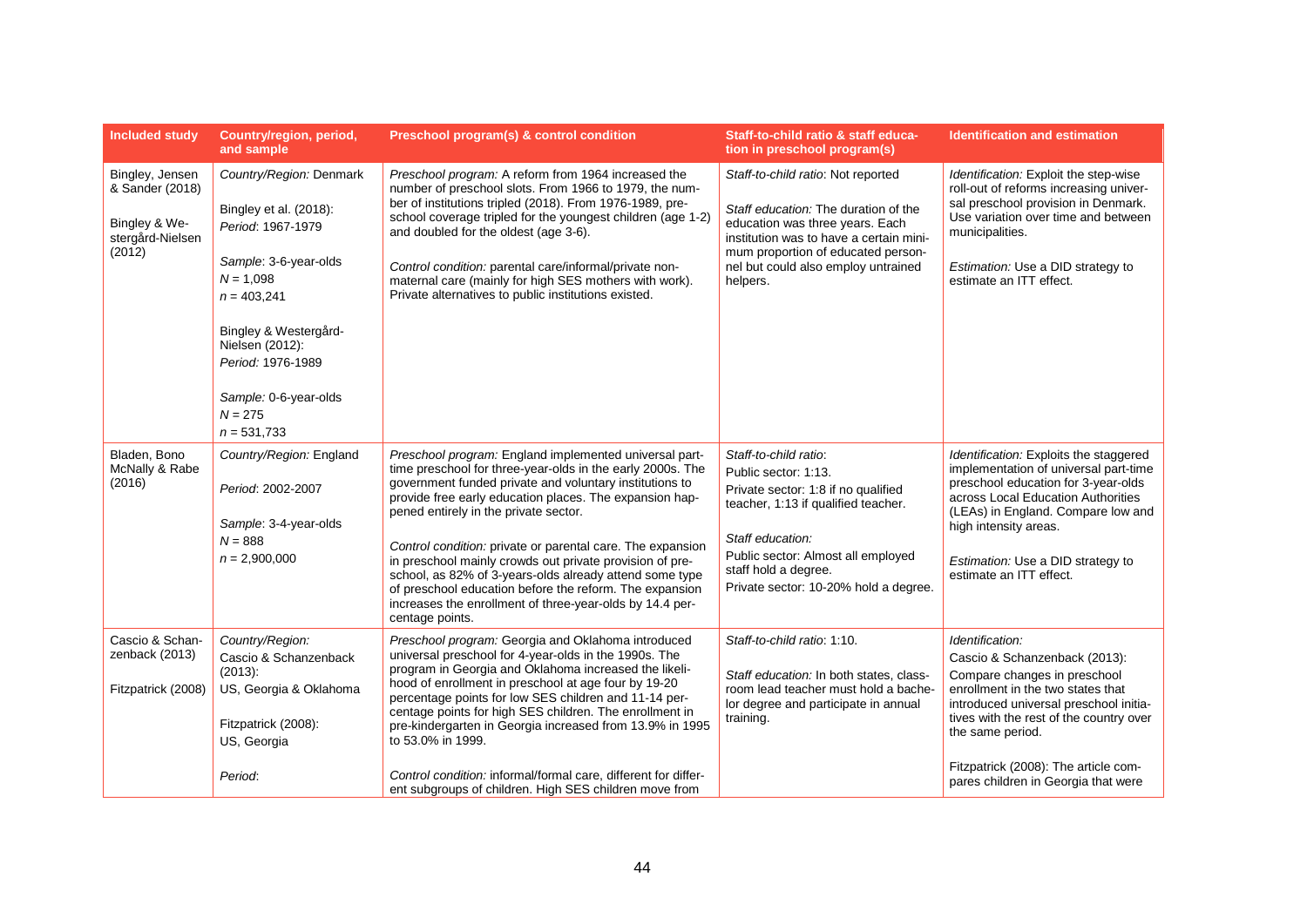| Included study | Country/region, period, and sample | Preschool program(s) & control condition | Staff-to-child ratio & staff education in preschool program(s) | Identification and estimation |
|---|---|---|---|---|
| Bingley, Jensen & Sander (2018)<br><br>Bingley & Westergård-Nielsen (2012) | *Country/Region:* Denmark<br><br>Bingley et al. (2018):<br>*Period*: 1967-1979<br><br>*Sample*: 3-6-year-olds<br>*N* = 1,098<br>*n* = 403,241<br><br>Bingley & Westergård-Nielsen (2012):<br>*Period:* 1976-1989<br><br>*Sample:* 0-6-year-olds<br>*N* = 275<br>*n* = 531,733 | *Preschool program:* A reform from 1964 increased the number of preschool slots. From 1966 to 1979, the number of institutions tripled (2018). From 1976-1989, preschool coverage tripled for the youngest children (age 1-2) and doubled for the oldest (age 3-6).<br><br>*Control condition:* parental care/informal/private non-maternal care (mainly for high SES mothers with work). Private alternatives to public institutions existed. | *Staff-to-child ratio*: Not reported<br><br>*Staff education:* The duration of the education was three years. Each institution was to have a certain minimum proportion of educated personnel but could also employ untrained helpers. | *Identification:* Exploit the step-wise roll-out of reforms increasing universal preschool provision in Denmark. Use variation over time and between municipalities.<br><br>*Estimation:* Use a DID strategy to estimate an ITT effect. |
| Bladen, Bono McNally & Rabe (2016) | *Country/Region:* England<br><br>*Period*: 2002-2007<br><br>*Sample*: 3-4-year-olds<br>*N* = 888<br>*n* = 2,900,000 | *Preschool program:* England implemented universal part-time preschool for three-year-olds in the early 2000s. The government funded private and voluntary institutions to provide free early education places. The expansion happened entirely in the private sector.<br><br>*Control condition:* private or parental care. The expansion in preschool mainly crowds out private provision of preschool, as 82% of 3-years-olds already attend some type of preschool education before the reform. The expansion increases the enrollment of three-year-olds by 14.4 percentage points. | *Staff-to-child ratio*:<br>Public sector: 1:13.<br>Private sector: 1:8 if no qualified teacher, 1:13 if qualified teacher.<br><br>*Staff education:*<br>Public sector: Almost all employed staff hold a degree.<br>Private sector: 10-20% hold a degree. | *Identification:* Exploits the staggered implementation of universal part-time preschool education for 3-year-olds across Local Education Authorities (LEAs) in England. Compare low and high intensity areas.<br><br>*Estimation:* Use a DID strategy to estimate an ITT effect. |
| Cascio & Schanzenback (2013)<br><br>Fitzpatrick (2008) | *Country/Region:*<br>Cascio & Schanzenback (2013):<br>US, Georgia & Oklahoma<br><br>Fitzpatrick (2008):<br>US, Georgia<br><br>*Period*: | *Preschool program:* Georgia and Oklahoma introduced universal preschool for 4-year-olds in the 1990s. The program in Georgia and Oklahoma increased the likelihood of enrollment in preschool at age four by 19-20 percentage points for low SES children and 11-14 percentage points for high SES children. The enrollment in pre-kindergarten in Georgia increased from 13.9% in 1995 to 53.0% in 1999.<br><br>*Control condition:* informal/formal care, different for different subgroups of children. High SES children move from | *Staff-to-child ratio*: 1:10.<br><br>*Staff education:* In both states, classroom lead teacher must hold a bachelor degree and participate in annual training. | *Identification:*<br>Cascio & Schanzenback (2013):<br>Compare changes in preschool enrollment in the two states that introduced universal preschool initiatives with the rest of the country over the same period.<br><br>Fitzpatrick (2008): The article compares children in Georgia that were |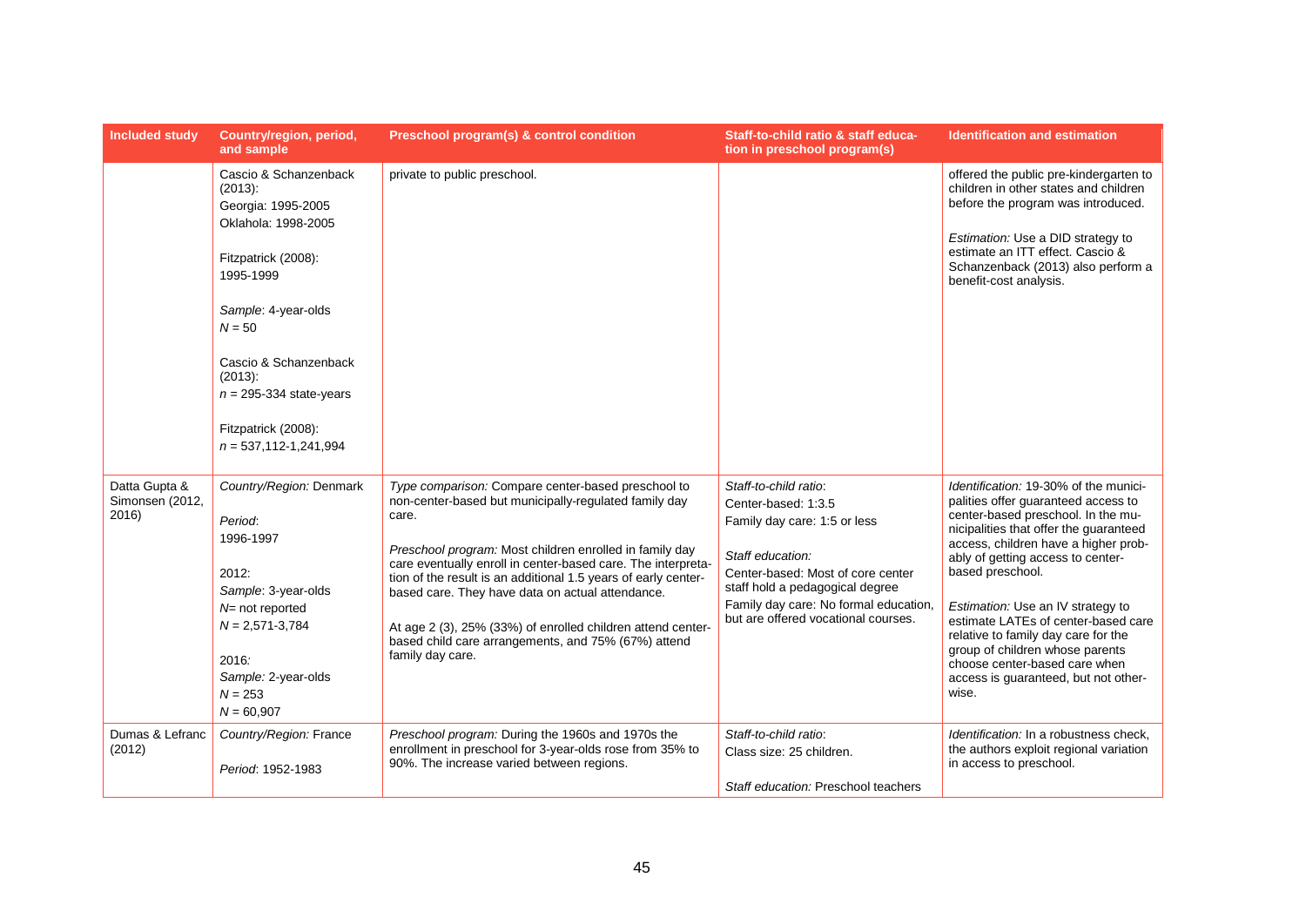| Included study | Country/region, period, and sample | Preschool program(s) & control condition | Staff-to-child ratio & staff education in preschool program(s) | Identification and estimation |
|---|---|---|---|---|
| | Cascio & Schanzenback (2013):<br>Georgia: 1995-2005<br>Oklahola: 1998-2005<br><br>Fitzpatrick (2008):<br>1995-1999<br><br>*Sample*: 4-year-olds<br>*N* = 50<br><br>Cascio & Schanzenback (2013):<br>*n* = 295-334 state-years<br><br>Fitzpatrick (2008):<br>*n* = 537,112-1,241,994 | private to public preschool. | | offered the public pre-kindergarten to children in other states and children before the program was introduced.<br><br>*Estimation:* Use a DID strategy to estimate an ITT effect. Cascio & Schanzenback (2013) also perform a benefit-cost analysis. |
| Datta Gupta & Simonsen (2012, 2016) | *Country/Region:* Denmark<br><br>*Period*:<br>1996-1997<br><br>2012:<br>*Sample*: 3-year-olds<br>*N*= not reported<br>*N* = 2,571-3,784<br><br>2016*:*<br>*Sample:* 2-year-olds<br>*N* = 253<br>*N* = 60,907 | *Type comparison:* Compare center-based preschool to non-center-based but municipally-regulated family day care.<br><br>*Preschool program:* Most children enrolled in family day care eventually enroll in center-based care. The interpretation of the result is an additional 1.5 years of early center-based care. They have data on actual attendance.<br><br>At age 2 (3), 25% (33%) of enrolled children attend center-based child care arrangements, and 75% (67%) attend family day care. | *Staff-to-child ratio*:<br>Center-based: 1:3.5<br>Family day care: 1:5 or less<br><br>*Staff education:*<br>Center-based: Most of core center staff hold a pedagogical degree<br>Family day care: No formal education, but are offered vocational courses. | *Identification:* 19-30% of the municipalities offer guaranteed access to center-based preschool. In the municipalities that offer the guaranteed access, children have a higher probably of getting access to center-based preschool.<br><br>*Estimation:* Use an IV strategy to estimate LATEs of center-based care relative to family day care for the group of children whose parents choose center-based care when access is guaranteed, but not otherwise. |
| Dumas & Lefranc (2012) | *Country/Region:* France<br><br>*Period*: 1952-1983 | *Preschool program:* During the 1960s and 1970s the enrollment in preschool for 3-year-olds rose from 35% to 90%. The increase varied between regions. | *Staff-to-child ratio*:<br>Class size: 25 children.<br><br>*Staff education:* Preschool teachers | *Identification:* In a robustness check, the authors exploit regional variation in access to preschool. |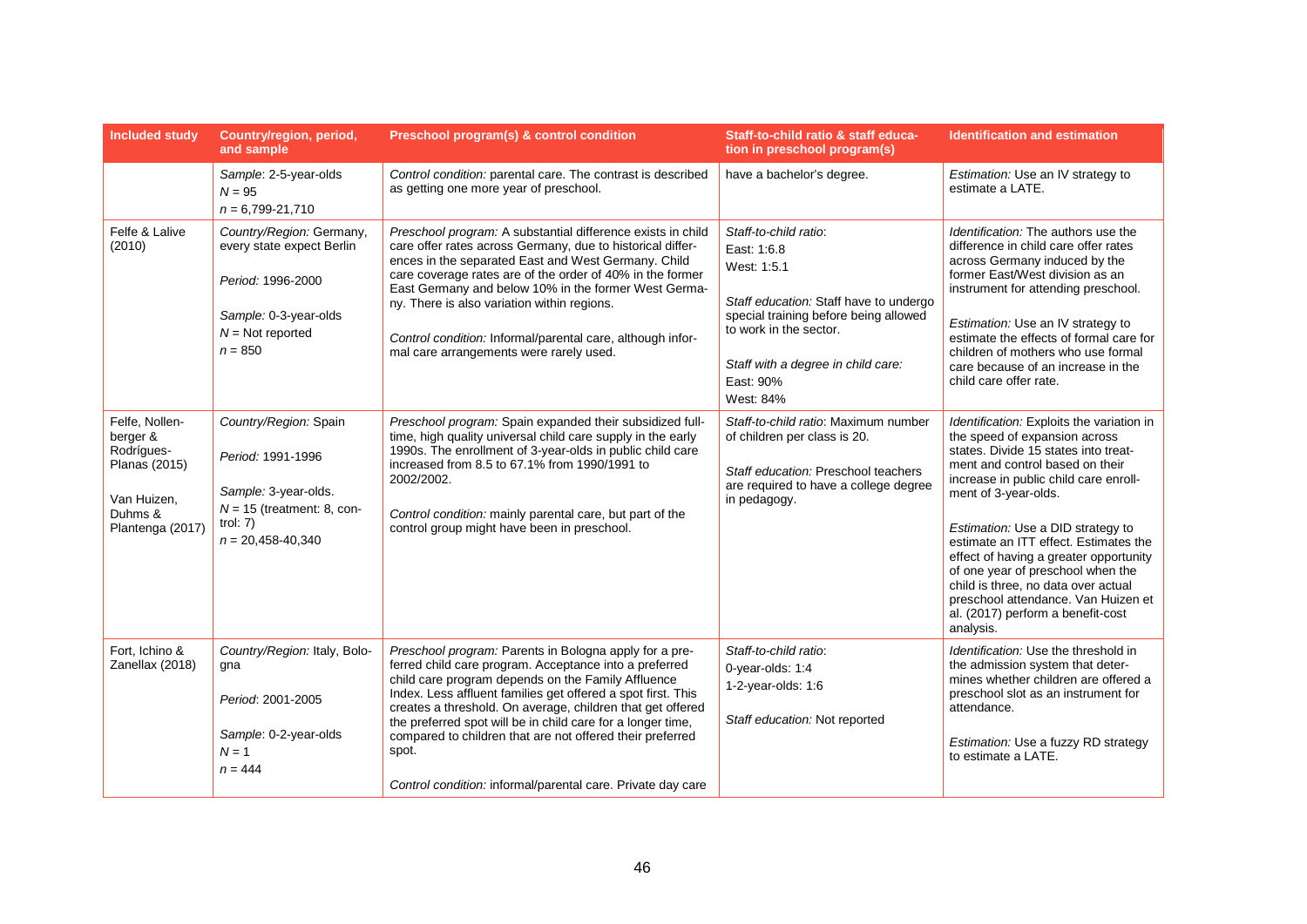| Included study | Country/region, period, and sample | Preschool program(s) & control condition | Staff-to-child ratio & staff education in preschool program(s) | Identification and estimation |
|---|---|---|---|---|
| | *Sample*: 2-5-year-olds<br>$N = 95$<br>$n = 6{,}799\text{-}21{,}710$ | *Control condition:* parental care. The contrast is described as getting one more year of preschool. | have a bachelor's degree. | *Estimation:* Use an IV strategy to estimate a LATE. |
| Felfe & Lalive (2010) | *Country/Region:* Germany, every state expect Berlin<br><br>*Period:* 1996-2000<br><br>*Sample:* 0-3-year-olds<br>$N$ = Not reported<br>$n = 850$ | *Preschool program:* A substantial difference exists in child care offer rates across Germany, due to historical differences in the separated East and West Germany. Child care coverage rates are of the order of 40% in the former East Germany and below 10% in the former West Germany. There is also variation within regions.<br><br>*Control condition:* Informal/parental care, although informal care arrangements were rarely used. | *Staff-to-child ratio*:<br>East: 1:6.8<br>West: 1:5.1<br><br>*Staff education:* Staff have to undergo special training before being allowed to work in the sector.<br><br>*Staff with a degree in child care:*<br>East: 90%<br>West: 84% | *Identification:* The authors use the difference in child care offer rates across Germany induced by the former East/West division as an instrument for attending preschool.<br><br>*Estimation:* Use an IV strategy to estimate the effects of formal care for children of mothers who use formal care because of an increase in the child care offer rate. |
| Felfe, Nollenberger & Rodrígues-Planas (2015)<br><br>Van Huizen, Duhms & Plantenga (2017) | *Country/Region:* Spain<br><br>*Period:* 1991-1996<br><br>*Sample:* 3-year-olds.<br>$N = 15$ (treatment: 8, control: 7)<br>$n = 20{,}458\text{-}40{,}340$ | *Preschool program:* Spain expanded their subsidized full-time, high quality universal child care supply in the early 1990s. The enrollment of 3-year-olds in public child care increased from 8.5 to 67.1% from 1990/1991 to 2002/2002.<br><br>*Control condition:* mainly parental care, but part of the control group might have been in preschool. | *Staff-to-child ratio*: Maximum number of children per class is 20.<br><br>*Staff education:* Preschool teachers are required to have a college degree in pedagogy. | *Identification:* Exploits the variation in the speed of expansion across states. Divide 15 states into treatment and control based on their increase in public child care enrollment of 3-year-olds.<br><br>*Estimation:* Use a DID strategy to estimate an ITT effect. Estimates the effect of having a greater opportunity of one year of preschool when the child is three, no data over actual preschool attendance. Van Huizen et al. (2017) perform a benefit-cost analysis. |
| Fort, Ichino & Zanellax (2018) | *Country/Region:* Italy, Bologna<br><br>*Period:* 2001-2005<br><br>*Sample:* 0-2-year-olds<br>$N = 1$<br>$n = 444$ | *Preschool program:* Parents in Bologna apply for a preferred child care program. Acceptance into a preferred child care program depends on the Family Affluence Index. Less affluent families get offered a spot first. This creates a threshold. On average, children that get offered the preferred spot will be in child care for a longer time, compared to children that are not offered their preferred spot.<br><br>*Control condition:* informal/parental care. Private day care | *Staff-to-child ratio*:<br>0-year-olds: 1:4<br>1-2-year-olds: 1:6<br><br>*Staff education:* Not reported | *Identification:* Use the threshold in the admission system that determines whether children are offered a preschool slot as an instrument for attendance.<br><br>*Estimation:* Use a fuzzy RD strategy to estimate a LATE. |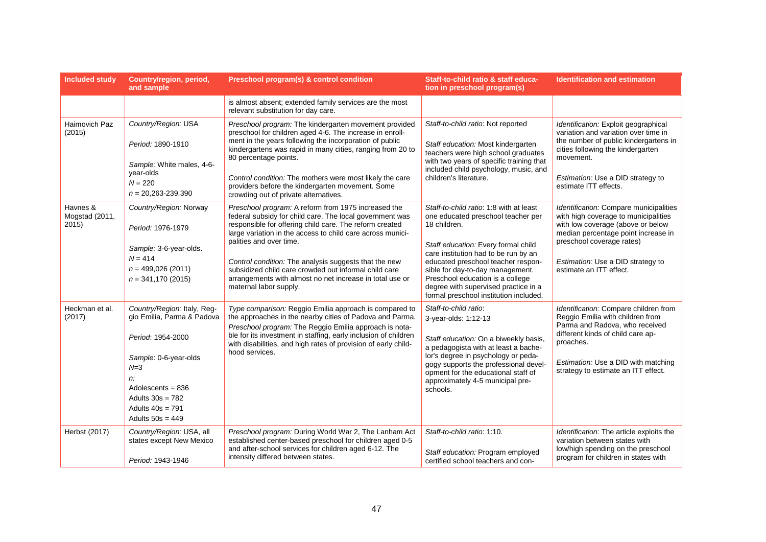| Included study | Country/region, period, and sample | Preschool program(s) & control condition | Staff-to-child ratio & staff education in preschool program(s) | Identification and estimation |
|---|---|---|---|---|
| | | is almost absent; extended family services are the most relevant substitution for day care. | | |
| Haimovich Paz (2015) | *Country/Region:* USA<br><br>*Period:* 1890-1910<br><br>*Sample:* White males, 4-6-year-olds<br>*N* = 220<br>*n* = 20,263-239,390 | *Preschool program:* The kindergarten movement provided preschool for children aged 4-6. The increase in enrollment in the years following the incorporation of public kindergartens was rapid in many cities, ranging from 20 to 80 percentage points.<br><br>*Control condition:* The mothers were most likely the care providers before the kindergarten movement. Some crowding out of private alternatives. | *Staff-to-child ratio*: Not reported<br><br>*Staff education:* Most kindergarten teachers were high school graduates with two years of specific training that included child psychology, music, and children's literature. | *Identification:* Exploit geographical variation and variation over time in the number of public kindergartens in cities following the kindergarten movement.<br><br>*Estimation:* Use a DID strategy to estimate ITT effects. |
| Havnes & Mogstad (2011, 2015) | *Country/Region:* Norway<br><br>*Period:* 1976-1979<br><br>*Sample:* 3-6-year-olds.<br>*N* = 414<br>*n* = 499,026 (2011)<br>*n* = 341,170 (2015) | *Preschool program:* A reform from 1975 increased the federal subsidy for child care. The local government was responsible for offering child care. The reform created large variation in the access to child care across municipalities and over time.<br><br>*Control condition:* The analysis suggests that the new subsidized child care crowded out informal child care arrangements with almost no net increase in total use or maternal labor supply. | *Staff-to-child ratio*: 1:8 with at least one educated preschool teacher per 18 children.<br><br>*Staff education:* Every formal child care institution had to be run by an educated preschool teacher responsible for day-to-day management. Preschool education is a college degree with supervised practice in a formal preschool institution included. | *Identification:* Compare municipalities with high coverage to municipalities with low coverage (above or below median percentage point increase in preschool coverage rates)<br><br>*Estimation:* Use a DID strategy to estimate an ITT effect. |
| Heckman et al. (2017) | *Country/Region:* Italy, Reggio Emilia, Parma & Padova<br><br>*Period*: 1954-2000<br><br>*Sample*: 0-6-year-olds<br>*N*=3<br>*n:*<br>Adolescents = 836<br>Adults 30s = 782<br>Adults 40s = 791<br>Adults 50s = 449 | *Type comparison:* Reggio Emilia approach is compared to the approaches in the nearby cities of Padova and Parma.<br>*Preschool program:* The Reggio Emilia approach is notable for its investment in staffing, early inclusion of children with disabilities, and high rates of provision of early childhood services. | *Staff-to-child ratio*:<br>3-year-olds: 1:12-13<br><br>*Staff education:* On a biweekly basis, a pedagogista with at least a bachelor's degree in psychology or pedagogy supports the professional development for the educational staff of approximately 4-5 municipal preschools. | *Identification:* Compare children from Reggio Emilia with children from Parma and Radova, who received different kinds of child care approaches.<br><br>*Estimation:* Use a DID with matching strategy to estimate an ITT effect. |
| Herbst (2017) | *Country/Region:* USA, all states except New Mexico<br><br>*Period:* 1943-1946 | *Preschool program:* During World War 2, The Lanham Act established center-based preschool for children aged 0-5 and after-school services for children aged 6-12. The intensity differed between states. | *Staff-to-child ratio*: 1:10.<br><br>*Staff education:* Program employed certified school teachers and con- | *Identification:* The article exploits the variation between states with low/high spending on the preschool program for children in states with |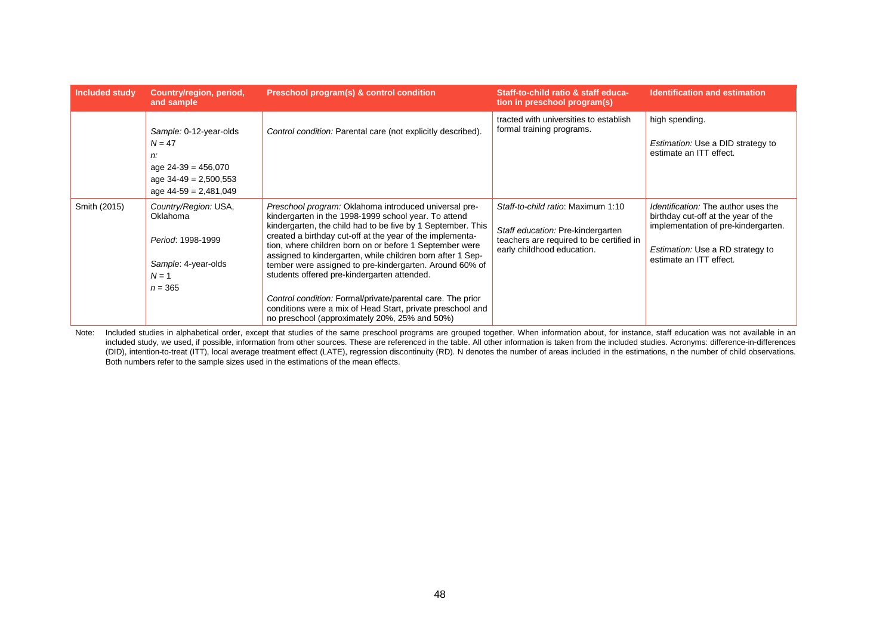| Included study | Country/region, period, and sample | Preschool program(s) & control condition | Staff-to-child ratio & staff education in preschool program(s) | Identification and estimation |
|---|---|---|---|---|
| | *Sample:* 0-12-year-olds<br>$N = 47$<br>*n:*<br>age 24-39 = 456,070<br>age 34-49 = 2,500,553<br>age 44-59 = 2,481,049 | *Control condition:* Parental care (not explicitly described). | tracted with universities to establish formal training programs. | high spending.<br><br>*Estimation:* Use a DID strategy to estimate an ITT effect. |
| Smith (2015) | *Country/Region:* USA, Oklahoma<br><br>*Period*: 1998-1999<br><br>*Sample*: 4-year-olds<br>$N = 1$<br>$n = 365$ | *Preschool program:* Oklahoma introduced universal pre-kindergarten in the 1998-1999 school year. To attend kindergarten, the child had to be five by 1 September. This created a birthday cut-off at the year of the implementation, where children born on or before 1 September were assigned to kindergarten, while children born after 1 September were assigned to pre-kindergarten. Around 60% of students offered pre-kindergarten attended.<br><br>*Control condition:* Formal/private/parental care. The prior conditions were a mix of Head Start, private preschool and no preschool (approximately 20%, 25% and 50%) | *Staff-to-child ratio*: Maximum 1:10<br><br>*Staff education:* Pre-kindergarten teachers are required to be certified in early childhood education. | *Identification:* The author uses the birthday cut-off at the year of the implementation of pre-kindergarten.<br><br>*Estimation:* Use a RD strategy to estimate an ITT effect. |

Note: Included studies in alphabetical order, except that studies of the same preschool programs are grouped together. When information about, for instance, staff education was not available in an included study, we used, if possible, information from other sources. These are referenced in the table. All other information is taken from the included studies. Acronyms: difference-in-differences (DID), intention-to-treat (ITT), local average treatment effect (LATE), regression discontinuity (RD). N denotes the number of areas included in the estimations, n the number of child observations. Both numbers refer to the sample sizes used in the estimations of the mean effects.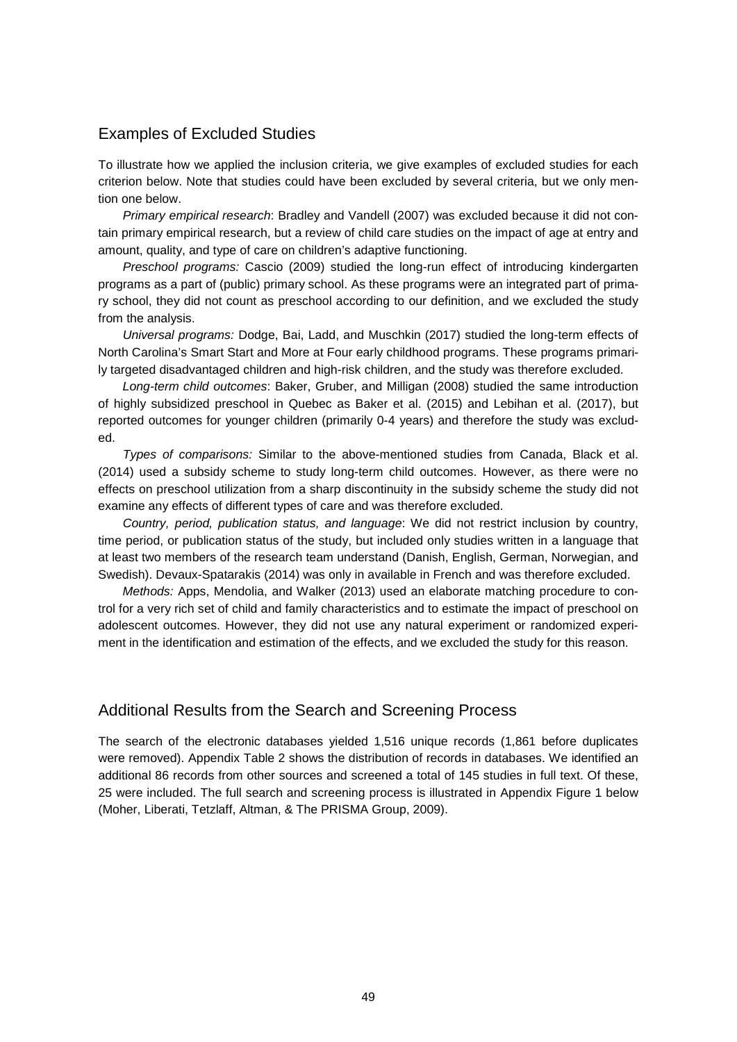## Examples of Excluded Studies

To illustrate how we applied the inclusion criteria, we give examples of excluded studies for each criterion below. Note that studies could have been excluded by several criteria, but we only mention one below.

*Primary empirical research*: Bradley and Vandell (2007) was excluded because it did not contain primary empirical research, but a review of child care studies on the impact of age at entry and amount, quality, and type of care on children's adaptive functioning.

*Preschool programs:* Cascio (2009) studied the long-run effect of introducing kindergarten programs as a part of (public) primary school. As these programs were an integrated part of primary school, they did not count as preschool according to our definition, and we excluded the study from the analysis.

*Universal programs:* Dodge, Bai, Ladd, and Muschkin (2017) studied the long-term effects of North Carolina's Smart Start and More at Four early childhood programs. These programs primarily targeted disadvantaged children and high-risk children, and the study was therefore excluded.

*Long-term child outcomes*: Baker, Gruber, and Milligan (2008) studied the same introduction of highly subsidized preschool in Quebec as Baker et al. (2015) and Lebihan et al. (2017), but reported outcomes for younger children (primarily 0-4 years) and therefore the study was excluded.

*Types of comparisons:* Similar to the above-mentioned studies from Canada, Black et al. (2014) used a subsidy scheme to study long-term child outcomes. However, as there were no effects on preschool utilization from a sharp discontinuity in the subsidy scheme the study did not examine any effects of different types of care and was therefore excluded.

*Country, period, publication status, and language*: We did not restrict inclusion by country, time period, or publication status of the study, but included only studies written in a language that at least two members of the research team understand (Danish, English, German, Norwegian, and Swedish). Devaux-Spatarakis (2014) was only in available in French and was therefore excluded.

*Methods:* Apps, Mendolia, and Walker (2013) used an elaborate matching procedure to control for a very rich set of child and family characteristics and to estimate the impact of preschool on adolescent outcomes. However, they did not use any natural experiment or randomized experiment in the identification and estimation of the effects, and we excluded the study for this reason.

## Additional Results from the Search and Screening Process

The search of the electronic databases yielded 1,516 unique records (1,861 before duplicates were removed). Appendix Table 2 shows the distribution of records in databases. We identified an additional 86 records from other sources and screened a total of 145 studies in full text. Of these, 25 were included. The full search and screening process is illustrated in Appendix Figure 1 below (Moher, Liberati, Tetzlaff, Altman, & The PRISMA Group, 2009).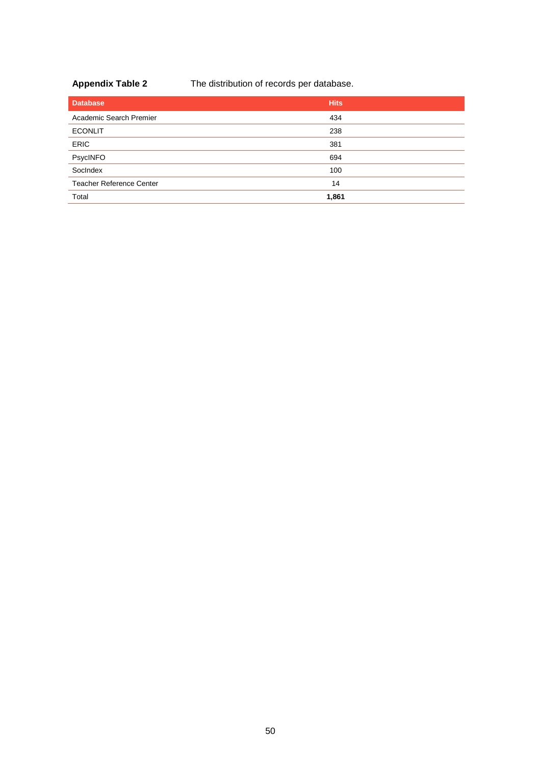**Appendix Table 2** The distribution of records per database.

| Database | Hits |
|---|---|
| Academic Search Premier | 434 |
| ECONLIT | 238 |
| ERIC | 381 |
| PsycINFO | 694 |
| SocIndex | 100 |
| Teacher Reference Center | 14 |
| Total | **1,861** |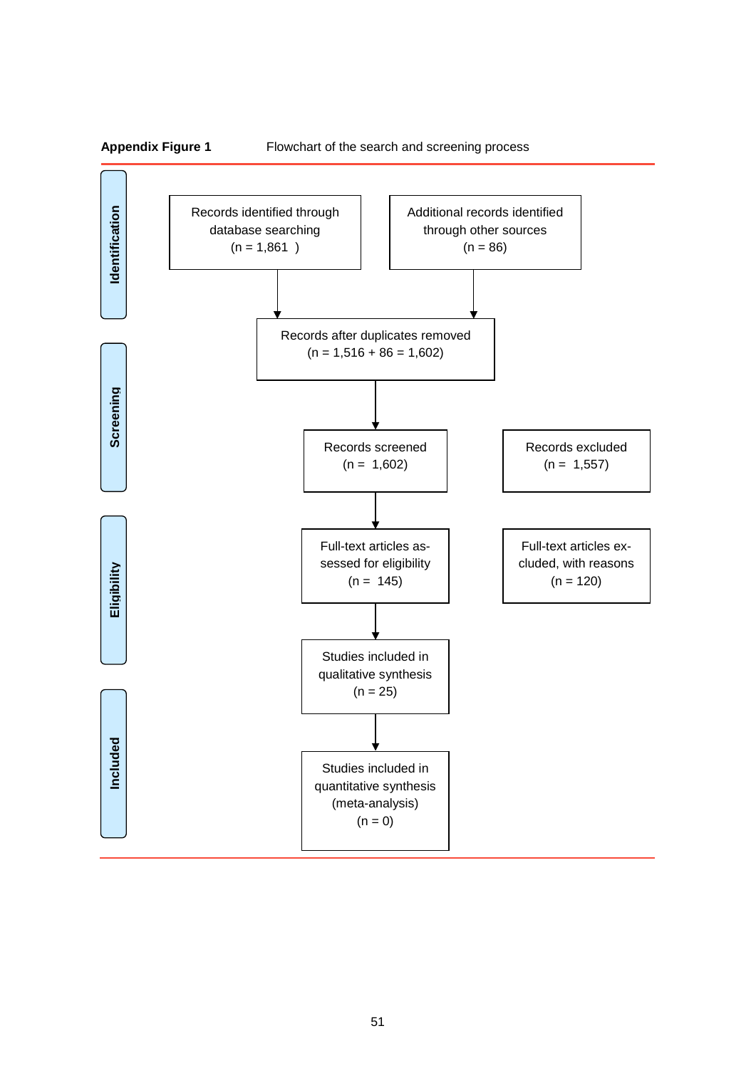**Appendix Figure 1** Flowchart of the search and screening process

**Identification**

- Records identified through database searching (n = 1,861 )
- Additional records identified through other sources (n = 86)

↓

Records after duplicates removed (n = 1,516 + 86 = 1,602)

**Screening**

- Records screened (n = 1,602)
- Records excluded (n = 1,557)

**Eligibility**

- Full-text articles assessed for eligibility (n = 145)
- Full-text articles excluded, with reasons (n = 120)

**Included**

- Studies included in qualitative synthesis (n = 25)
- Studies included in quantitative synthesis (meta-analysis) (n = 0)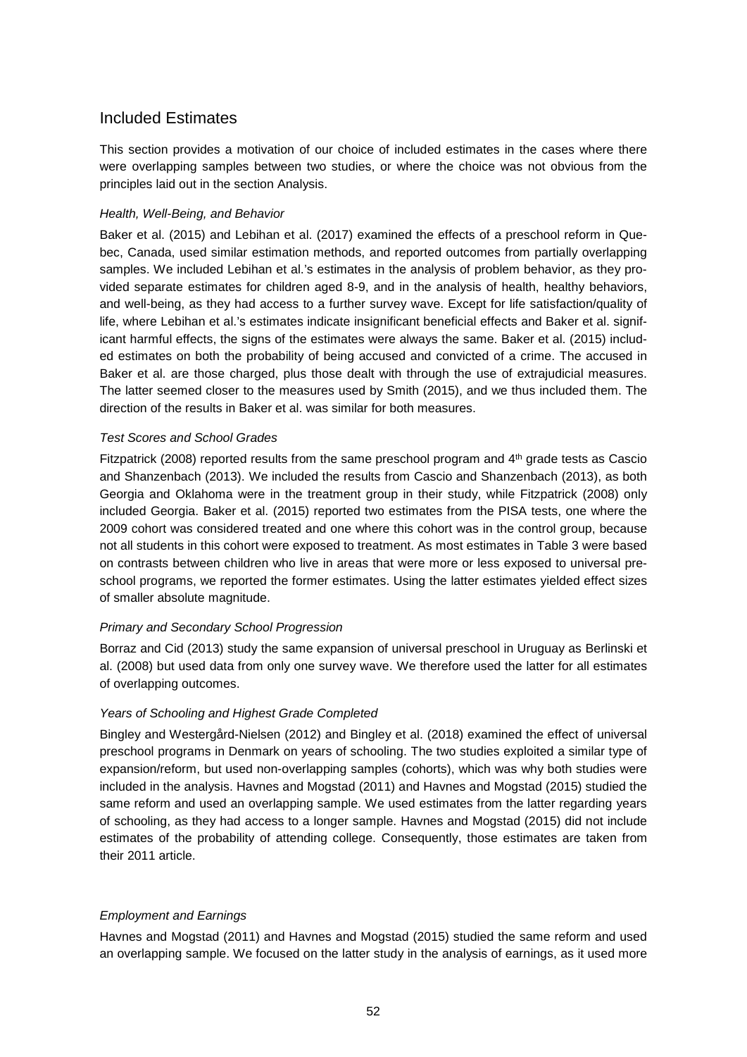## Included Estimates

This section provides a motivation of our choice of included estimates in the cases where there were overlapping samples between two studies, or where the choice was not obvious from the principles laid out in the section Analysis.

### *Health, Well-Being, and Behavior*

Baker et al. (2015) and Lebihan et al. (2017) examined the effects of a preschool reform in Quebec, Canada, used similar estimation methods, and reported outcomes from partially overlapping samples. We included Lebihan et al.'s estimates in the analysis of problem behavior, as they provided separate estimates for children aged 8-9, and in the analysis of health, healthy behaviors, and well-being, as they had access to a further survey wave. Except for life satisfaction/quality of life, where Lebihan et al.'s estimates indicate insignificant beneficial effects and Baker et al. significant harmful effects, the signs of the estimates were always the same. Baker et al. (2015) included estimates on both the probability of being accused and convicted of a crime. The accused in Baker et al. are those charged, plus those dealt with through the use of extrajudicial measures. The latter seemed closer to the measures used by Smith (2015), and we thus included them. The direction of the results in Baker et al. was similar for both measures.

### *Test Scores and School Grades*

Fitzpatrick (2008) reported results from the same preschool program and 4th grade tests as Cascio and Shanzenbach (2013). We included the results from Cascio and Shanzenbach (2013), as both Georgia and Oklahoma were in the treatment group in their study, while Fitzpatrick (2008) only included Georgia. Baker et al. (2015) reported two estimates from the PISA tests, one where the 2009 cohort was considered treated and one where this cohort was in the control group, because not all students in this cohort were exposed to treatment. As most estimates in Table 3 were based on contrasts between children who live in areas that were more or less exposed to universal preschool programs, we reported the former estimates. Using the latter estimates yielded effect sizes of smaller absolute magnitude.

### *Primary and Secondary School Progression*

Borraz and Cid (2013) study the same expansion of universal preschool in Uruguay as Berlinski et al. (2008) but used data from only one survey wave. We therefore used the latter for all estimates of overlapping outcomes.

### *Years of Schooling and Highest Grade Completed*

Bingley and Westergård-Nielsen (2012) and Bingley et al. (2018) examined the effect of universal preschool programs in Denmark on years of schooling. The two studies exploited a similar type of expansion/reform, but used non-overlapping samples (cohorts), which was why both studies were included in the analysis. Havnes and Mogstad (2011) and Havnes and Mogstad (2015) studied the same reform and used an overlapping sample. We used estimates from the latter regarding years of schooling, as they had access to a longer sample. Havnes and Mogstad (2015) did not include estimates of the probability of attending college. Consequently, those estimates are taken from their 2011 article.

### *Employment and Earnings*

Havnes and Mogstad (2011) and Havnes and Mogstad (2015) studied the same reform and used an overlapping sample. We focused on the latter study in the analysis of earnings, as it used more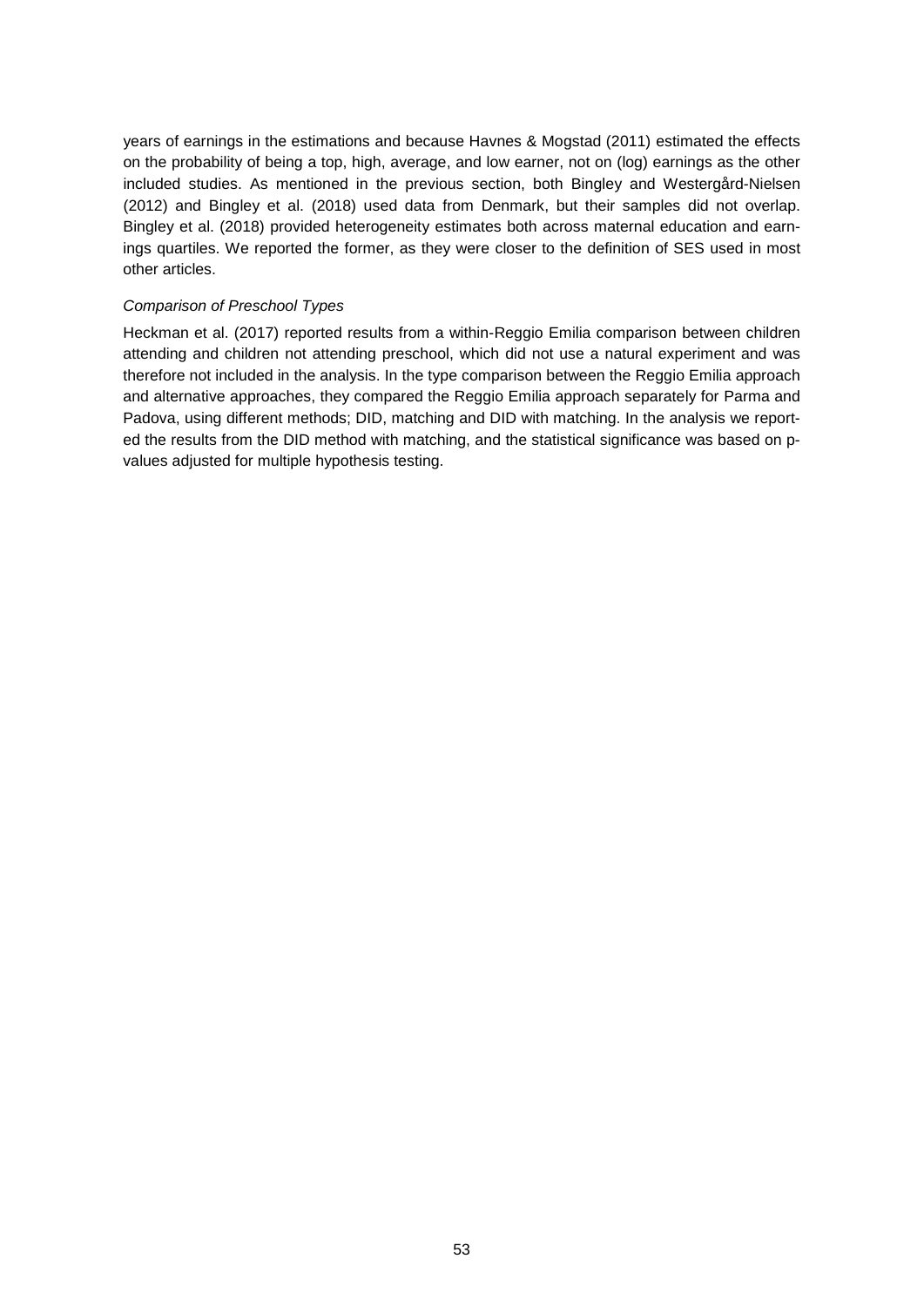years of earnings in the estimations and because Havnes & Mogstad (2011) estimated the effects on the probability of being a top, high, average, and low earner, not on (log) earnings as the other included studies. As mentioned in the previous section, both Bingley and Westergård-Nielsen (2012) and Bingley et al. (2018) used data from Denmark, but their samples did not overlap. Bingley et al. (2018) provided heterogeneity estimates both across maternal education and earnings quartiles. We reported the former, as they were closer to the definition of SES used in most other articles.

*Comparison of Preschool Types*

Heckman et al. (2017) reported results from a within-Reggio Emilia comparison between children attending and children not attending preschool, which did not use a natural experiment and was therefore not included in the analysis. In the type comparison between the Reggio Emilia approach and alternative approaches, they compared the Reggio Emilia approach separately for Parma and Padova, using different methods; DID, matching and DID with matching. In the analysis we reported the results from the DID method with matching, and the statistical significance was based on p-values adjusted for multiple hypothesis testing.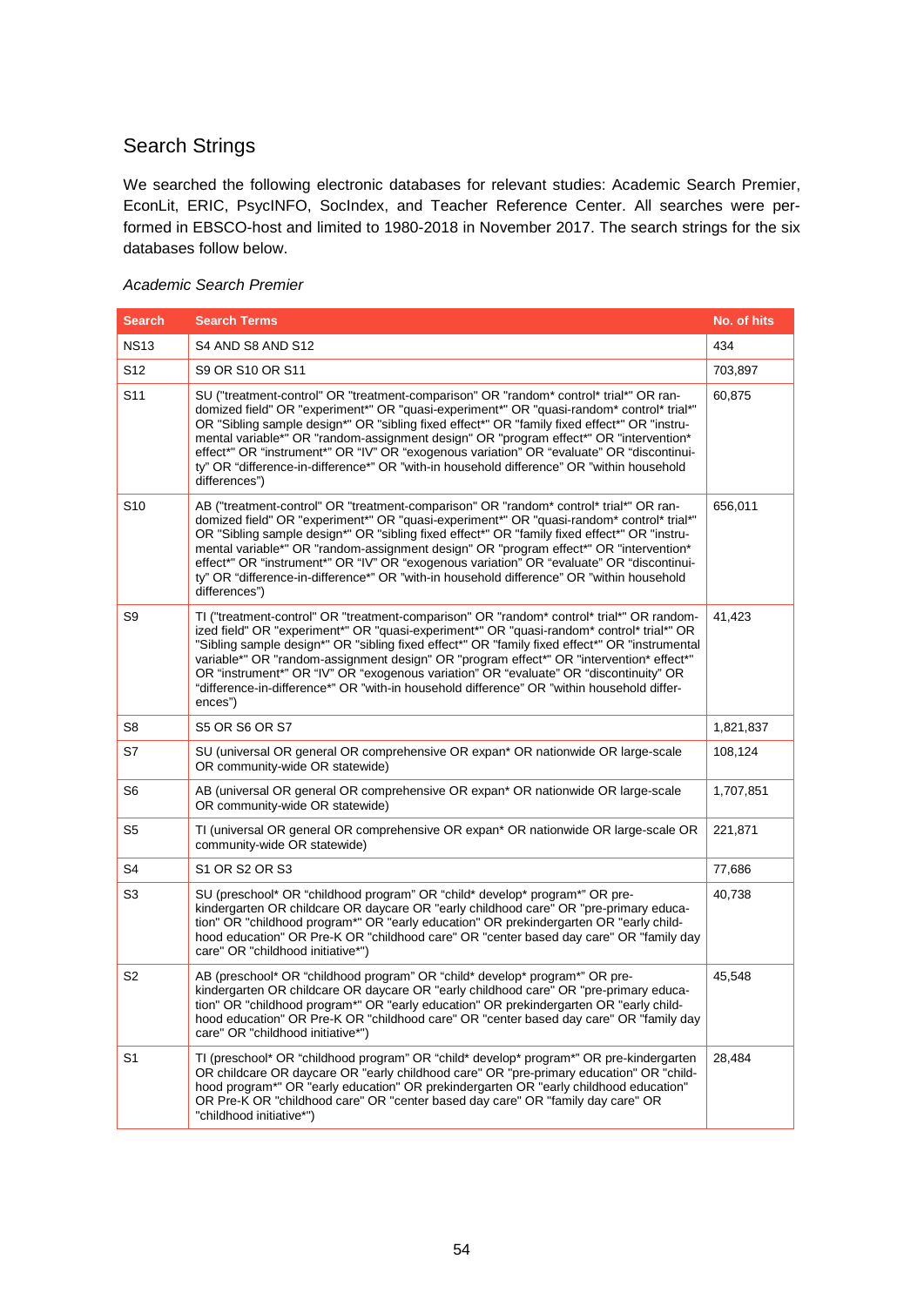## Search Strings

We searched the following electronic databases for relevant studies: Academic Search Premier, EconLit, ERIC, PsycINFO, SocIndex, and Teacher Reference Center. All searches were performed in EBSCO-host and limited to 1980-2018 in November 2017. The search strings for the six databases follow below.

*Academic Search Premier*

| Search | Search Terms | No. of hits |
|---|---|---|
| NS13 | S4 AND S8 AND S12 | 434 |
| S12 | S9 OR S10 OR S11 | 703,897 |
| S11 | SU ("treatment-control" OR "treatment-comparison" OR "random* control* trial*" OR randomized field" OR "experiment*" OR "quasi-experiment*" OR "quasi-random* control* trial*" OR "Sibling sample design*" OR "sibling fixed effect*" OR "family fixed effect*" OR "instrumental variable*" OR "random-assignment design" OR "program effect*" OR "intervention* effect*" OR "instrument*" OR "IV" OR "exogenous variation" OR "evaluate" OR "discontinuity" OR "difference-in-difference*" OR "with-in household difference" OR "within household differences") | 60,875 |
| S10 | AB ("treatment-control" OR "treatment-comparison" OR "random* control* trial*" OR randomized field" OR "experiment*" OR "quasi-experiment*" OR "quasi-random* control* trial*" OR "Sibling sample design*" OR "sibling fixed effect*" OR "family fixed effect*" OR "instrumental variable*" OR "random-assignment design" OR "program effect*" OR "intervention* effect*" OR "instrument*" OR "IV" OR "exogenous variation" OR "evaluate" OR "discontinuity" OR "difference-in-difference*" OR "with-in household difference" OR "within household differences") | 656,011 |
| S9 | TI ("treatment-control" OR "treatment-comparison" OR "random* control* trial*" OR randomized field" OR "experiment*" OR "quasi-experiment*" OR "quasi-random* control* trial*" OR "Sibling sample design*" OR "sibling fixed effect*" OR "family fixed effect*" OR "instrumental variable*" OR "random-assignment design" OR "program effect*" OR "intervention* effect*" OR "instrument*" OR "IV" OR "exogenous variation" OR "evaluate" OR "discontinuity" OR "difference-in-difference*" OR "with-in household difference" OR "within household differences") | 41,423 |
| S8 | S5 OR S6 OR S7 | 1,821,837 |
| S7 | SU (universal OR general OR comprehensive OR expan* OR nationwide OR large-scale OR community-wide OR statewide) | 108,124 |
| S6 | AB (universal OR general OR comprehensive OR expan* OR nationwide OR large-scale OR community-wide OR statewide) | 1,707,851 |
| S5 | TI (universal OR general OR comprehensive OR expan* OR nationwide OR large-scale OR community-wide OR statewide) | 221,871 |
| S4 | S1 OR S2 OR S3 | 77,686 |
| S3 | SU (preschool* OR "childhood program" OR "child* develop* program*" OR pre-kindergarten OR childcare OR daycare OR "early childhood care" OR "pre-primary education" OR "childhood program*" OR "early education" OR prekindergarten OR "early childhood education" OR Pre-K OR "childhood care" OR "center based day care" OR "family day care" OR "childhood initiative*") | 40,738 |
| S2 | AB (preschool* OR "childhood program" OR "child* develop* program*" OR pre-kindergarten OR childcare OR daycare OR "early childhood care" OR "pre-primary education" OR "childhood program*" OR "early education" OR prekindergarten OR "early childhood education" OR Pre-K OR "childhood care" OR "center based day care" OR "family day care" OR "childhood initiative*") | 45,548 |
| S1 | TI (preschool* OR "childhood program" OR "child* develop* program*" OR pre-kindergarten OR childcare OR daycare OR "early childhood care" OR "pre-primary education" OR "childhood program*" OR "early education" OR prekindergarten OR "early childhood education" OR Pre-K OR "childhood care" OR "center based day care" OR "family day care" OR "childhood initiative*") | 28,484 |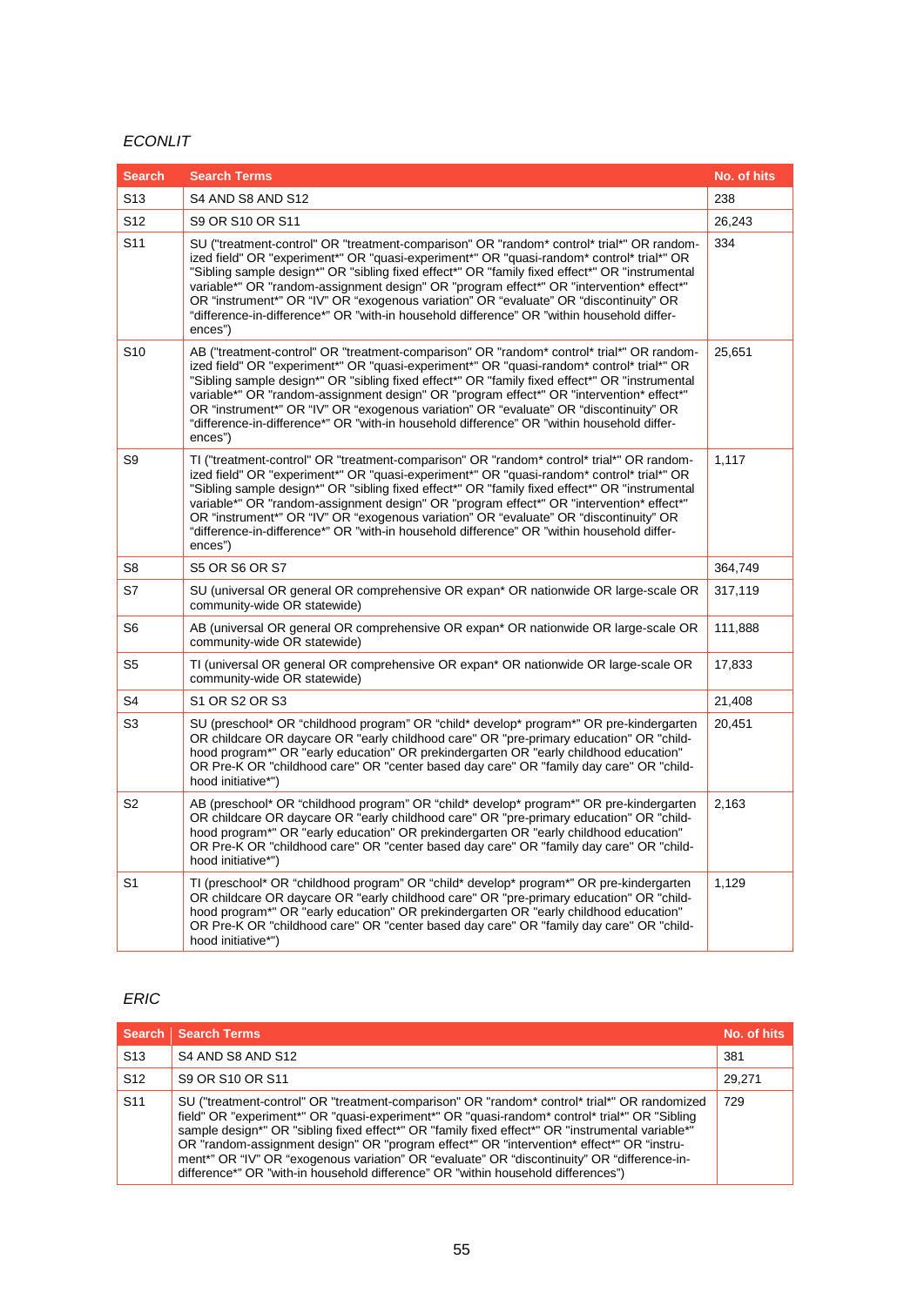*ECONLIT*

| Search | Search Terms | No. of hits |
|---|---|---|
| S13 | S4 AND S8 AND S12 | 238 |
| S12 | S9 OR S10 OR S11 | 26,243 |
| S11 | SU ("treatment-control" OR "treatment-comparison" OR "random* control* trial*" OR randomized field" OR "experiment*" OR "quasi-experiment*" OR "quasi-random* control* trial*" OR "Sibling sample design*" OR "sibling fixed effect*" OR "family fixed effect*" OR "instrumental variable*" OR "random-assignment design" OR "program effect*" OR "intervention* effect*" OR "instrument*" OR "IV" OR "exogenous variation" OR "evaluate" OR "discontinuity" OR "difference-in-difference*" OR "with-in household difference" OR "within household differences") | 334 |
| S10 | AB ("treatment-control" OR "treatment-comparison" OR "random* control* trial*" OR randomized field" OR "experiment*" OR "quasi-experiment*" OR "quasi-random* control* trial*" OR "Sibling sample design*" OR "sibling fixed effect*" OR "family fixed effect*" OR "instrumental variable*" OR "random-assignment design" OR "program effect*" OR "intervention* effect*" OR "instrument*" OR "IV" OR "exogenous variation" OR "evaluate" OR "discontinuity" OR "difference-in-difference*" OR "with-in household difference" OR "within household differences") | 25,651 |
| S9 | TI ("treatment-control" OR "treatment-comparison" OR "random* control* trial*" OR randomized field" OR "experiment*" OR "quasi-experiment*" OR "quasi-random* control* trial*" OR "Sibling sample design*" OR "sibling fixed effect*" OR "family fixed effect*" OR "instrumental variable*" OR "random-assignment design" OR "program effect*" OR "intervention* effect*" OR "instrument*" OR "IV" OR "exogenous variation" OR "evaluate" OR "discontinuity" OR "difference-in-difference*" OR "with-in household difference" OR "within household differences") | 1,117 |
| S8 | S5 OR S6 OR S7 | 364,749 |
| S7 | SU (universal OR general OR comprehensive OR expan* OR nationwide OR large-scale OR community-wide OR statewide) | 317,119 |
| S6 | AB (universal OR general OR comprehensive OR expan* OR nationwide OR large-scale OR community-wide OR statewide) | 111,888 |
| S5 | TI (universal OR general OR comprehensive OR expan* OR nationwide OR large-scale OR community-wide OR statewide) | 17,833 |
| S4 | S1 OR S2 OR S3 | 21,408 |
| S3 | SU (preschool* OR "childhood program" OR "child* develop* program*" OR pre-kindergarten OR childcare OR daycare OR "early childhood care" OR "pre-primary education" OR "childhood program*" OR "early education" OR prekindergarten OR "early childhood education" OR Pre-K OR "childhood care" OR "center based day care" OR "family day care" OR "childhood initiative*") | 20,451 |
| S2 | AB (preschool* OR "childhood program" OR "child* develop* program*" OR pre-kindergarten OR childcare OR daycare OR "early childhood care" OR "pre-primary education" OR "childhood program*" OR "early education" OR prekindergarten OR "early childhood education" OR Pre-K OR "childhood care" OR "center based day care" OR "family day care" OR "childhood initiative*") | 2,163 |
| S1 | TI (preschool* OR "childhood program" OR "child* develop* program*" OR pre-kindergarten OR childcare OR daycare OR "early childhood care" OR "pre-primary education" OR "childhood program*" OR "early education" OR prekindergarten OR "early childhood education" OR Pre-K OR "childhood care" OR "center based day care" OR "family day care" OR "childhood initiative*") | 1,129 |

*ERIC*

| Search | Search Terms | No. of hits |
|---|---|---|
| S13 | S4 AND S8 AND S12 | 381 |
| S12 | S9 OR S10 OR S11 | 29,271 |
| S11 | SU ("treatment-control" OR "treatment-comparison" OR "random* control* trial*" OR randomized field" OR "experiment*" OR "quasi-experiment*" OR "quasi-random* control* trial*" OR "Sibling sample design*" OR "sibling fixed effect*" OR "family fixed effect*" OR "instrumental variable*" OR "random-assignment design" OR "program effect*" OR "intervention* effect*" OR "instrument*" OR "IV" OR "exogenous variation" OR "evaluate" OR "discontinuity" OR "difference-in-difference*" OR "with-in household difference" OR "within household differences") | 729 |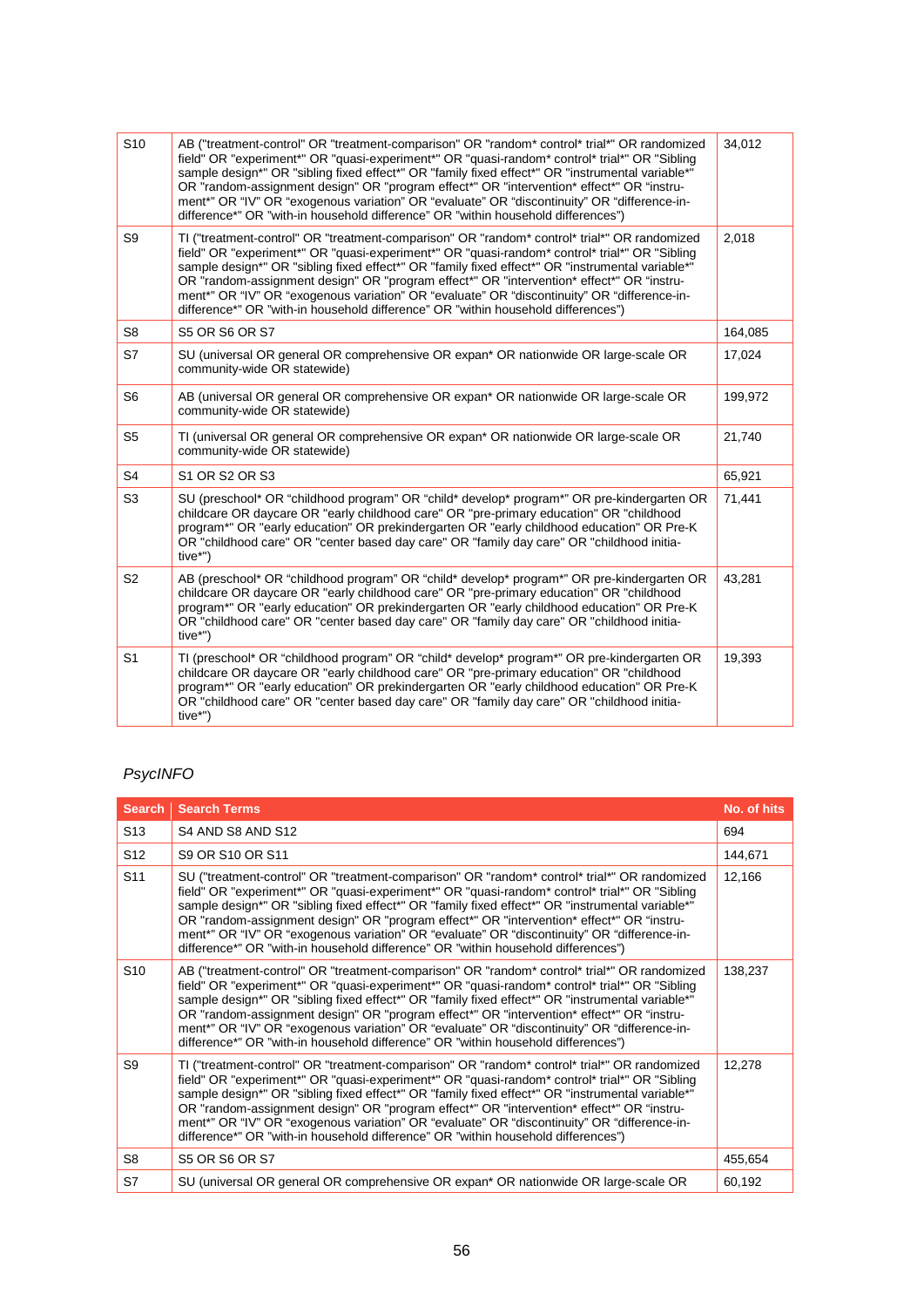| S10 | AB ("treatment-control" OR "treatment-comparison" OR "random* control* trial*" OR randomized field" OR "experiment*" OR "quasi-experiment*" OR "quasi-random* control* trial*" OR "Sibling sample design*" OR "sibling fixed effect*" OR "family fixed effect*" OR "instrumental variable*" OR "random-assignment design" OR "program effect*" OR "intervention* effect*" OR "instrument*" OR "IV" OR "exogenous variation" OR "evaluate" OR "discontinuity" OR "difference-in-difference*" OR "with-in household difference" OR "within household differences") | 34,012 |
|---|---|---|
| S9 | TI ("treatment-control" OR "treatment-comparison" OR "random* control* trial*" OR randomized field" OR "experiment*" OR "quasi-experiment*" OR "quasi-random* control* trial*" OR "Sibling sample design*" OR "sibling fixed effect*" OR "family fixed effect*" OR "instrumental variable*" OR "random-assignment design" OR "program effect*" OR "intervention* effect*" OR "instrument*" OR "IV" OR "exogenous variation" OR "evaluate" OR "discontinuity" OR "difference-in-difference*" OR "with-in household difference" OR "within household differences") | 2,018 |
| S8 | S5 OR S6 OR S7 | 164,085 |
| S7 | SU (universal OR general OR comprehensive OR expan* OR nationwide OR large-scale OR community-wide OR statewide) | 17,024 |
| S6 | AB (universal OR general OR comprehensive OR expan* OR nationwide OR large-scale OR community-wide OR statewide) | 199,972 |
| S5 | TI (universal OR general OR comprehensive OR expan* OR nationwide OR large-scale OR community-wide OR statewide) | 21,740 |
| S4 | S1 OR S2 OR S3 | 65,921 |
| S3 | SU (preschool* OR "childhood program" OR "child* develop* program*" OR pre-kindergarten OR childcare OR daycare OR "early childhood care" OR "pre-primary education" OR "childhood program*" OR "early education" OR prekindergarten OR "early childhood education" OR Pre-K OR "childhood care" OR "center based day care" OR "family day care" OR "childhood initiative*") | 71,441 |
| S2 | AB (preschool* OR "childhood program" OR "child* develop* program*" OR pre-kindergarten OR childcare OR daycare OR "early childhood care" OR "pre-primary education" OR "childhood program*" OR "early education" OR prekindergarten OR "early childhood education" OR Pre-K OR "childhood care" OR "center based day care" OR "family day care" OR "childhood initiative*") | 43,281 |
| S1 | TI (preschool* OR "childhood program" OR "child* develop* program*" OR pre-kindergarten OR childcare OR daycare OR "early childhood care" OR "pre-primary education" OR "childhood program*" OR "early education" OR prekindergarten OR "early childhood education" OR Pre-K OR "childhood care" OR "center based day care" OR "family day care" OR "childhood initiative*") | 19,393 |

*PsycINFO*

| Search | Search Terms | No. of hits |
|---|---|---|
| S13 | S4 AND S8 AND S12 | 694 |
| S12 | S9 OR S10 OR S11 | 144,671 |
| S11 | SU ("treatment-control" OR "treatment-comparison" OR "random* control* trial*" OR randomized field" OR "experiment*" OR "quasi-experiment*" OR "quasi-random* control* trial*" OR "Sibling sample design*" OR "sibling fixed effect*" OR "family fixed effect*" OR "instrumental variable*" OR "random-assignment design" OR "program effect*" OR "intervention* effect*" OR "instrument*" OR "IV" OR "exogenous variation" OR "evaluate" OR "discontinuity" OR "difference-in-difference*" OR "with-in household difference" OR "within household differences") | 12,166 |
| S10 | AB ("treatment-control" OR "treatment-comparison" OR "random* control* trial*" OR randomized field" OR "experiment*" OR "quasi-experiment*" OR "quasi-random* control* trial*" OR "Sibling sample design*" OR "sibling fixed effect*" OR "family fixed effect*" OR "instrumental variable*" OR "random-assignment design" OR "program effect*" OR "intervention* effect*" OR "instrument*" OR "IV" OR "exogenous variation" OR "evaluate" OR "discontinuity" OR "difference-in-difference*" OR "with-in household difference" OR "within household differences") | 138,237 |
| S9 | TI ("treatment-control" OR "treatment-comparison" OR "random* control* trial*" OR randomized field" OR "experiment*" OR "quasi-experiment*" OR "quasi-random* control* trial*" OR "Sibling sample design*" OR "sibling fixed effect*" OR "family fixed effect*" OR "instrumental variable*" OR "random-assignment design" OR "program effect*" OR "intervention* effect*" OR "instrument*" OR "IV" OR "exogenous variation" OR "evaluate" OR "discontinuity" OR "difference-in-difference*" OR "with-in household difference" OR "within household differences") | 12,278 |
| S8 | S5 OR S6 OR S7 | 455,654 |
| S7 | SU (universal OR general OR comprehensive OR expan* OR nationwide OR large-scale OR | 60,192 |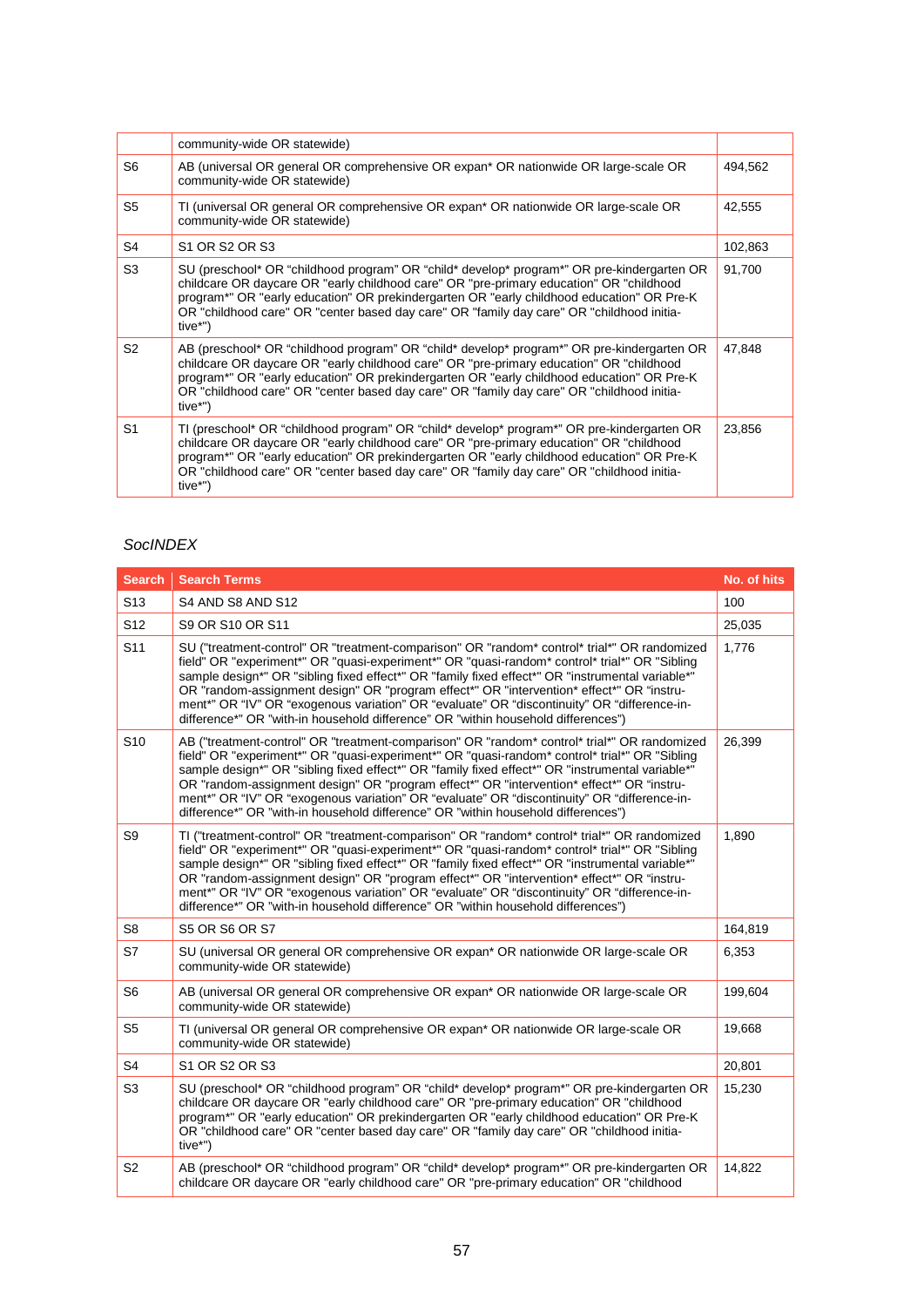| | | |
|---|---|---|
| | community-wide OR statewide) | |
| S6 | AB (universal OR general OR comprehensive OR expan* OR nationwide OR large-scale OR community-wide OR statewide) | 494,562 |
| S5 | TI (universal OR general OR comprehensive OR expan* OR nationwide OR large-scale OR community-wide OR statewide) | 42,555 |
| S4 | S1 OR S2 OR S3 | 102,863 |
| S3 | SU (preschool* OR "childhood program" OR "child* develop* program*" OR pre-kindergarten OR childcare OR daycare OR "early childhood care" OR "pre-primary education" OR "childhood program*" OR "early education" OR prekindergarten OR "early childhood education" OR Pre-K OR "childhood care" OR "center based day care" OR "family day care" OR "childhood initiative*") | 91,700 |
| S2 | AB (preschool* OR "childhood program" OR "child* develop* program*" OR pre-kindergarten OR childcare OR daycare OR "early childhood care" OR "pre-primary education" OR "childhood program*" OR "early education" OR prekindergarten OR "early childhood education" OR Pre-K OR "childhood care" OR "center based day care" OR "family day care" OR "childhood initiative*") | 47,848 |
| S1 | TI (preschool* OR "childhood program" OR "child* develop* program*" OR pre-kindergarten OR childcare OR daycare OR "early childhood care" OR "pre-primary education" OR "childhood program*" OR "early education" OR prekindergarten OR "early childhood education" OR Pre-K OR "childhood care" OR "center based day care" OR "family day care" OR "childhood initiative*") | 23,856 |

*SocINDEX*

| Search | Search Terms | No. of hits |
|---|---|---|
| S13 | S4 AND S8 AND S12 | 100 |
| S12 | S9 OR S10 OR S11 | 25,035 |
| S11 | SU ("treatment-control" OR "treatment-comparison" OR "random* control* trial*" OR randomized field" OR "experiment*" OR "quasi-experiment*" OR "quasi-random* control* trial*" OR "Sibling sample design*" OR "sibling fixed effect*" OR "family fixed effect*" OR "instrumental variable*" OR "random-assignment design" OR "program effect*" OR "intervention* effect*" OR "instrument*" OR "IV" OR "exogenous variation" OR "evaluate" OR "discontinuity" OR "difference-in-difference*" OR "with-in household difference" OR "within household differences") | 1,776 |
| S10 | AB ("treatment-control" OR "treatment-comparison" OR "random* control* trial*" OR randomized field" OR "experiment*" OR "quasi-experiment*" OR "quasi-random* control* trial*" OR "Sibling sample design*" OR "sibling fixed effect*" OR "family fixed effect*" OR "instrumental variable*" OR "random-assignment design" OR "program effect*" OR "intervention* effect*" OR "instrument*" OR "IV" OR "exogenous variation" OR "evaluate" OR "discontinuity" OR "difference-in-difference*" OR "with-in household difference" OR "within household differences") | 26,399 |
| S9 | TI ("treatment-control" OR "treatment-comparison" OR "random* control* trial*" OR randomized field" OR "experiment*" OR "quasi-experiment*" OR "quasi-random* control* trial*" OR "Sibling sample design*" OR "sibling fixed effect*" OR "family fixed effect*" OR "instrumental variable*" OR "random-assignment design" OR "program effect*" OR "intervention* effect*" OR "instrument*" OR "IV" OR "exogenous variation" OR "evaluate" OR "discontinuity" OR "difference-in-difference*" OR "with-in household difference" OR "within household differences") | 1,890 |
| S8 | S5 OR S6 OR S7 | 164,819 |
| S7 | SU (universal OR general OR comprehensive OR expan* OR nationwide OR large-scale OR community-wide OR statewide) | 6,353 |
| S6 | AB (universal OR general OR comprehensive OR expan* OR nationwide OR large-scale OR community-wide OR statewide) | 199,604 |
| S5 | TI (universal OR general OR comprehensive OR expan* OR nationwide OR large-scale OR community-wide OR statewide) | 19,668 |
| S4 | S1 OR S2 OR S3 | 20,801 |
| S3 | SU (preschool* OR "childhood program" OR "child* develop* program*" OR pre-kindergarten OR childcare OR daycare OR "early childhood care" OR "pre-primary education" OR "childhood program*" OR "early education" OR prekindergarten OR "early childhood education" OR Pre-K OR "childhood care" OR "center based day care" OR "family day care" OR "childhood initiative*") | 15,230 |
| S2 | AB (preschool* OR "childhood program" OR "child* develop* program*" OR pre-kindergarten OR childcare OR daycare OR "early childhood care" OR "pre-primary education" OR "childhood | 14,822 |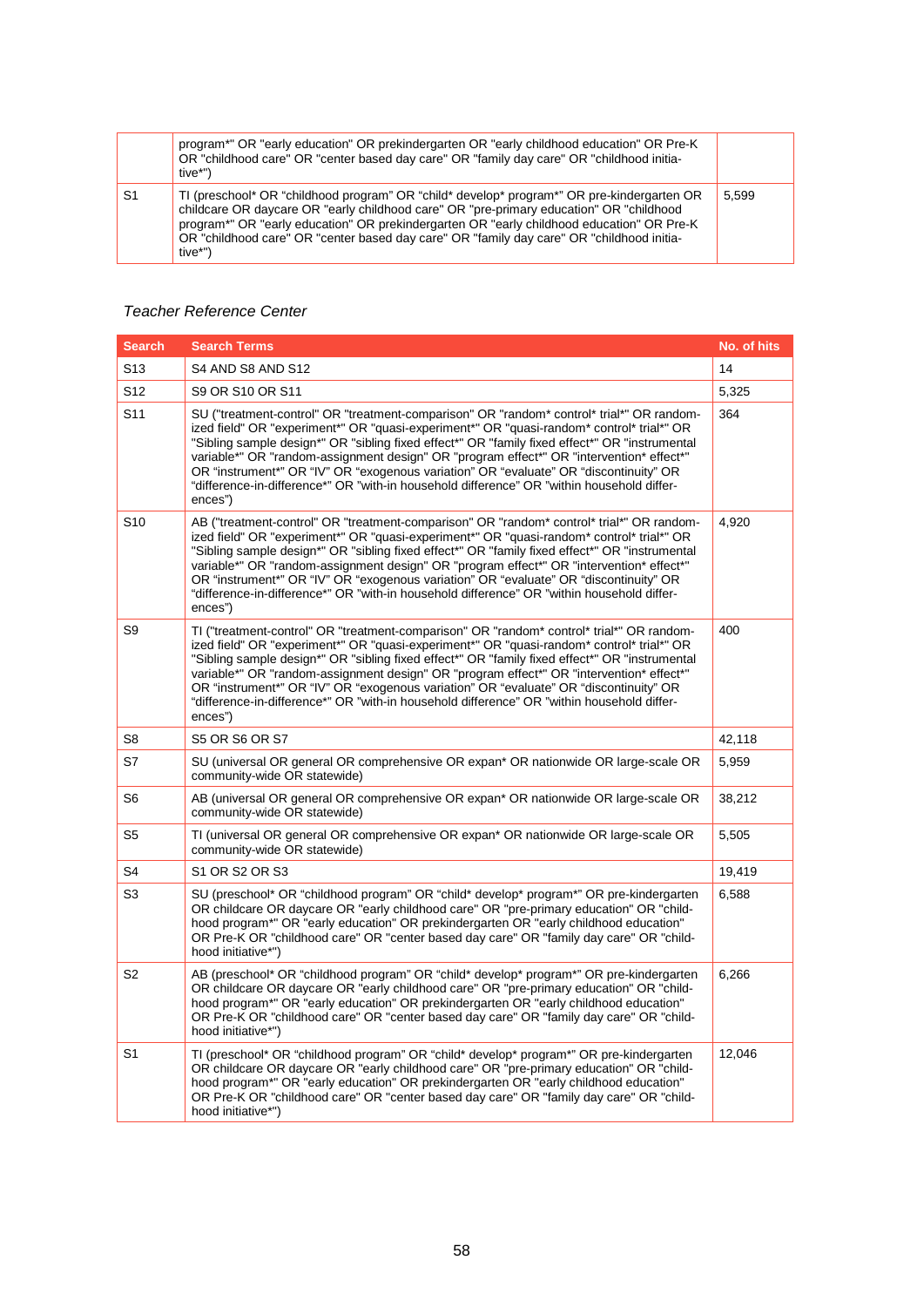| | | |
|---|---|---|
| | program*" OR "early education" OR prekindergarten OR "early childhood education" OR Pre-K OR "childhood care" OR "center based day care" OR "family day care" OR "childhood initiative*") | |
| S1 | TI (preschool* OR "childhood program" OR "child* develop* program*" OR pre-kindergarten OR childcare OR daycare OR "early childhood care" OR "pre-primary education" OR "childhood program*" OR "early education" OR prekindergarten OR "early childhood education" OR Pre-K OR "childhood care" OR "center based day care" OR "family day care" OR "childhood initiative*") | 5,599 |

*Teacher Reference Center*

| Search | Search Terms | No. of hits |
|---|---|---|
| S13 | S4 AND S8 AND S12 | 14 |
| S12 | S9 OR S10 OR S11 | 5,325 |
| S11 | SU ("treatment-control" OR "treatment-comparison" OR "random* control* trial*" OR randomized field" OR "experiment*" OR "quasi-experiment*" OR "quasi-random* control* trial*" OR "Sibling sample design*" OR "sibling fixed effect*" OR "family fixed effect*" OR "instrumental variable*" OR "random-assignment design" OR "program effect*" OR "intervention* effect*" OR "instrument*" OR "IV" OR "exogenous variation" OR "evaluate" OR "discontinuity" OR "difference-in-difference*" OR "with-in household difference" OR "within household differences") | 364 |
| S10 | AB ("treatment-control" OR "treatment-comparison" OR "random* control* trial*" OR randomized field" OR "experiment*" OR "quasi-experiment*" OR "quasi-random* control* trial*" OR "Sibling sample design*" OR "sibling fixed effect*" OR "family fixed effect*" OR "instrumental variable*" OR "random-assignment design" OR "program effect*" OR "intervention* effect*" OR "instrument*" OR "IV" OR "exogenous variation" OR "evaluate" OR "discontinuity" OR "difference-in-difference*" OR "with-in household difference" OR "within household differences") | 4,920 |
| S9 | TI ("treatment-control" OR "treatment-comparison" OR "random* control* trial*" OR randomized field" OR "experiment*" OR "quasi-experiment*" OR "quasi-random* control* trial*" OR "Sibling sample design*" OR "sibling fixed effect*" OR "family fixed effect*" OR "instrumental variable*" OR "random-assignment design" OR "program effect*" OR "intervention* effect*" OR "instrument*" OR "IV" OR "exogenous variation" OR "evaluate" OR "discontinuity" OR "difference-in-difference*" OR "with-in household difference" OR "within household differences") | 400 |
| S8 | S5 OR S6 OR S7 | 42,118 |
| S7 | SU (universal OR general OR comprehensive OR expan* OR nationwide OR large-scale OR community-wide OR statewide) | 5,959 |
| S6 | AB (universal OR general OR comprehensive OR expan* OR nationwide OR large-scale OR community-wide OR statewide) | 38,212 |
| S5 | TI (universal OR general OR comprehensive OR expan* OR nationwide OR large-scale OR community-wide OR statewide) | 5,505 |
| S4 | S1 OR S2 OR S3 | 19,419 |
| S3 | SU (preschool* OR "childhood program" OR "child* develop* program*" OR pre-kindergarten OR childcare OR daycare OR "early childhood care" OR "pre-primary education" OR "childhood program*" OR "early education" OR prekindergarten OR "early childhood education" OR Pre-K OR "childhood care" OR "center based day care" OR "family day care" OR "childhood initiative*") | 6,588 |
| S2 | AB (preschool* OR "childhood program" OR "child* develop* program*" OR pre-kindergarten OR childcare OR daycare OR "early childhood care" OR "pre-primary education" OR "childhood program*" OR "early education" OR prekindergarten OR "early childhood education" OR Pre-K OR "childhood care" OR "center based day care" OR "family day care" OR "childhood initiative*") | 6,266 |
| S1 | TI (preschool* OR "childhood program" OR "child* develop* program*" OR pre-kindergarten OR childcare OR daycare OR "early childhood care" OR "pre-primary education" OR "childhood program*" OR "early education" OR prekindergarten OR "early childhood education" OR Pre-K OR "childhood care" OR "center based day care" OR "family day care" OR "childhood initiative*") | 12,046 |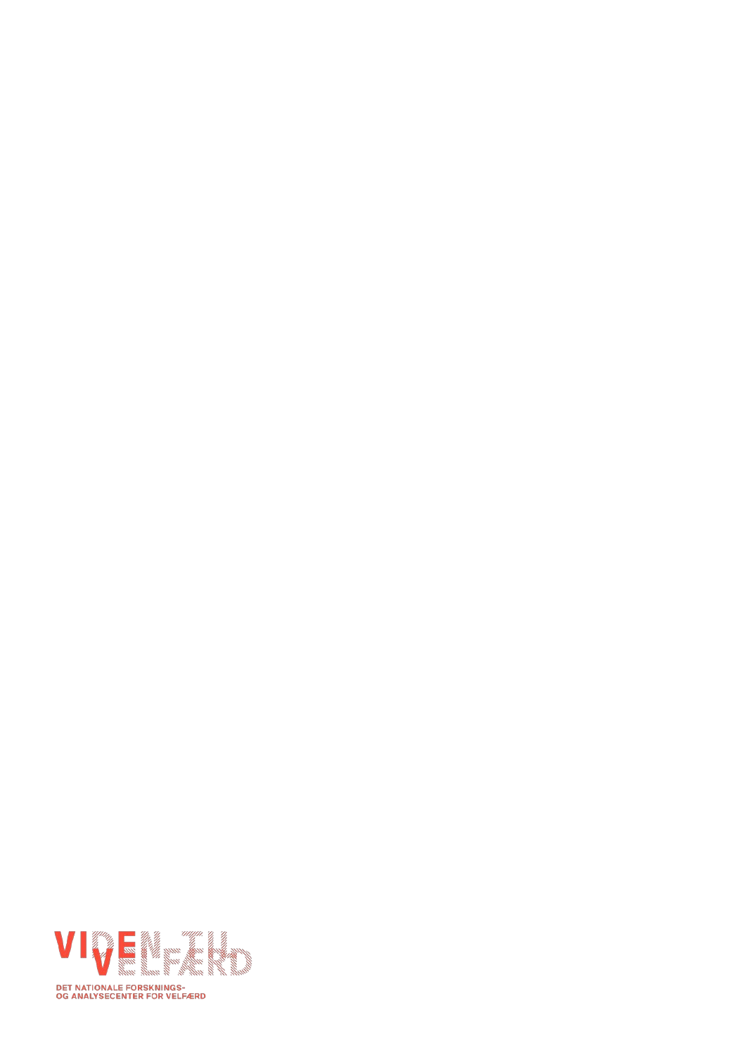VIDEN TIL VELFÆRD

DET NATIONALE FORSKNINGS-
OG ANALYSECENTER FOR VELFÆRD